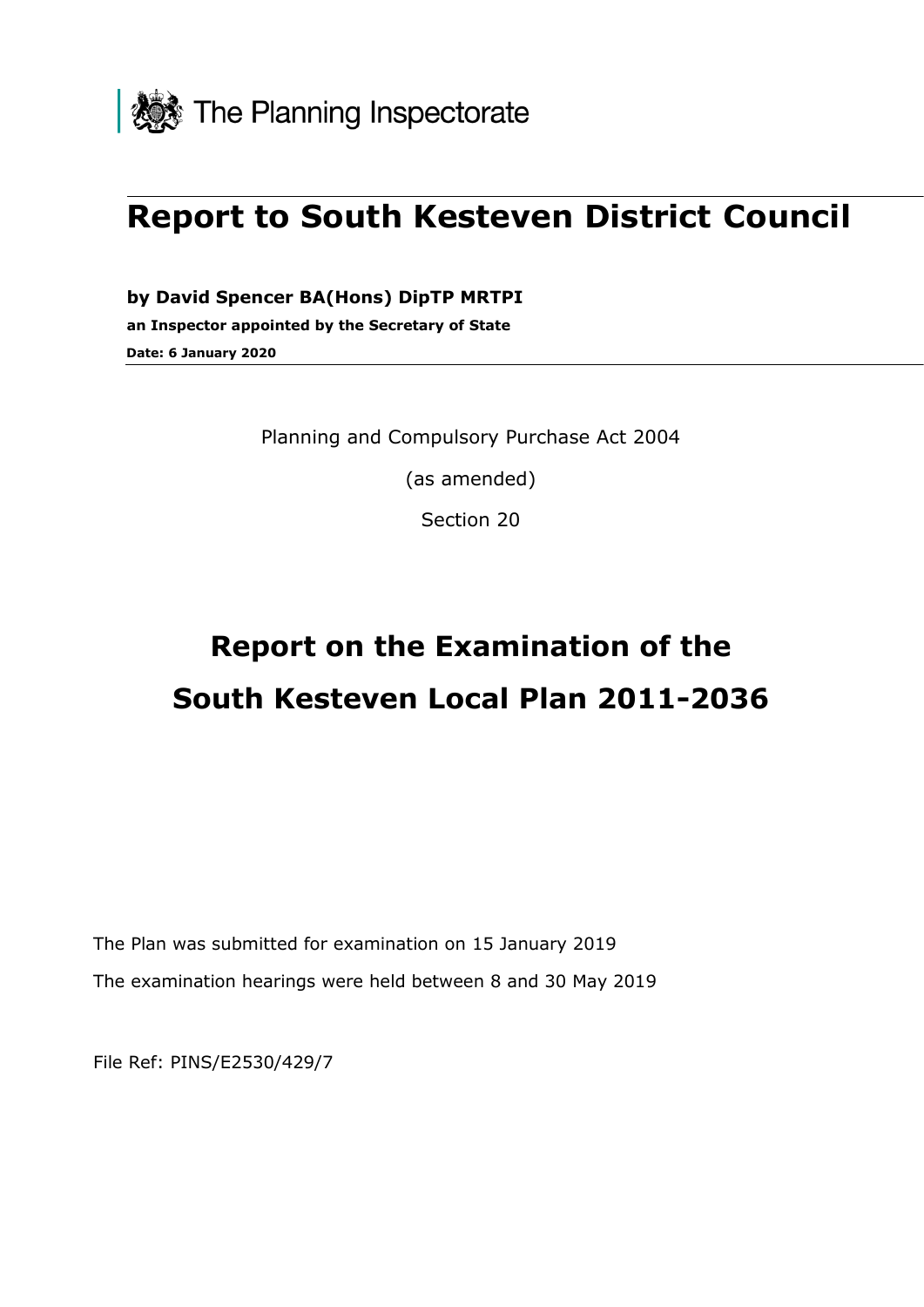The Planning Inspectorate

# Report to South Kesteven District Council

**by David Spencer BA(Hons) DipTP MRTPI**

**an Inspector appointed by the Secretary of State**

**Date: 6 January 2020**

Planning and Compulsory Purchase Act 2004

(as amended)

Section 20

# Report on the Examination of the South Kesteven Local Plan 2011-2036

The Plan was submitted for examination on 15 January 2019

The examination hearings were held between 8 and 30 May 2019

File Ref: PINS/E2530/429/7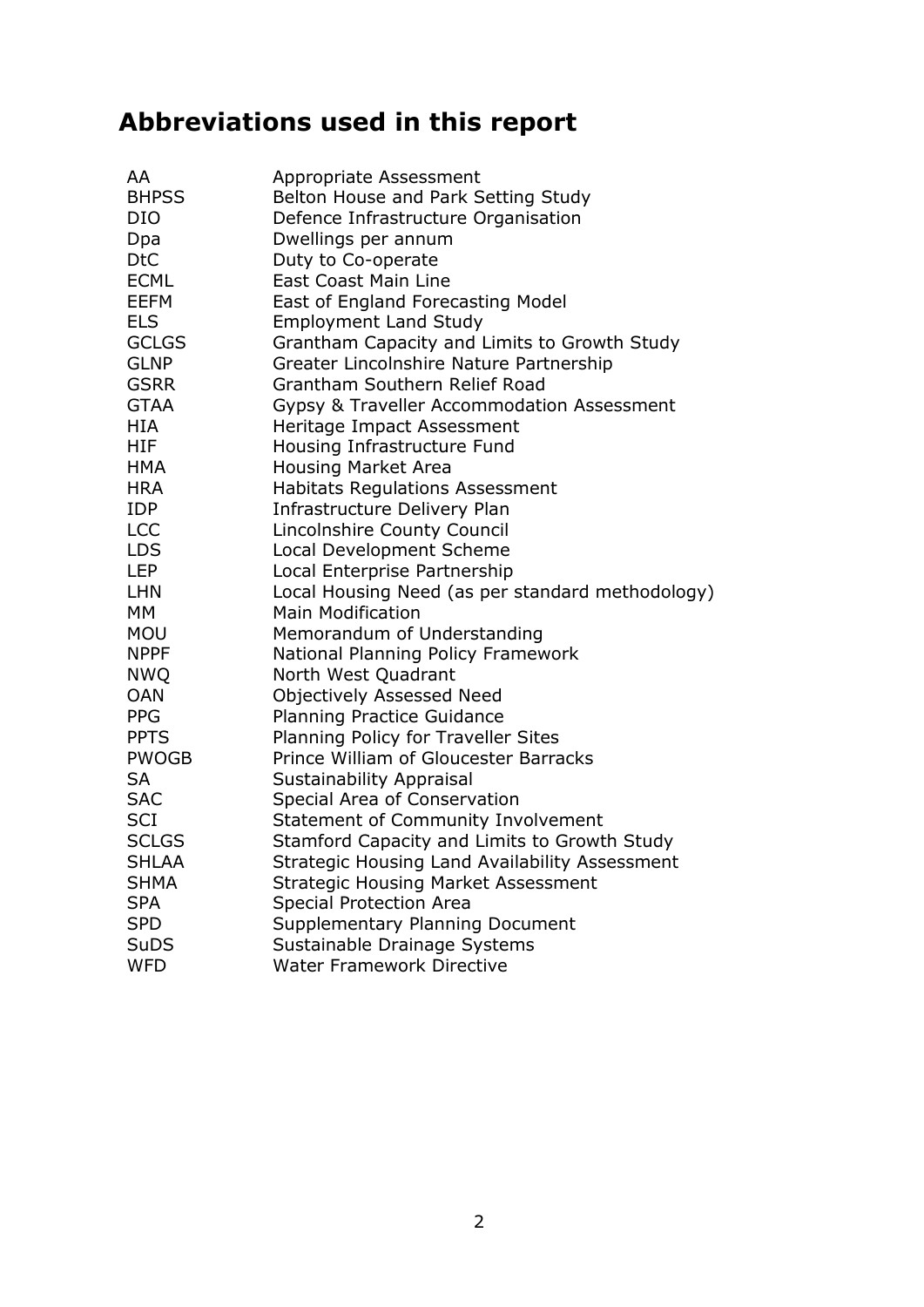# Abbreviations used in this report

| | |
|---|---|
| AA | Appropriate Assessment |
| BHPSS | Belton House and Park Setting Study |
| DIO | Defence Infrastructure Organisation |
| Dpa | Dwellings per annum |
| DtC | Duty to Co-operate |
| ECML | East Coast Main Line |
| EEFM | East of England Forecasting Model |
| ELS | Employment Land Study |
| GCLGS | Grantham Capacity and Limits to Growth Study |
| GLNP | Greater Lincolnshire Nature Partnership |
| GSRR | Grantham Southern Relief Road |
| GTAA | Gypsy & Traveller Accommodation Assessment |
| HIA | Heritage Impact Assessment |
| HIF | Housing Infrastructure Fund |
| HMA | Housing Market Area |
| HRA | Habitats Regulations Assessment |
| IDP | Infrastructure Delivery Plan |
| LCC | Lincolnshire County Council |
| LDS | Local Development Scheme |
| LEP | Local Enterprise Partnership |
| LHN | Local Housing Need (as per standard methodology) |
| MM | Main Modification |
| MOU | Memorandum of Understanding |
| NPPF | National Planning Policy Framework |
| NWQ | North West Quadrant |
| OAN | Objectively Assessed Need |
| PPG | Planning Practice Guidance |
| PPTS | Planning Policy for Traveller Sites |
| PWOGB | Prince William of Gloucester Barracks |
| SA | Sustainability Appraisal |
| SAC | Special Area of Conservation |
| SCI | Statement of Community Involvement |
| SCLGS | Stamford Capacity and Limits to Growth Study |
| SHLAA | Strategic Housing Land Availability Assessment |
| SHMA | Strategic Housing Market Assessment |
| SPA | Special Protection Area |
| SPD | Supplementary Planning Document |
| SuDS | Sustainable Drainage Systems |
| WFD | Water Framework Directive |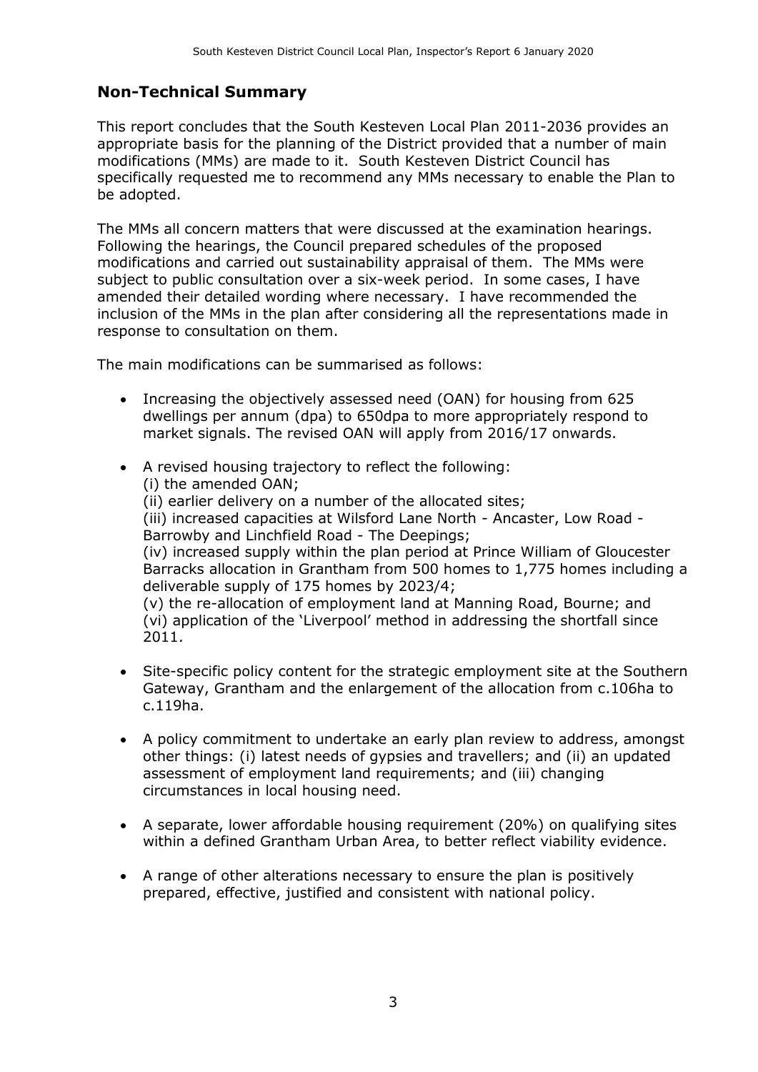## Non-Technical Summary

This report concludes that the South Kesteven Local Plan 2011-2036 provides an appropriate basis for the planning of the District provided that a number of main modifications (MMs) are made to it. South Kesteven District Council has specifically requested me to recommend any MMs necessary to enable the Plan to be adopted.

The MMs all concern matters that were discussed at the examination hearings. Following the hearings, the Council prepared schedules of the proposed modifications and carried out sustainability appraisal of them. The MMs were subject to public consultation over a six-week period. In some cases, I have amended their detailed wording where necessary. I have recommended the inclusion of the MMs in the plan after considering all the representations made in response to consultation on them.

The main modifications can be summarised as follows:

- Increasing the objectively assessed need (OAN) for housing from 625 dwellings per annum (dpa) to 650dpa to more appropriately respond to market signals. The revised OAN will apply from 2016/17 onwards.
- A revised housing trajectory to reflect the following:
  (i) the amended OAN;
  (ii) earlier delivery on a number of the allocated sites;
  (iii) increased capacities at Wilsford Lane North - Ancaster, Low Road - Barrowby and Linchfield Road - The Deepings;
  (iv) increased supply within the plan period at Prince William of Gloucester Barracks allocation in Grantham from 500 homes to 1,775 homes including a deliverable supply of 175 homes by 2023/4;
  (v) the re-allocation of employment land at Manning Road, Bourne; and
  (vi) application of the 'Liverpool' method in addressing the shortfall since 2011.
- Site-specific policy content for the strategic employment site at the Southern Gateway, Grantham and the enlargement of the allocation from c.106ha to c.119ha.
- A policy commitment to undertake an early plan review to address, amongst other things: (i) latest needs of gypsies and travellers; and (ii) an updated assessment of employment land requirements; and (iii) changing circumstances in local housing need.
- A separate, lower affordable housing requirement (20%) on qualifying sites within a defined Grantham Urban Area, to better reflect viability evidence.
- A range of other alterations necessary to ensure the plan is positively prepared, effective, justified and consistent with national policy.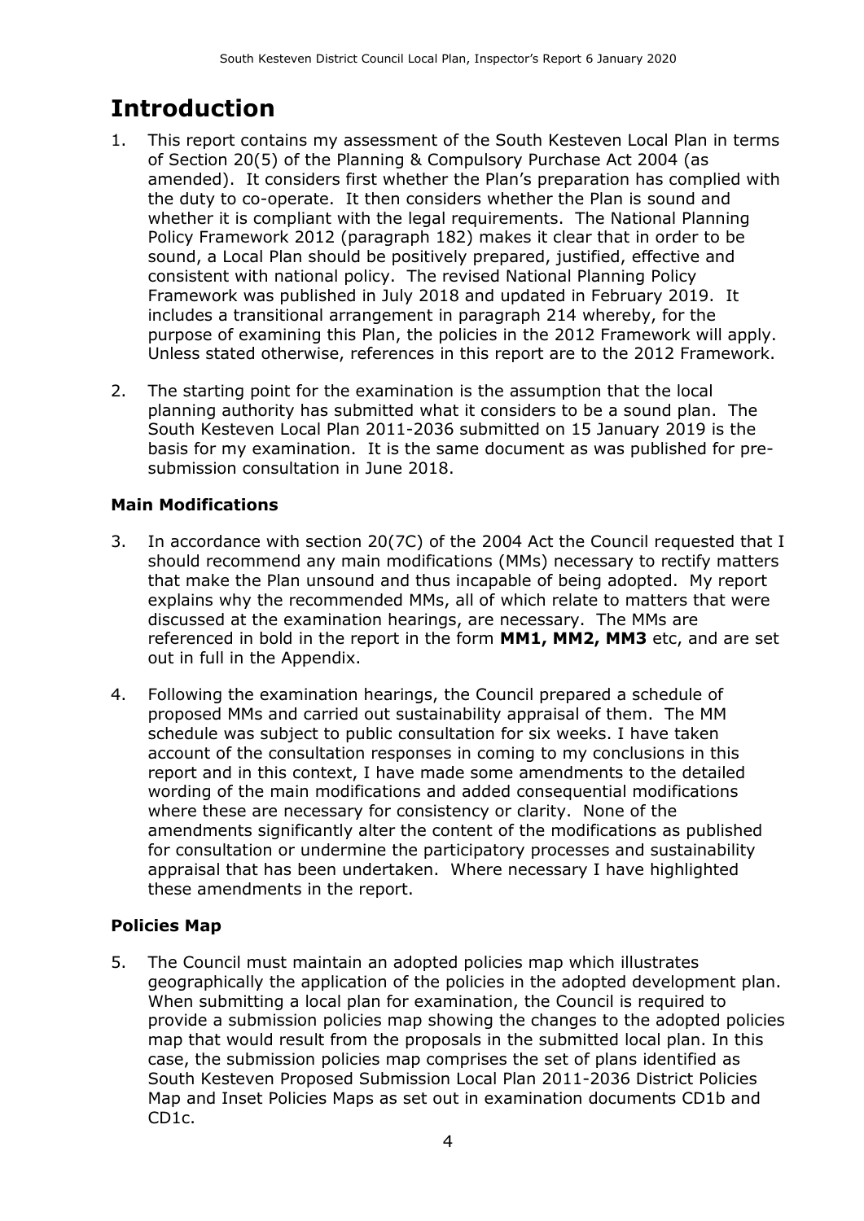# Introduction

1. This report contains my assessment of the South Kesteven Local Plan in terms of Section 20(5) of the Planning & Compulsory Purchase Act 2004 (as amended). It considers first whether the Plan's preparation has complied with the duty to co-operate. It then considers whether the Plan is sound and whether it is compliant with the legal requirements. The National Planning Policy Framework 2012 (paragraph 182) makes it clear that in order to be sound, a Local Plan should be positively prepared, justified, effective and consistent with national policy. The revised National Planning Policy Framework was published in July 2018 and updated in February 2019. It includes a transitional arrangement in paragraph 214 whereby, for the purpose of examining this Plan, the policies in the 2012 Framework will apply. Unless stated otherwise, references in this report are to the 2012 Framework.

2. The starting point for the examination is the assumption that the local planning authority has submitted what it considers to be a sound plan. The South Kesteven Local Plan 2011-2036 submitted on 15 January 2019 is the basis for my examination. It is the same document as was published for pre-submission consultation in June 2018.

### Main Modifications

3. In accordance with section 20(7C) of the 2004 Act the Council requested that I should recommend any main modifications (MMs) necessary to rectify matters that make the Plan unsound and thus incapable of being adopted. My report explains why the recommended MMs, all of which relate to matters that were discussed at the examination hearings, are necessary. The MMs are referenced in bold in the report in the form **MM1, MM2, MM3** etc, and are set out in full in the Appendix.

4. Following the examination hearings, the Council prepared a schedule of proposed MMs and carried out sustainability appraisal of them. The MM schedule was subject to public consultation for six weeks. I have taken account of the consultation responses in coming to my conclusions in this report and in this context, I have made some amendments to the detailed wording of the main modifications and added consequential modifications where these are necessary for consistency or clarity. None of the amendments significantly alter the content of the modifications as published for consultation or undermine the participatory processes and sustainability appraisal that has been undertaken. Where necessary I have highlighted these amendments in the report.

### Policies Map

5. The Council must maintain an adopted policies map which illustrates geographically the application of the policies in the adopted development plan. When submitting a local plan for examination, the Council is required to provide a submission policies map showing the changes to the adopted policies map that would result from the proposals in the submitted local plan. In this case, the submission policies map comprises the set of plans identified as South Kesteven Proposed Submission Local Plan 2011-2036 District Policies Map and Inset Policies Maps as set out in examination documents CD1b and CD1c.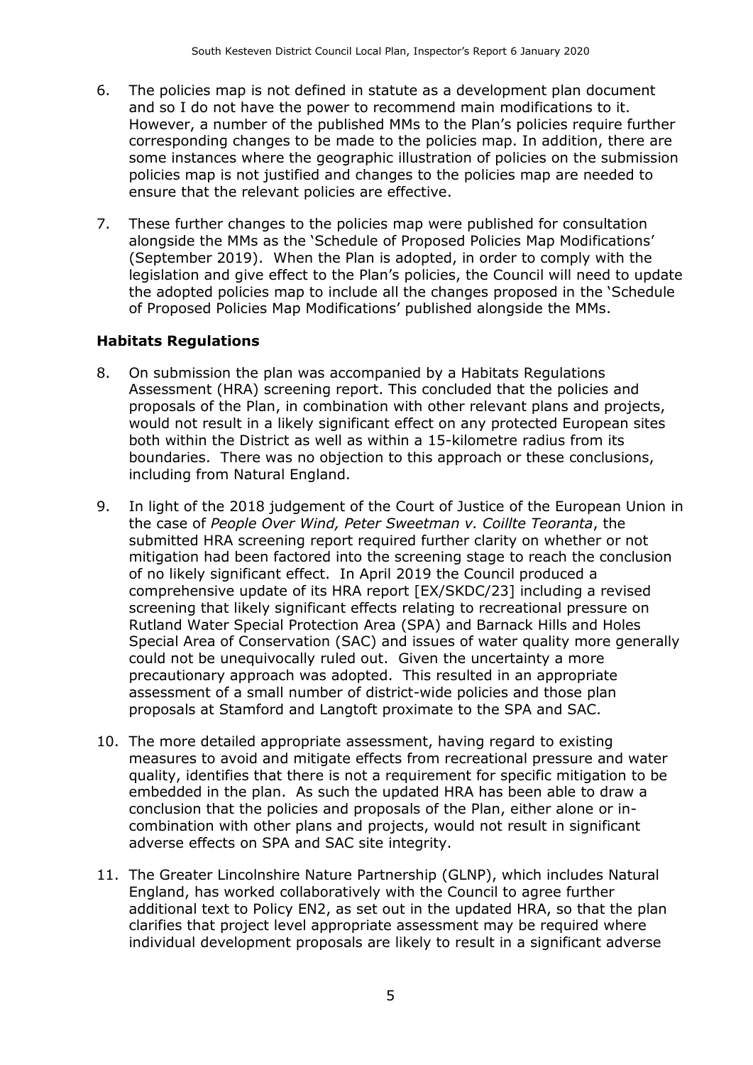6. The policies map is not defined in statute as a development plan document and so I do not have the power to recommend main modifications to it. However, a number of the published MMs to the Plan's policies require further corresponding changes to be made to the policies map. In addition, there are some instances where the geographic illustration of policies on the submission policies map is not justified and changes to the policies map are needed to ensure that the relevant policies are effective.

7. These further changes to the policies map were published for consultation alongside the MMs as the 'Schedule of Proposed Policies Map Modifications' (September 2019). When the Plan is adopted, in order to comply with the legislation and give effect to the Plan's policies, the Council will need to update the adopted policies map to include all the changes proposed in the 'Schedule of Proposed Policies Map Modifications' published alongside the MMs.

**Habitats Regulations**

8. On submission the plan was accompanied by a Habitats Regulations Assessment (HRA) screening report. This concluded that the policies and proposals of the Plan, in combination with other relevant plans and projects, would not result in a likely significant effect on any protected European sites both within the District as well as within a 15-kilometre radius from its boundaries. There was no objection to this approach or these conclusions, including from Natural England.

9. In light of the 2018 judgement of the Court of Justice of the European Union in the case of *People Over Wind, Peter Sweetman v. Coillte Teoranta*, the submitted HRA screening report required further clarity on whether or not mitigation had been factored into the screening stage to reach the conclusion of no likely significant effect. In April 2019 the Council produced a comprehensive update of its HRA report [EX/SKDC/23] including a revised screening that likely significant effects relating to recreational pressure on Rutland Water Special Protection Area (SPA) and Barnack Hills and Holes Special Area of Conservation (SAC) and issues of water quality more generally could not be unequivocally ruled out. Given the uncertainty a more precautionary approach was adopted. This resulted in an appropriate assessment of a small number of district-wide policies and those plan proposals at Stamford and Langtoft proximate to the SPA and SAC.

10. The more detailed appropriate assessment, having regard to existing measures to avoid and mitigate effects from recreational pressure and water quality, identifies that there is not a requirement for specific mitigation to be embedded in the plan. As such the updated HRA has been able to draw a conclusion that the policies and proposals of the Plan, either alone or in-combination with other plans and projects, would not result in significant adverse effects on SPA and SAC site integrity.

11. The Greater Lincolnshire Nature Partnership (GLNP), which includes Natural England, has worked collaboratively with the Council to agree further additional text to Policy EN2, as set out in the updated HRA, so that the plan clarifies that project level appropriate assessment may be required where individual development proposals are likely to result in a significant adverse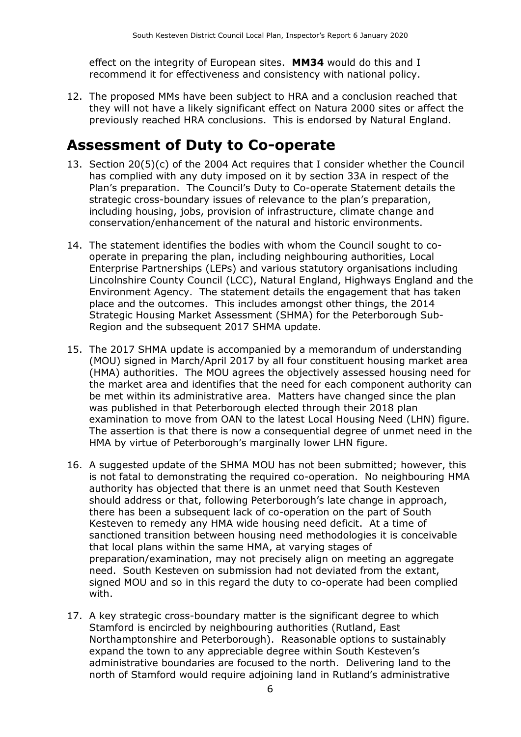effect on the integrity of European sites. **MM34** would do this and I recommend it for effectiveness and consistency with national policy.

12. The proposed MMs have been subject to HRA and a conclusion reached that they will not have a likely significant effect on Natura 2000 sites or affect the previously reached HRA conclusions. This is endorsed by Natural England.

# Assessment of Duty to Co-operate

13. Section 20(5)(c) of the 2004 Act requires that I consider whether the Council has complied with any duty imposed on it by section 33A in respect of the Plan's preparation. The Council's Duty to Co-operate Statement details the strategic cross-boundary issues of relevance to the plan's preparation, including housing, jobs, provision of infrastructure, climate change and conservation/enhancement of the natural and historic environments.

14. The statement identifies the bodies with whom the Council sought to co-operate in preparing the plan, including neighbouring authorities, Local Enterprise Partnerships (LEPs) and various statutory organisations including Lincolnshire County Council (LCC), Natural England, Highways England and the Environment Agency. The statement details the engagement that has taken place and the outcomes. This includes amongst other things, the 2014 Strategic Housing Market Assessment (SHMA) for the Peterborough Sub-Region and the subsequent 2017 SHMA update.

15. The 2017 SHMA update is accompanied by a memorandum of understanding (MOU) signed in March/April 2017 by all four constituent housing market area (HMA) authorities. The MOU agrees the objectively assessed housing need for the market area and identifies that the need for each component authority can be met within its administrative area. Matters have changed since the plan was published in that Peterborough elected through their 2018 plan examination to move from OAN to the latest Local Housing Need (LHN) figure. The assertion is that there is now a consequential degree of unmet need in the HMA by virtue of Peterborough's marginally lower LHN figure.

16. A suggested update of the SHMA MOU has not been submitted; however, this is not fatal to demonstrating the required co-operation. No neighbouring HMA authority has objected that there is an unmet need that South Kesteven should address or that, following Peterborough's late change in approach, there has been a subsequent lack of co-operation on the part of South Kesteven to remedy any HMA wide housing need deficit. At a time of sanctioned transition between housing need methodologies it is conceivable that local plans within the same HMA, at varying stages of preparation/examination, may not precisely align on meeting an aggregate need. South Kesteven on submission had not deviated from the extant, signed MOU and so in this regard the duty to co-operate had been complied with.

17. A key strategic cross-boundary matter is the significant degree to which Stamford is encircled by neighbouring authorities (Rutland, East Northamptonshire and Peterborough). Reasonable options to sustainably expand the town to any appreciable degree within South Kesteven's administrative boundaries are focused to the north. Delivering land to the north of Stamford would require adjoining land in Rutland's administrative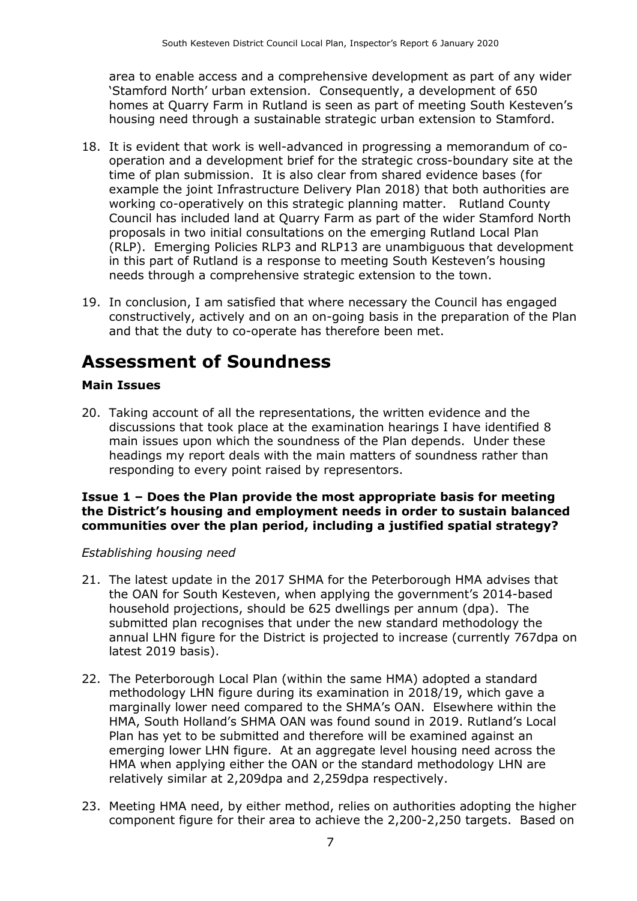area to enable access and a comprehensive development as part of any wider 'Stamford North' urban extension. Consequently, a development of 650 homes at Quarry Farm in Rutland is seen as part of meeting South Kesteven's housing need through a sustainable strategic urban extension to Stamford.

18. It is evident that work is well-advanced in progressing a memorandum of co-operation and a development brief for the strategic cross-boundary site at the time of plan submission. It is also clear from shared evidence bases (for example the joint Infrastructure Delivery Plan 2018) that both authorities are working co-operatively on this strategic planning matter. Rutland County Council has included land at Quarry Farm as part of the wider Stamford North proposals in two initial consultations on the emerging Rutland Local Plan (RLP). Emerging Policies RLP3 and RLP13 are unambiguous that development in this part of Rutland is a response to meeting South Kesteven's housing needs through a comprehensive strategic extension to the town.

19. In conclusion, I am satisfied that where necessary the Council has engaged constructively, actively and on an on-going basis in the preparation of the Plan and that the duty to co-operate has therefore been met.

# Assessment of Soundness

### Main Issues

20. Taking account of all the representations, the written evidence and the discussions that took place at the examination hearings I have identified 8 main issues upon which the soundness of the Plan depends. Under these headings my report deals with the main matters of soundness rather than responding to every point raised by representors.

**Issue 1 – Does the Plan provide the most appropriate basis for meeting the District's housing and employment needs in order to sustain balanced communities over the plan period, including a justified spatial strategy?**

*Establishing housing need*

21. The latest update in the 2017 SHMA for the Peterborough HMA advises that the OAN for South Kesteven, when applying the government's 2014-based household projections, should be 625 dwellings per annum (dpa). The submitted plan recognises that under the new standard methodology the annual LHN figure for the District is projected to increase (currently 767dpa on latest 2019 basis).

22. The Peterborough Local Plan (within the same HMA) adopted a standard methodology LHN figure during its examination in 2018/19, which gave a marginally lower need compared to the SHMA's OAN. Elsewhere within the HMA, South Holland's SHMA OAN was found sound in 2019. Rutland's Local Plan has yet to be submitted and therefore will be examined against an emerging lower LHN figure. At an aggregate level housing need across the HMA when applying either the OAN or the standard methodology LHN are relatively similar at 2,209dpa and 2,259dpa respectively.

23. Meeting HMA need, by either method, relies on authorities adopting the higher component figure for their area to achieve the 2,200-2,250 targets. Based on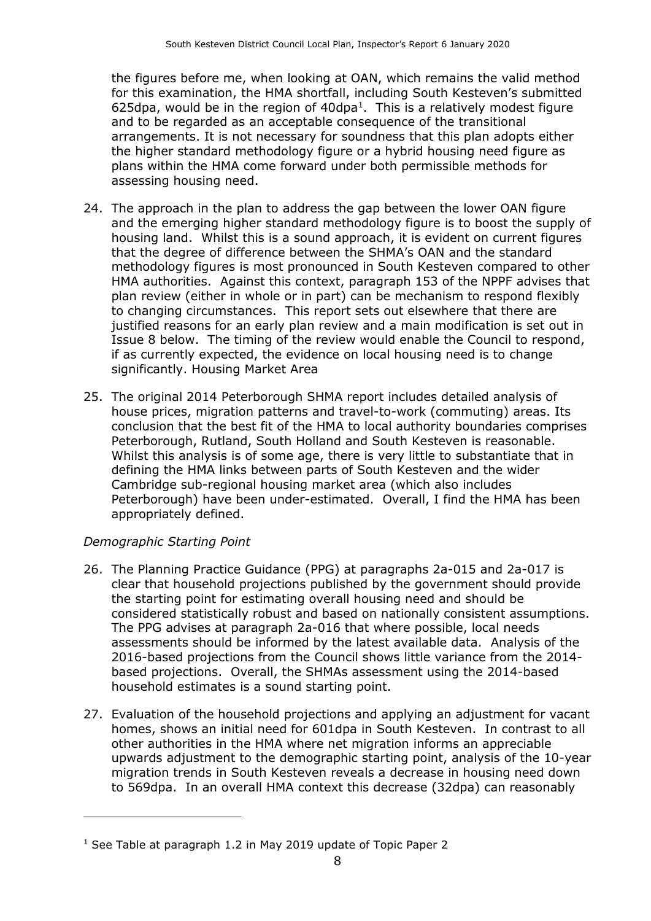the figures before me, when looking at OAN, which remains the valid method for this examination, the HMA shortfall, including South Kesteven's submitted 625dpa, would be in the region of 40dpa[1]. This is a relatively modest figure and to be regarded as an acceptable consequence of the transitional arrangements. It is not necessary for soundness that this plan adopts either the higher standard methodology figure or a hybrid housing need figure as plans within the HMA come forward under both permissible methods for assessing housing need.

24. The approach in the plan to address the gap between the lower OAN figure and the emerging higher standard methodology figure is to boost the supply of housing land. Whilst this is a sound approach, it is evident on current figures that the degree of difference between the SHMA's OAN and the standard methodology figures is most pronounced in South Kesteven compared to other HMA authorities. Against this context, paragraph 153 of the NPPF advises that plan review (either in whole or in part) can be mechanism to respond flexibly to changing circumstances. This report sets out elsewhere that there are justified reasons for an early plan review and a main modification is set out in Issue 8 below. The timing of the review would enable the Council to respond, if as currently expected, the evidence on local housing need is to change significantly. Housing Market Area

25. The original 2014 Peterborough SHMA report includes detailed analysis of house prices, migration patterns and travel-to-work (commuting) areas. Its conclusion that the best fit of the HMA to local authority boundaries comprises Peterborough, Rutland, South Holland and South Kesteven is reasonable. Whilst this analysis is of some age, there is very little to substantiate that in defining the HMA links between parts of South Kesteven and the wider Cambridge sub-regional housing market area (which also includes Peterborough) have been under-estimated. Overall, I find the HMA has been appropriately defined.

*Demographic Starting Point*

26. The Planning Practice Guidance (PPG) at paragraphs 2a-015 and 2a-017 is clear that household projections published by the government should provide the starting point for estimating overall housing need and should be considered statistically robust and based on nationally consistent assumptions. The PPG advises at paragraph 2a-016 that where possible, local needs assessments should be informed by the latest available data. Analysis of the 2016-based projections from the Council shows little variance from the 2014-based projections. Overall, the SHMAs assessment using the 2014-based household estimates is a sound starting point.

27. Evaluation of the household projections and applying an adjustment for vacant homes, shows an initial need for 601dpa in South Kesteven. In contrast to all other authorities in the HMA where net migration informs an appreciable upwards adjustment to the demographic starting point, analysis of the 10-year migration trends in South Kesteven reveals a decrease in housing need down to 569dpa. In an overall HMA context this decrease (32dpa) can reasonably

[1] See Table at paragraph 1.2 in May 2019 update of Topic Paper 2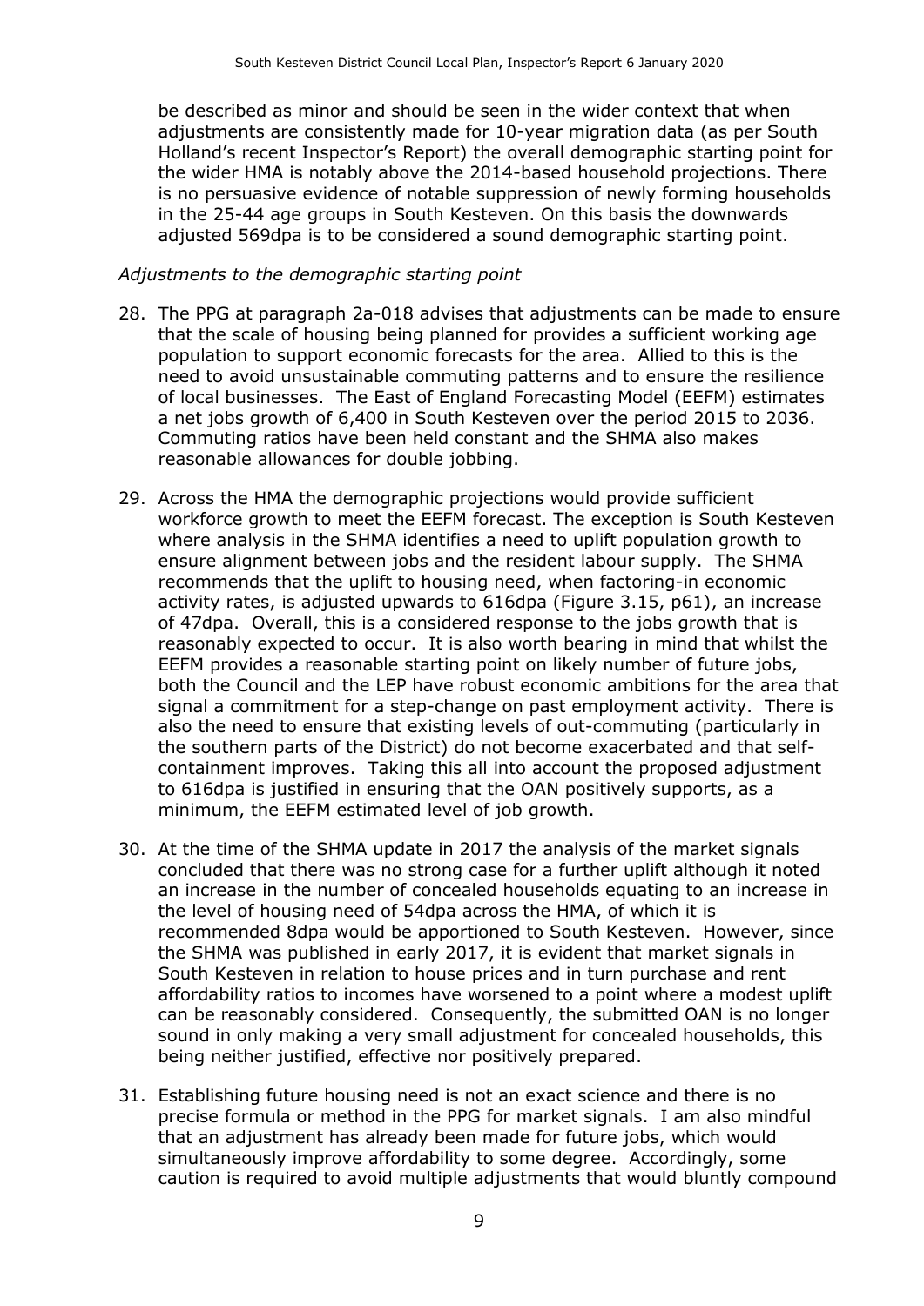be described as minor and should be seen in the wider context that when adjustments are consistently made for 10-year migration data (as per South Holland's recent Inspector's Report) the overall demographic starting point for the wider HMA is notably above the 2014-based household projections. There is no persuasive evidence of notable suppression of newly forming households in the 25-44 age groups in South Kesteven. On this basis the downwards adjusted 569dpa is to be considered a sound demographic starting point.

*Adjustments to the demographic starting point*

28. The PPG at paragraph 2a-018 advises that adjustments can be made to ensure that the scale of housing being planned for provides a sufficient working age population to support economic forecasts for the area. Allied to this is the need to avoid unsustainable commuting patterns and to ensure the resilience of local businesses. The East of England Forecasting Model (EEFM) estimates a net jobs growth of 6,400 in South Kesteven over the period 2015 to 2036. Commuting ratios have been held constant and the SHMA also makes reasonable allowances for double jobbing.

29. Across the HMA the demographic projections would provide sufficient workforce growth to meet the EEFM forecast. The exception is South Kesteven where analysis in the SHMA identifies a need to uplift population growth to ensure alignment between jobs and the resident labour supply. The SHMA recommends that the uplift to housing need, when factoring-in economic activity rates, is adjusted upwards to 616dpa (Figure 3.15, p61), an increase of 47dpa. Overall, this is a considered response to the jobs growth that is reasonably expected to occur. It is also worth bearing in mind that whilst the EEFM provides a reasonable starting point on likely number of future jobs, both the Council and the LEP have robust economic ambitions for the area that signal a commitment for a step-change on past employment activity. There is also the need to ensure that existing levels of out-commuting (particularly in the southern parts of the District) do not become exacerbated and that self-containment improves. Taking this all into account the proposed adjustment to 616dpa is justified in ensuring that the OAN positively supports, as a minimum, the EEFM estimated level of job growth.

30. At the time of the SHMA update in 2017 the analysis of the market signals concluded that there was no strong case for a further uplift although it noted an increase in the number of concealed households equating to an increase in the level of housing need of 54dpa across the HMA, of which it is recommended 8dpa would be apportioned to South Kesteven. However, since the SHMA was published in early 2017, it is evident that market signals in South Kesteven in relation to house prices and in turn purchase and rent affordability ratios to incomes have worsened to a point where a modest uplift can be reasonably considered. Consequently, the submitted OAN is no longer sound in only making a very small adjustment for concealed households, this being neither justified, effective nor positively prepared.

31. Establishing future housing need is not an exact science and there is no precise formula or method in the PPG for market signals. I am also mindful that an adjustment has already been made for future jobs, which would simultaneously improve affordability to some degree. Accordingly, some caution is required to avoid multiple adjustments that would bluntly compound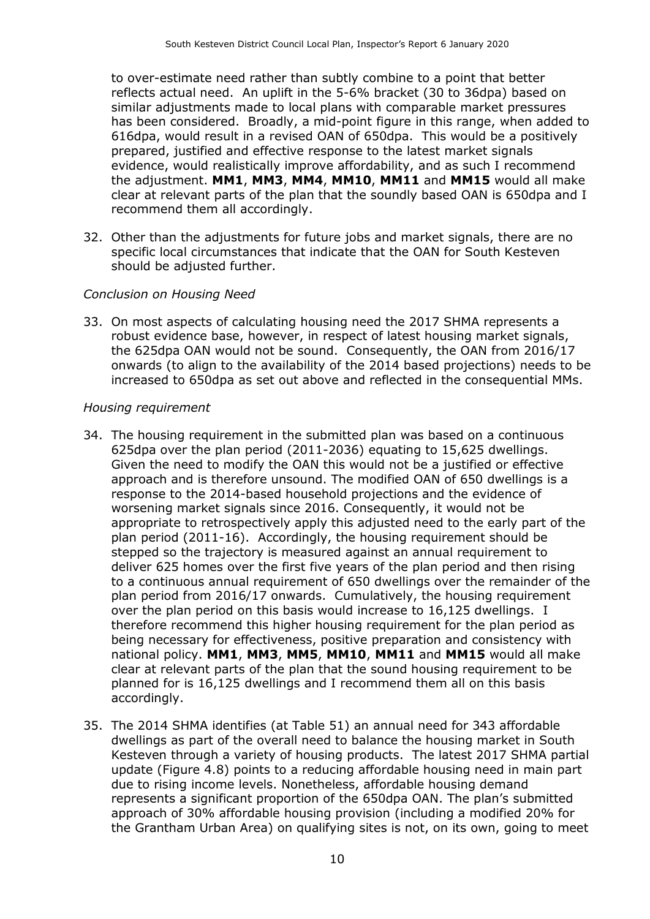to over-estimate need rather than subtly combine to a point that better reflects actual need. An uplift in the 5-6% bracket (30 to 36dpa) based on similar adjustments made to local plans with comparable market pressures has been considered. Broadly, a mid-point figure in this range, when added to 616dpa, would result in a revised OAN of 650dpa. This would be a positively prepared, justified and effective response to the latest market signals evidence, would realistically improve affordability, and as such I recommend the adjustment. **MM1**, **MM3**, **MM4**, **MM10**, **MM11** and **MM15** would all make clear at relevant parts of the plan that the soundly based OAN is 650dpa and I recommend them all accordingly.

32. Other than the adjustments for future jobs and market signals, there are no specific local circumstances that indicate that the OAN for South Kesteven should be adjusted further.

*Conclusion on Housing Need*

33. On most aspects of calculating housing need the 2017 SHMA represents a robust evidence base, however, in respect of latest housing market signals, the 625dpa OAN would not be sound. Consequently, the OAN from 2016/17 onwards (to align to the availability of the 2014 based projections) needs to be increased to 650dpa as set out above and reflected in the consequential MMs.

*Housing requirement*

34. The housing requirement in the submitted plan was based on a continuous 625dpa over the plan period (2011-2036) equating to 15,625 dwellings. Given the need to modify the OAN this would not be a justified or effective approach and is therefore unsound. The modified OAN of 650 dwellings is a response to the 2014-based household projections and the evidence of worsening market signals since 2016. Consequently, it would not be appropriate to retrospectively apply this adjusted need to the early part of the plan period (2011-16). Accordingly, the housing requirement should be stepped so the trajectory is measured against an annual requirement to deliver 625 homes over the first five years of the plan period and then rising to a continuous annual requirement of 650 dwellings over the remainder of the plan period from 2016/17 onwards. Cumulatively, the housing requirement over the plan period on this basis would increase to 16,125 dwellings. I therefore recommend this higher housing requirement for the plan period as being necessary for effectiveness, positive preparation and consistency with national policy. **MM1**, **MM3**, **MM5**, **MM10**, **MM11** and **MM15** would all make clear at relevant parts of the plan that the sound housing requirement to be planned for is 16,125 dwellings and I recommend them all on this basis accordingly.

35. The 2014 SHMA identifies (at Table 51) an annual need for 343 affordable dwellings as part of the overall need to balance the housing market in South Kesteven through a variety of housing products. The latest 2017 SHMA partial update (Figure 4.8) points to a reducing affordable housing need in main part due to rising income levels. Nonetheless, affordable housing demand represents a significant proportion of the 650dpa OAN. The plan's submitted approach of 30% affordable housing provision (including a modified 20% for the Grantham Urban Area) on qualifying sites is not, on its own, going to meet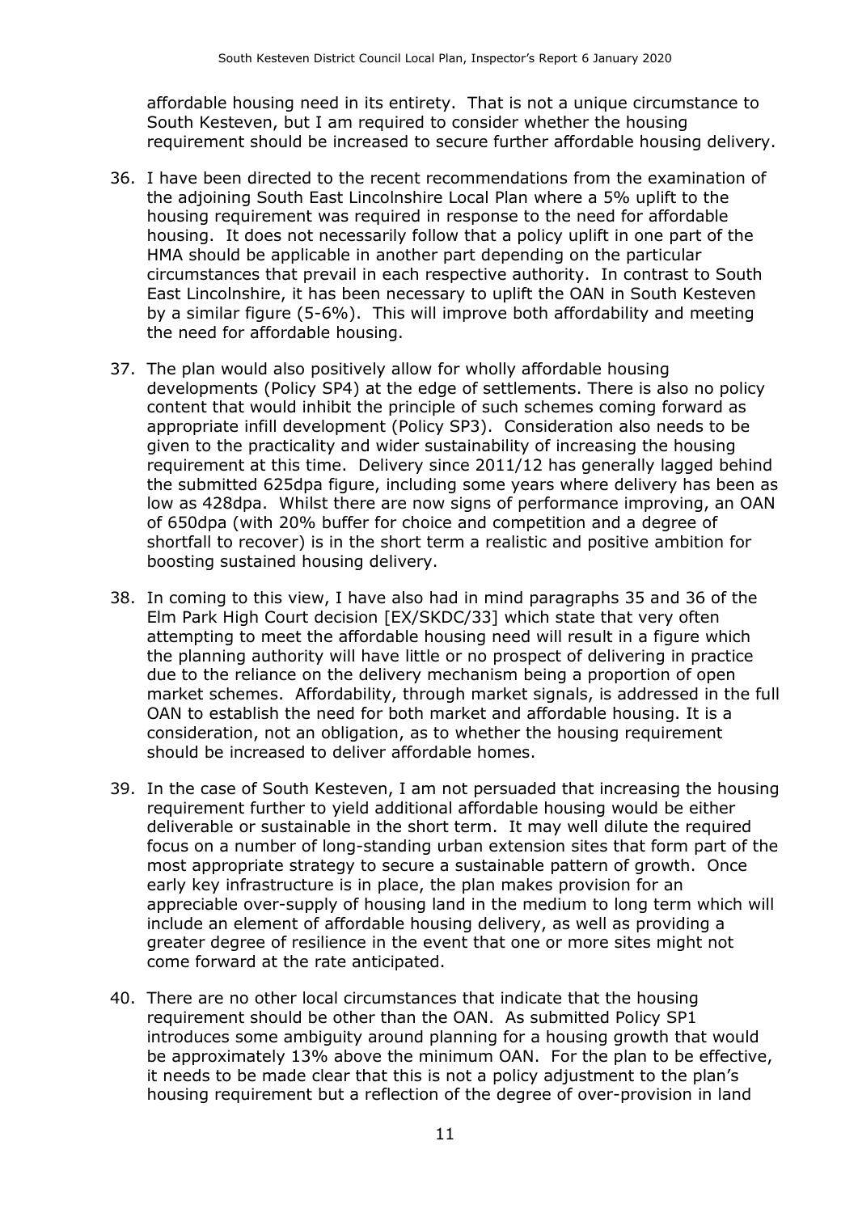affordable housing need in its entirety. That is not a unique circumstance to South Kesteven, but I am required to consider whether the housing requirement should be increased to secure further affordable housing delivery.

36. I have been directed to the recent recommendations from the examination of the adjoining South East Lincolnshire Local Plan where a 5% uplift to the housing requirement was required in response to the need for affordable housing. It does not necessarily follow that a policy uplift in one part of the HMA should be applicable in another part depending on the particular circumstances that prevail in each respective authority. In contrast to South East Lincolnshire, it has been necessary to uplift the OAN in South Kesteven by a similar figure (5-6%). This will improve both affordability and meeting the need for affordable housing.

37. The plan would also positively allow for wholly affordable housing developments (Policy SP4) at the edge of settlements. There is also no policy content that would inhibit the principle of such schemes coming forward as appropriate infill development (Policy SP3). Consideration also needs to be given to the practicality and wider sustainability of increasing the housing requirement at this time. Delivery since 2011/12 has generally lagged behind the submitted 625dpa figure, including some years where delivery has been as low as 428dpa. Whilst there are now signs of performance improving, an OAN of 650dpa (with 20% buffer for choice and competition and a degree of shortfall to recover) is in the short term a realistic and positive ambition for boosting sustained housing delivery.

38. In coming to this view, I have also had in mind paragraphs 35 and 36 of the Elm Park High Court decision [EX/SKDC/33] which state that very often attempting to meet the affordable housing need will result in a figure which the planning authority will have little or no prospect of delivering in practice due to the reliance on the delivery mechanism being a proportion of open market schemes. Affordability, through market signals, is addressed in the full OAN to establish the need for both market and affordable housing. It is a consideration, not an obligation, as to whether the housing requirement should be increased to deliver affordable homes.

39. In the case of South Kesteven, I am not persuaded that increasing the housing requirement further to yield additional affordable housing would be either deliverable or sustainable in the short term. It may well dilute the required focus on a number of long-standing urban extension sites that form part of the most appropriate strategy to secure a sustainable pattern of growth. Once early key infrastructure is in place, the plan makes provision for an appreciable over-supply of housing land in the medium to long term which will include an element of affordable housing delivery, as well as providing a greater degree of resilience in the event that one or more sites might not come forward at the rate anticipated.

40. There are no other local circumstances that indicate that the housing requirement should be other than the OAN. As submitted Policy SP1 introduces some ambiguity around planning for a housing growth that would be approximately 13% above the minimum OAN. For the plan to be effective, it needs to be made clear that this is not a policy adjustment to the plan's housing requirement but a reflection of the degree of over-provision in land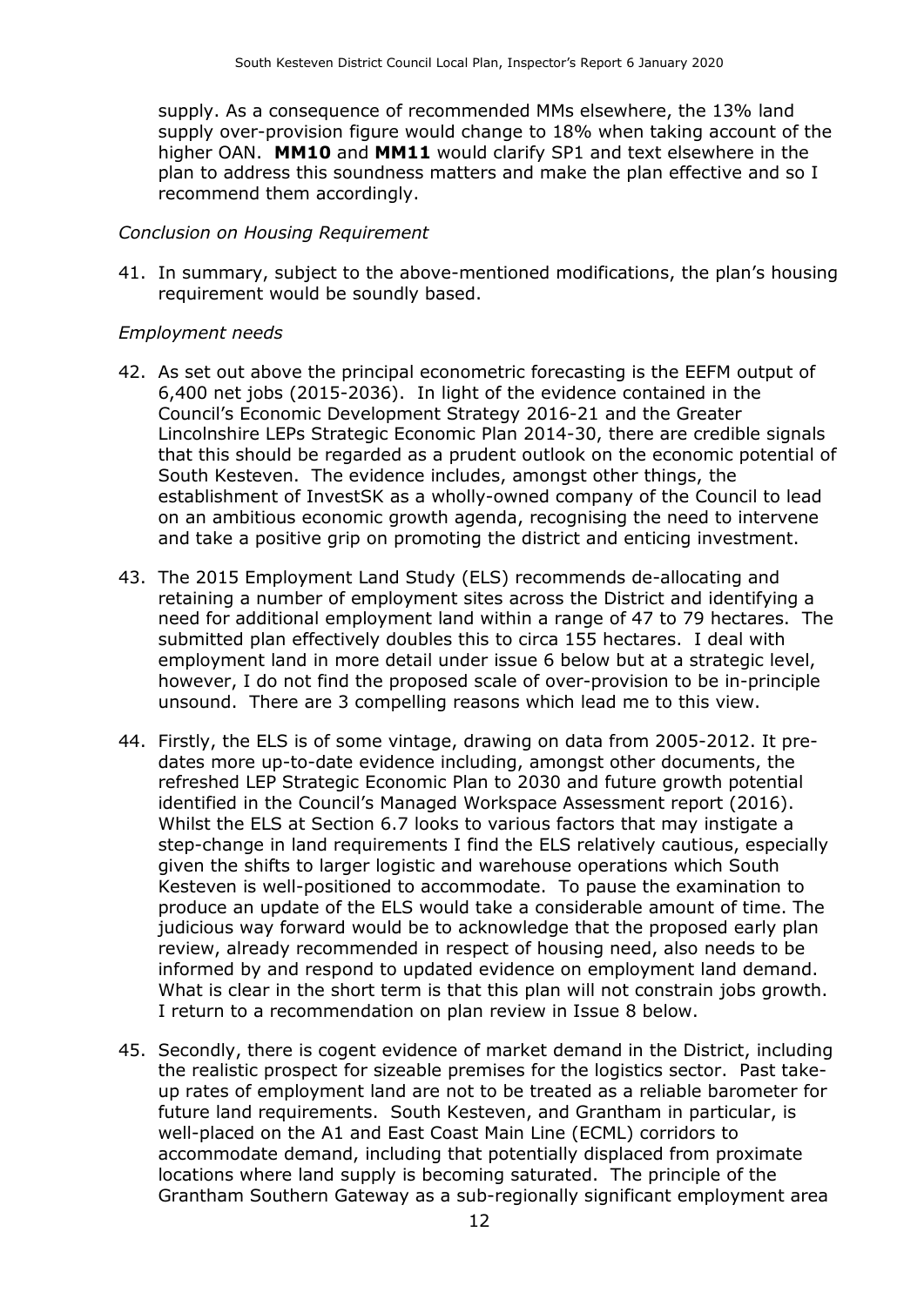supply. As a consequence of recommended MMs elsewhere, the 13% land supply over-provision figure would change to 18% when taking account of the higher OAN. **MM10** and **MM11** would clarify SP1 and text elsewhere in the plan to address this soundness matters and make the plan effective and so I recommend them accordingly.

*Conclusion on Housing Requirement*

41. In summary, subject to the above-mentioned modifications, the plan's housing requirement would be soundly based.

*Employment needs*

42. As set out above the principal econometric forecasting is the EEFM output of 6,400 net jobs (2015-2036). In light of the evidence contained in the Council's Economic Development Strategy 2016-21 and the Greater Lincolnshire LEPs Strategic Economic Plan 2014-30, there are credible signals that this should be regarded as a prudent outlook on the economic potential of South Kesteven. The evidence includes, amongst other things, the establishment of InvestSK as a wholly-owned company of the Council to lead on an ambitious economic growth agenda, recognising the need to intervene and take a positive grip on promoting the district and enticing investment.

43. The 2015 Employment Land Study (ELS) recommends de-allocating and retaining a number of employment sites across the District and identifying a need for additional employment land within a range of 47 to 79 hectares. The submitted plan effectively doubles this to circa 155 hectares. I deal with employment land in more detail under issue 6 below but at a strategic level, however, I do not find the proposed scale of over-provision to be in-principle unsound. There are 3 compelling reasons which lead me to this view.

44. Firstly, the ELS is of some vintage, drawing on data from 2005-2012. It pre-dates more up-to-date evidence including, amongst other documents, the refreshed LEP Strategic Economic Plan to 2030 and future growth potential identified in the Council's Managed Workspace Assessment report (2016). Whilst the ELS at Section 6.7 looks to various factors that may instigate a step-change in land requirements I find the ELS relatively cautious, especially given the shifts to larger logistic and warehouse operations which South Kesteven is well-positioned to accommodate. To pause the examination to produce an update of the ELS would take a considerable amount of time. The judicious way forward would be to acknowledge that the proposed early plan review, already recommended in respect of housing need, also needs to be informed by and respond to updated evidence on employment land demand. What is clear in the short term is that this plan will not constrain jobs growth. I return to a recommendation on plan review in Issue 8 below.

45. Secondly, there is cogent evidence of market demand in the District, including the realistic prospect for sizeable premises for the logistics sector. Past take-up rates of employment land are not to be treated as a reliable barometer for future land requirements. South Kesteven, and Grantham in particular, is well-placed on the A1 and East Coast Main Line (ECML) corridors to accommodate demand, including that potentially displaced from proximate locations where land supply is becoming saturated. The principle of the Grantham Southern Gateway as a sub-regionally significant employment area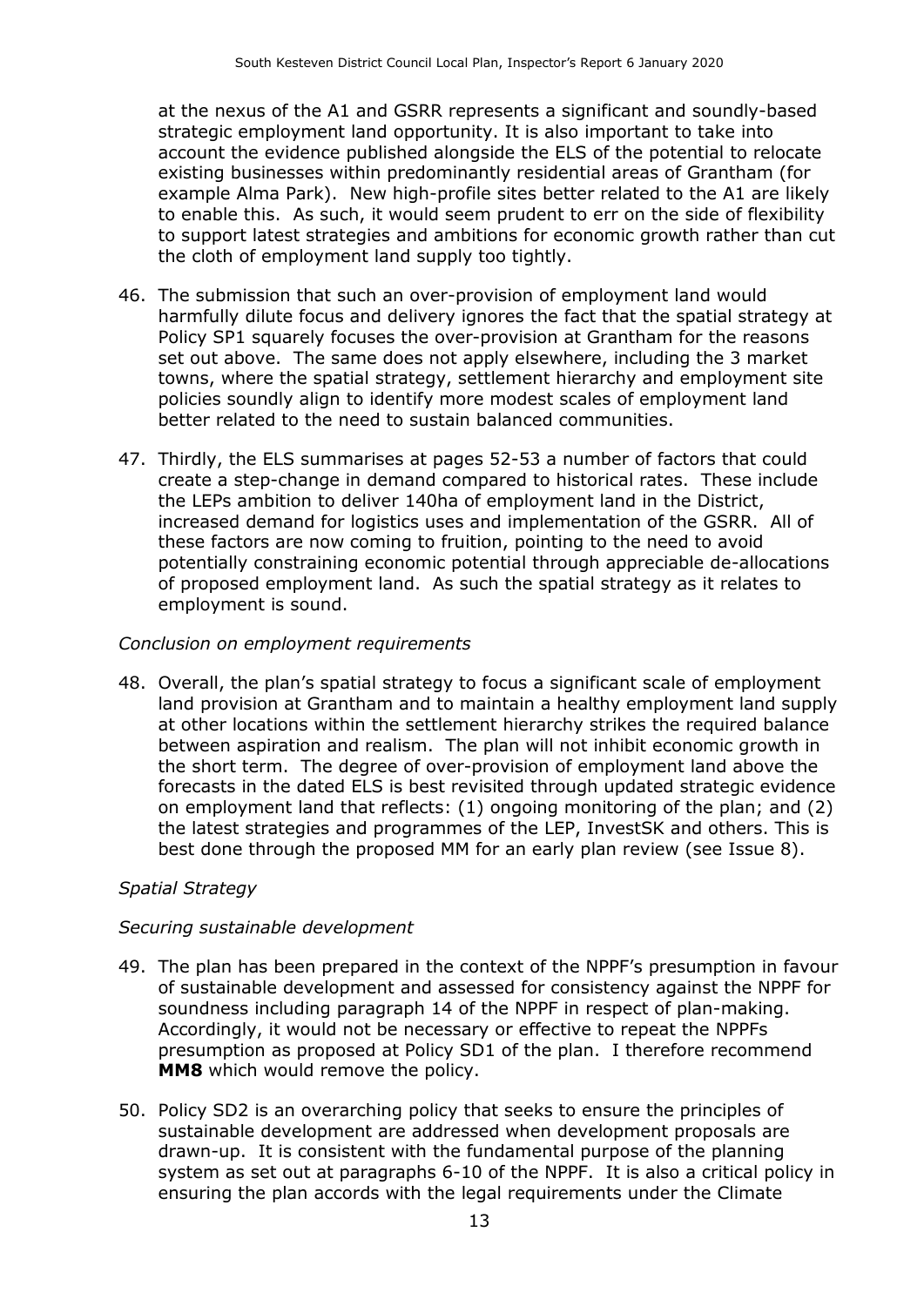at the nexus of the A1 and GSRR represents a significant and soundly-based strategic employment land opportunity. It is also important to take into account the evidence published alongside the ELS of the potential to relocate existing businesses within predominantly residential areas of Grantham (for example Alma Park). New high-profile sites better related to the A1 are likely to enable this. As such, it would seem prudent to err on the side of flexibility to support latest strategies and ambitions for economic growth rather than cut the cloth of employment land supply too tightly.

46. The submission that such an over-provision of employment land would harmfully dilute focus and delivery ignores the fact that the spatial strategy at Policy SP1 squarely focuses the over-provision at Grantham for the reasons set out above. The same does not apply elsewhere, including the 3 market towns, where the spatial strategy, settlement hierarchy and employment site policies soundly align to identify more modest scales of employment land better related to the need to sustain balanced communities.

47. Thirdly, the ELS summarises at pages 52-53 a number of factors that could create a step-change in demand compared to historical rates. These include the LEPs ambition to deliver 140ha of employment land in the District, increased demand for logistics uses and implementation of the GSRR. All of these factors are now coming to fruition, pointing to the need to avoid potentially constraining economic potential through appreciable de-allocations of proposed employment land. As such the spatial strategy as it relates to employment is sound.

*Conclusion on employment requirements*

48. Overall, the plan's spatial strategy to focus a significant scale of employment land provision at Grantham and to maintain a healthy employment land supply at other locations within the settlement hierarchy strikes the required balance between aspiration and realism. The plan will not inhibit economic growth in the short term. The degree of over-provision of employment land above the forecasts in the dated ELS is best revisited through updated strategic evidence on employment land that reflects: (1) ongoing monitoring of the plan; and (2) the latest strategies and programmes of the LEP, InvestSK and others. This is best done through the proposed MM for an early plan review (see Issue 8).

*Spatial Strategy*

*Securing sustainable development*

49. The plan has been prepared in the context of the NPPF's presumption in favour of sustainable development and assessed for consistency against the NPPF for soundness including paragraph 14 of the NPPF in respect of plan-making. Accordingly, it would not be necessary or effective to repeat the NPPFs presumption as proposed at Policy SD1 of the plan. I therefore recommend **MM8** which would remove the policy.

50. Policy SD2 is an overarching policy that seeks to ensure the principles of sustainable development are addressed when development proposals are drawn-up. It is consistent with the fundamental purpose of the planning system as set out at paragraphs 6-10 of the NPPF. It is also a critical policy in ensuring the plan accords with the legal requirements under the Climate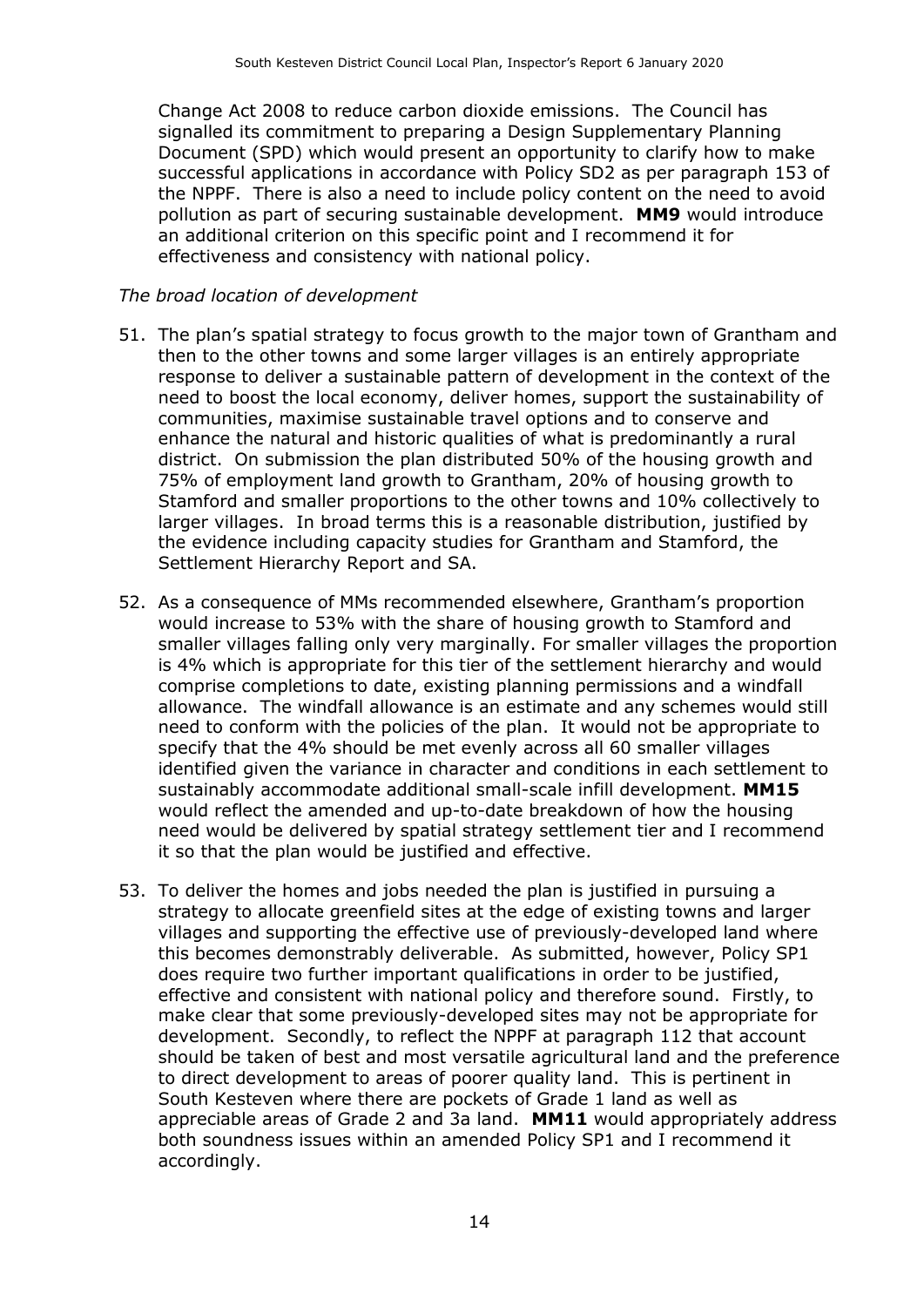Change Act 2008 to reduce carbon dioxide emissions. The Council has signalled its commitment to preparing a Design Supplementary Planning Document (SPD) which would present an opportunity to clarify how to make successful applications in accordance with Policy SD2 as per paragraph 153 of the NPPF. There is also a need to include policy content on the need to avoid pollution as part of securing sustainable development. **MM9** would introduce an additional criterion on this specific point and I recommend it for effectiveness and consistency with national policy.

*The broad location of development*

51. The plan's spatial strategy to focus growth to the major town of Grantham and then to the other towns and some larger villages is an entirely appropriate response to deliver a sustainable pattern of development in the context of the need to boost the local economy, deliver homes, support the sustainability of communities, maximise sustainable travel options and to conserve and enhance the natural and historic qualities of what is predominantly a rural district. On submission the plan distributed 50% of the housing growth and 75% of employment land growth to Grantham, 20% of housing growth to Stamford and smaller proportions to the other towns and 10% collectively to larger villages. In broad terms this is a reasonable distribution, justified by the evidence including capacity studies for Grantham and Stamford, the Settlement Hierarchy Report and SA.

52. As a consequence of MMs recommended elsewhere, Grantham's proportion would increase to 53% with the share of housing growth to Stamford and smaller villages falling only very marginally. For smaller villages the proportion is 4% which is appropriate for this tier of the settlement hierarchy and would comprise completions to date, existing planning permissions and a windfall allowance. The windfall allowance is an estimate and any schemes would still need to conform with the policies of the plan. It would not be appropriate to specify that the 4% should be met evenly across all 60 smaller villages identified given the variance in character and conditions in each settlement to sustainably accommodate additional small-scale infill development. **MM15** would reflect the amended and up-to-date breakdown of how the housing need would be delivered by spatial strategy settlement tier and I recommend it so that the plan would be justified and effective.

53. To deliver the homes and jobs needed the plan is justified in pursuing a strategy to allocate greenfield sites at the edge of existing towns and larger villages and supporting the effective use of previously-developed land where this becomes demonstrably deliverable. As submitted, however, Policy SP1 does require two further important qualifications in order to be justified, effective and consistent with national policy and therefore sound. Firstly, to make clear that some previously-developed sites may not be appropriate for development. Secondly, to reflect the NPPF at paragraph 112 that account should be taken of best and most versatile agricultural land and the preference to direct development to areas of poorer quality land. This is pertinent in South Kesteven where there are pockets of Grade 1 land as well as appreciable areas of Grade 2 and 3a land. **MM11** would appropriately address both soundness issues within an amended Policy SP1 and I recommend it accordingly.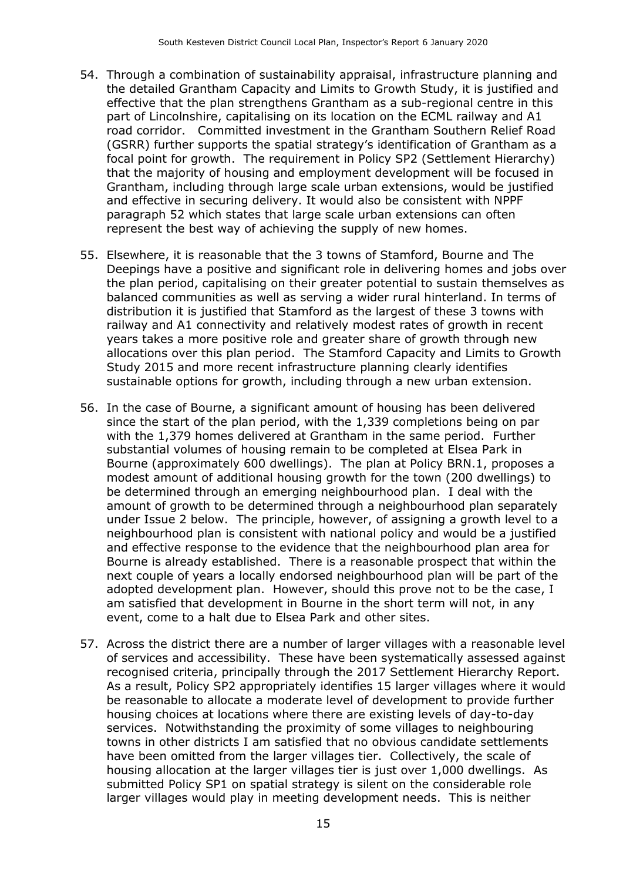54. Through a combination of sustainability appraisal, infrastructure planning and the detailed Grantham Capacity and Limits to Growth Study, it is justified and effective that the plan strengthens Grantham as a sub-regional centre in this part of Lincolnshire, capitalising on its location on the ECML railway and A1 road corridor. Committed investment in the Grantham Southern Relief Road (GSRR) further supports the spatial strategy's identification of Grantham as a focal point for growth. The requirement in Policy SP2 (Settlement Hierarchy) that the majority of housing and employment development will be focused in Grantham, including through large scale urban extensions, would be justified and effective in securing delivery. It would also be consistent with NPPF paragraph 52 which states that large scale urban extensions can often represent the best way of achieving the supply of new homes.

55. Elsewhere, it is reasonable that the 3 towns of Stamford, Bourne and The Deepings have a positive and significant role in delivering homes and jobs over the plan period, capitalising on their greater potential to sustain themselves as balanced communities as well as serving a wider rural hinterland. In terms of distribution it is justified that Stamford as the largest of these 3 towns with railway and A1 connectivity and relatively modest rates of growth in recent years takes a more positive role and greater share of growth through new allocations over this plan period. The Stamford Capacity and Limits to Growth Study 2015 and more recent infrastructure planning clearly identifies sustainable options for growth, including through a new urban extension.

56. In the case of Bourne, a significant amount of housing has been delivered since the start of the plan period, with the 1,339 completions being on par with the 1,379 homes delivered at Grantham in the same period. Further substantial volumes of housing remain to be completed at Elsea Park in Bourne (approximately 600 dwellings). The plan at Policy BRN.1, proposes a modest amount of additional housing growth for the town (200 dwellings) to be determined through an emerging neighbourhood plan. I deal with the amount of growth to be determined through a neighbourhood plan separately under Issue 2 below. The principle, however, of assigning a growth level to a neighbourhood plan is consistent with national policy and would be a justified and effective response to the evidence that the neighbourhood plan area for Bourne is already established. There is a reasonable prospect that within the next couple of years a locally endorsed neighbourhood plan will be part of the adopted development plan. However, should this prove not to be the case, I am satisfied that development in Bourne in the short term will not, in any event, come to a halt due to Elsea Park and other sites.

57. Across the district there are a number of larger villages with a reasonable level of services and accessibility. These have been systematically assessed against recognised criteria, principally through the 2017 Settlement Hierarchy Report. As a result, Policy SP2 appropriately identifies 15 larger villages where it would be reasonable to allocate a moderate level of development to provide further housing choices at locations where there are existing levels of day-to-day services. Notwithstanding the proximity of some villages to neighbouring towns in other districts I am satisfied that no obvious candidate settlements have been omitted from the larger villages tier. Collectively, the scale of housing allocation at the larger villages tier is just over 1,000 dwellings. As submitted Policy SP1 on spatial strategy is silent on the considerable role larger villages would play in meeting development needs. This is neither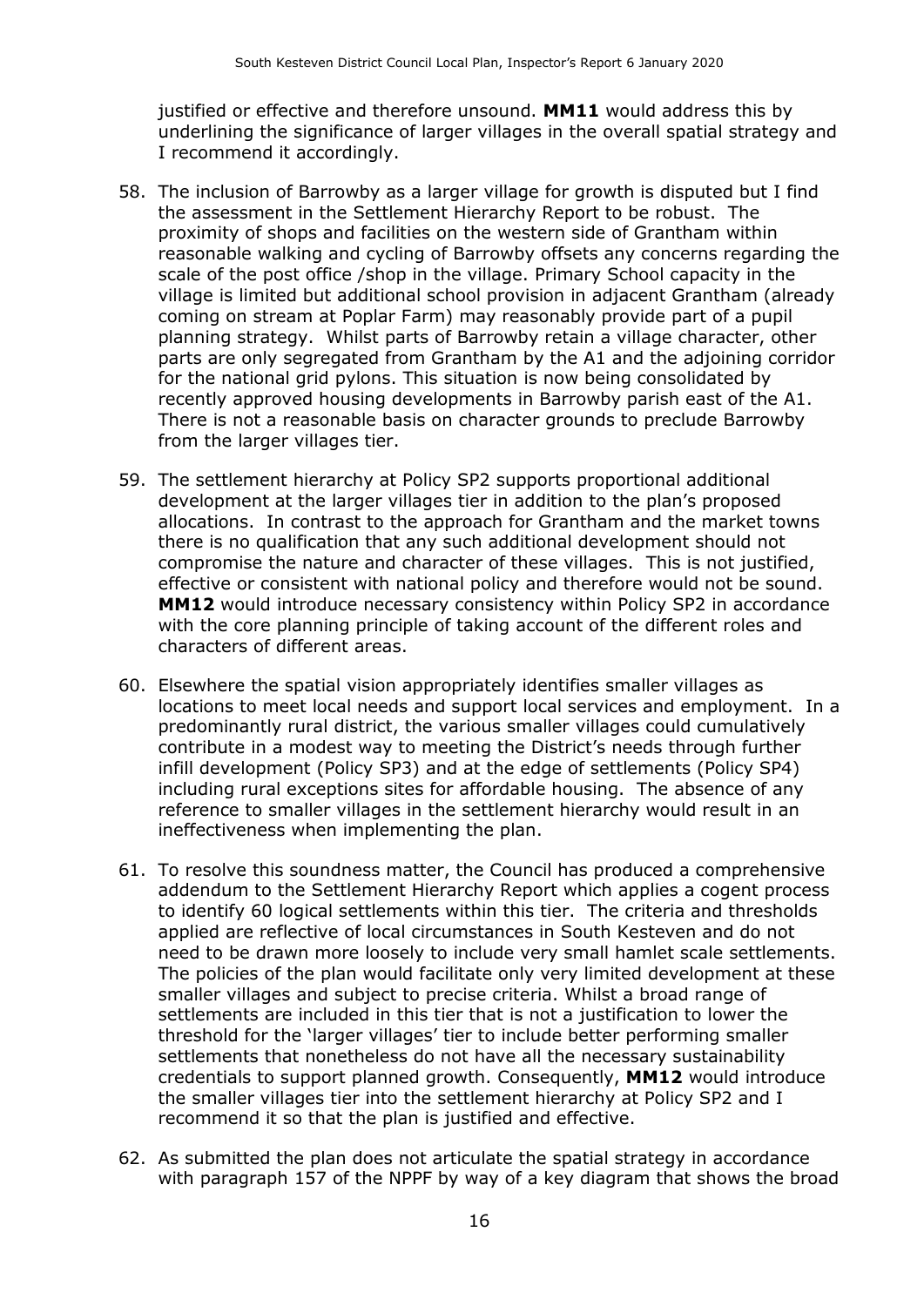justified or effective and therefore unsound. **MM11** would address this by underlining the significance of larger villages in the overall spatial strategy and I recommend it accordingly.

58. The inclusion of Barrowby as a larger village for growth is disputed but I find the assessment in the Settlement Hierarchy Report to be robust. The proximity of shops and facilities on the western side of Grantham within reasonable walking and cycling of Barrowby offsets any concerns regarding the scale of the post office /shop in the village. Primary School capacity in the village is limited but additional school provision in adjacent Grantham (already coming on stream at Poplar Farm) may reasonably provide part of a pupil planning strategy. Whilst parts of Barrowby retain a village character, other parts are only segregated from Grantham by the A1 and the adjoining corridor for the national grid pylons. This situation is now being consolidated by recently approved housing developments in Barrowby parish east of the A1. There is not a reasonable basis on character grounds to preclude Barrowby from the larger villages tier.

59. The settlement hierarchy at Policy SP2 supports proportional additional development at the larger villages tier in addition to the plan's proposed allocations. In contrast to the approach for Grantham and the market towns there is no qualification that any such additional development should not compromise the nature and character of these villages. This is not justified, effective or consistent with national policy and therefore would not be sound. **MM12** would introduce necessary consistency within Policy SP2 in accordance with the core planning principle of taking account of the different roles and characters of different areas.

60. Elsewhere the spatial vision appropriately identifies smaller villages as locations to meet local needs and support local services and employment. In a predominantly rural district, the various smaller villages could cumulatively contribute in a modest way to meeting the District's needs through further infill development (Policy SP3) and at the edge of settlements (Policy SP4) including rural exceptions sites for affordable housing. The absence of any reference to smaller villages in the settlement hierarchy would result in an ineffectiveness when implementing the plan.

61. To resolve this soundness matter, the Council has produced a comprehensive addendum to the Settlement Hierarchy Report which applies a cogent process to identify 60 logical settlements within this tier. The criteria and thresholds applied are reflective of local circumstances in South Kesteven and do not need to be drawn more loosely to include very small hamlet scale settlements. The policies of the plan would facilitate only very limited development at these smaller villages and subject to precise criteria. Whilst a broad range of settlements are included in this tier that is not a justification to lower the threshold for the 'larger villages' tier to include better performing smaller settlements that nonetheless do not have all the necessary sustainability credentials to support planned growth. Consequently, **MM12** would introduce the smaller villages tier into the settlement hierarchy at Policy SP2 and I recommend it so that the plan is justified and effective.

62. As submitted the plan does not articulate the spatial strategy in accordance with paragraph 157 of the NPPF by way of a key diagram that shows the broad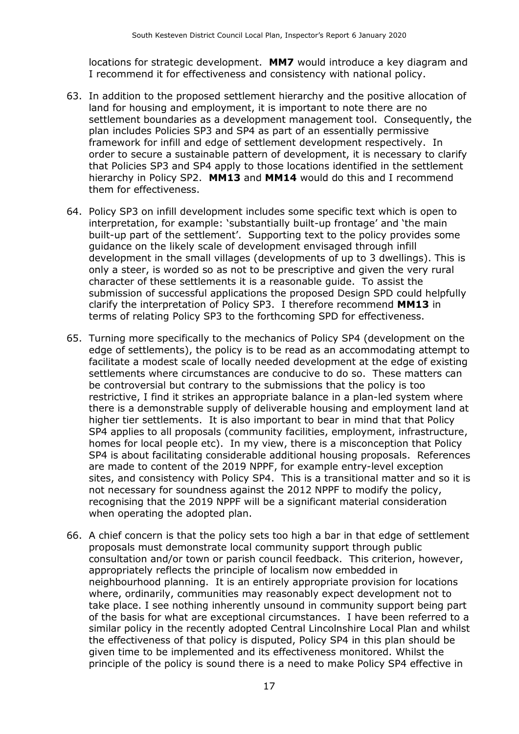locations for strategic development. **MM7** would introduce a key diagram and I recommend it for effectiveness and consistency with national policy.

63. In addition to the proposed settlement hierarchy and the positive allocation of land for housing and employment, it is important to note there are no settlement boundaries as a development management tool. Consequently, the plan includes Policies SP3 and SP4 as part of an essentially permissive framework for infill and edge of settlement development respectively. In order to secure a sustainable pattern of development, it is necessary to clarify that Policies SP3 and SP4 apply to those locations identified in the settlement hierarchy in Policy SP2. **MM13** and **MM14** would do this and I recommend them for effectiveness.

64. Policy SP3 on infill development includes some specific text which is open to interpretation, for example: 'substantially built-up frontage' and 'the main built-up part of the settlement'. Supporting text to the policy provides some guidance on the likely scale of development envisaged through infill development in the small villages (developments of up to 3 dwellings). This is only a steer, is worded so as not to be prescriptive and given the very rural character of these settlements it is a reasonable guide. To assist the submission of successful applications the proposed Design SPD could helpfully clarify the interpretation of Policy SP3. I therefore recommend **MM13** in terms of relating Policy SP3 to the forthcoming SPD for effectiveness.

65. Turning more specifically to the mechanics of Policy SP4 (development on the edge of settlements), the policy is to be read as an accommodating attempt to facilitate a modest scale of locally needed development at the edge of existing settlements where circumstances are conducive to do so. These matters can be controversial but contrary to the submissions that the policy is too restrictive, I find it strikes an appropriate balance in a plan-led system where there is a demonstrable supply of deliverable housing and employment land at higher tier settlements. It is also important to bear in mind that that Policy SP4 applies to all proposals (community facilities, employment, infrastructure, homes for local people etc). In my view, there is a misconception that Policy SP4 is about facilitating considerable additional housing proposals. References are made to content of the 2019 NPPF, for example entry-level exception sites, and consistency with Policy SP4. This is a transitional matter and so it is not necessary for soundness against the 2012 NPPF to modify the policy, recognising that the 2019 NPPF will be a significant material consideration when operating the adopted plan.

66. A chief concern is that the policy sets too high a bar in that edge of settlement proposals must demonstrate local community support through public consultation and/or town or parish council feedback. This criterion, however, appropriately reflects the principle of localism now embedded in neighbourhood planning. It is an entirely appropriate provision for locations where, ordinarily, communities may reasonably expect development not to take place. I see nothing inherently unsound in community support being part of the basis for what are exceptional circumstances. I have been referred to a similar policy in the recently adopted Central Lincolnshire Local Plan and whilst the effectiveness of that policy is disputed, Policy SP4 in this plan should be given time to be implemented and its effectiveness monitored. Whilst the principle of the policy is sound there is a need to make Policy SP4 effective in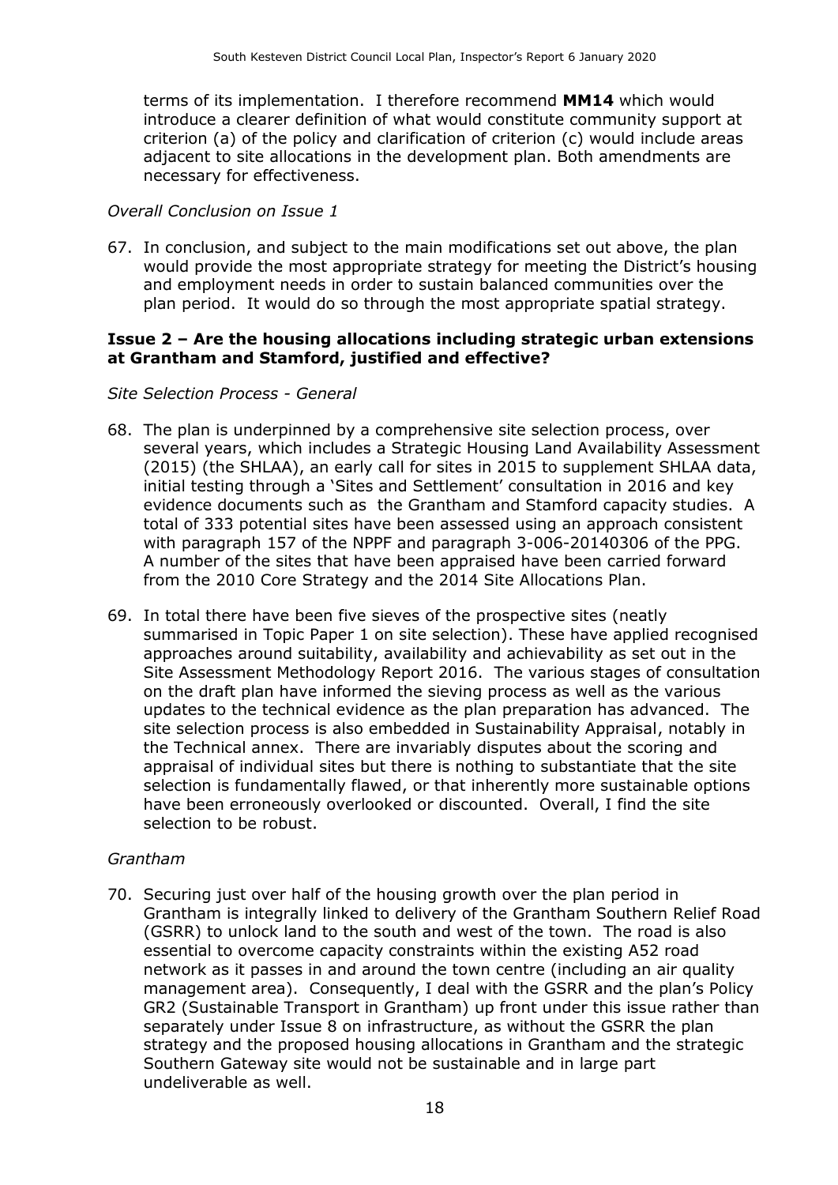terms of its implementation. I therefore recommend **MM14** which would introduce a clearer definition of what would constitute community support at criterion (a) of the policy and clarification of criterion (c) would include areas adjacent to site allocations in the development plan. Both amendments are necessary for effectiveness.

*Overall Conclusion on Issue 1*

67. In conclusion, and subject to the main modifications set out above, the plan would provide the most appropriate strategy for meeting the District's housing and employment needs in order to sustain balanced communities over the plan period. It would do so through the most appropriate spatial strategy.

**Issue 2 – Are the housing allocations including strategic urban extensions at Grantham and Stamford, justified and effective?**

*Site Selection Process - General*

68. The plan is underpinned by a comprehensive site selection process, over several years, which includes a Strategic Housing Land Availability Assessment (2015) (the SHLAA), an early call for sites in 2015 to supplement SHLAA data, initial testing through a 'Sites and Settlement' consultation in 2016 and key evidence documents such as the Grantham and Stamford capacity studies. A total of 333 potential sites have been assessed using an approach consistent with paragraph 157 of the NPPF and paragraph 3-006-20140306 of the PPG. A number of the sites that have been appraised have been carried forward from the 2010 Core Strategy and the 2014 Site Allocations Plan.

69. In total there have been five sieves of the prospective sites (neatly summarised in Topic Paper 1 on site selection). These have applied recognised approaches around suitability, availability and achievability as set out in the Site Assessment Methodology Report 2016. The various stages of consultation on the draft plan have informed the sieving process as well as the various updates to the technical evidence as the plan preparation has advanced. The site selection process is also embedded in Sustainability Appraisal, notably in the Technical annex. There are invariably disputes about the scoring and appraisal of individual sites but there is nothing to substantiate that the site selection is fundamentally flawed, or that inherently more sustainable options have been erroneously overlooked or discounted. Overall, I find the site selection to be robust.

*Grantham*

70. Securing just over half of the housing growth over the plan period in Grantham is integrally linked to delivery of the Grantham Southern Relief Road (GSRR) to unlock land to the south and west of the town. The road is also essential to overcome capacity constraints within the existing A52 road network as it passes in and around the town centre (including an air quality management area). Consequently, I deal with the GSRR and the plan's Policy GR2 (Sustainable Transport in Grantham) up front under this issue rather than separately under Issue 8 on infrastructure, as without the GSRR the plan strategy and the proposed housing allocations in Grantham and the strategic Southern Gateway site would not be sustainable and in large part undeliverable as well.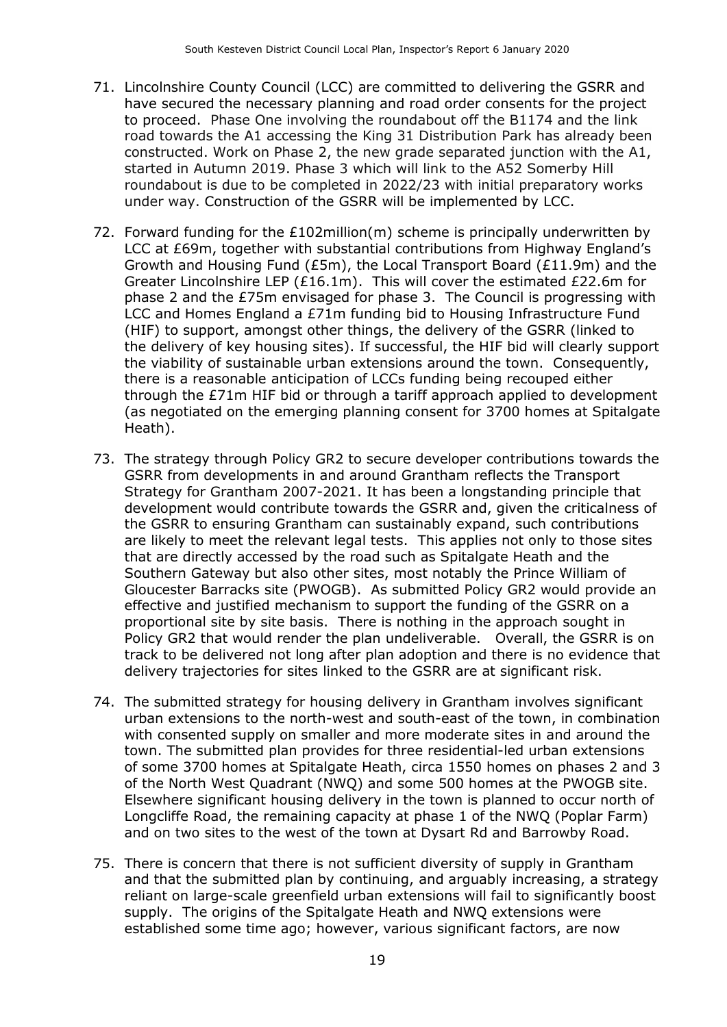71. Lincolnshire County Council (LCC) are committed to delivering the GSRR and have secured the necessary planning and road order consents for the project to proceed. Phase One involving the roundabout off the B1174 and the link road towards the A1 accessing the King 31 Distribution Park has already been constructed. Work on Phase 2, the new grade separated junction with the A1, started in Autumn 2019. Phase 3 which will link to the A52 Somerby Hill roundabout is due to be completed in 2022/23 with initial preparatory works under way. Construction of the GSRR will be implemented by LCC.

72. Forward funding for the £102million(m) scheme is principally underwritten by LCC at £69m, together with substantial contributions from Highway England's Growth and Housing Fund (£5m), the Local Transport Board (£11.9m) and the Greater Lincolnshire LEP (£16.1m). This will cover the estimated £22.6m for phase 2 and the £75m envisaged for phase 3. The Council is progressing with LCC and Homes England a £71m funding bid to Housing Infrastructure Fund (HIF) to support, amongst other things, the delivery of the GSRR (linked to the delivery of key housing sites). If successful, the HIF bid will clearly support the viability of sustainable urban extensions around the town. Consequently, there is a reasonable anticipation of LCCs funding being recouped either through the £71m HIF bid or through a tariff approach applied to development (as negotiated on the emerging planning consent for 3700 homes at Spitalgate Heath).

73. The strategy through Policy GR2 to secure developer contributions towards the GSRR from developments in and around Grantham reflects the Transport Strategy for Grantham 2007-2021. It has been a longstanding principle that development would contribute towards the GSRR and, given the criticalness of the GSRR to ensuring Grantham can sustainably expand, such contributions are likely to meet the relevant legal tests. This applies not only to those sites that are directly accessed by the road such as Spitalgate Heath and the Southern Gateway but also other sites, most notably the Prince William of Gloucester Barracks site (PWOGB). As submitted Policy GR2 would provide an effective and justified mechanism to support the funding of the GSRR on a proportional site by site basis. There is nothing in the approach sought in Policy GR2 that would render the plan undeliverable. Overall, the GSRR is on track to be delivered not long after plan adoption and there is no evidence that delivery trajectories for sites linked to the GSRR are at significant risk.

74. The submitted strategy for housing delivery in Grantham involves significant urban extensions to the north-west and south-east of the town, in combination with consented supply on smaller and more moderate sites in and around the town. The submitted plan provides for three residential-led urban extensions of some 3700 homes at Spitalgate Heath, circa 1550 homes on phases 2 and 3 of the North West Quadrant (NWQ) and some 500 homes at the PWOGB site. Elsewhere significant housing delivery in the town is planned to occur north of Longcliffe Road, the remaining capacity at phase 1 of the NWQ (Poplar Farm) and on two sites to the west of the town at Dysart Rd and Barrowby Road.

75. There is concern that there is not sufficient diversity of supply in Grantham and that the submitted plan by continuing, and arguably increasing, a strategy reliant on large-scale greenfield urban extensions will fail to significantly boost supply. The origins of the Spitalgate Heath and NWQ extensions were established some time ago; however, various significant factors, are now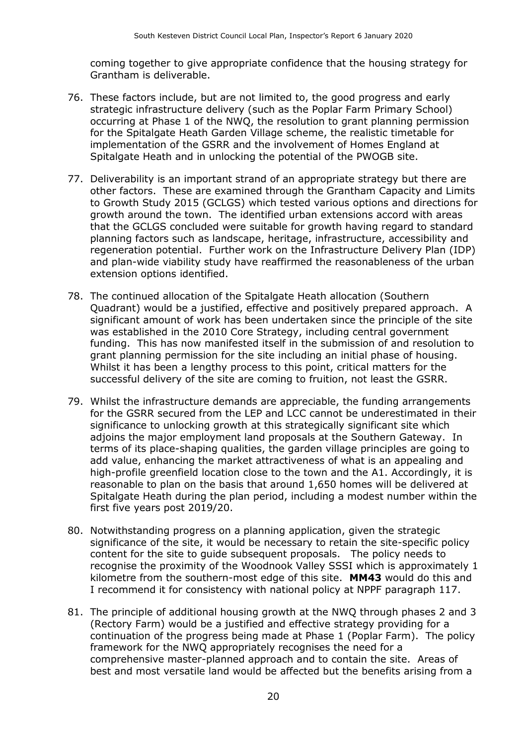coming together to give appropriate confidence that the housing strategy for Grantham is deliverable.

76. These factors include, but are not limited to, the good progress and early strategic infrastructure delivery (such as the Poplar Farm Primary School) occurring at Phase 1 of the NWQ, the resolution to grant planning permission for the Spitalgate Heath Garden Village scheme, the realistic timetable for implementation of the GSRR and the involvement of Homes England at Spitalgate Heath and in unlocking the potential of the PWOGB site.

77. Deliverability is an important strand of an appropriate strategy but there are other factors. These are examined through the Grantham Capacity and Limits to Growth Study 2015 (GCLGS) which tested various options and directions for growth around the town. The identified urban extensions accord with areas that the GCLGS concluded were suitable for growth having regard to standard planning factors such as landscape, heritage, infrastructure, accessibility and regeneration potential. Further work on the Infrastructure Delivery Plan (IDP) and plan-wide viability study have reaffirmed the reasonableness of the urban extension options identified.

78. The continued allocation of the Spitalgate Heath allocation (Southern Quadrant) would be a justified, effective and positively prepared approach. A significant amount of work has been undertaken since the principle of the site was established in the 2010 Core Strategy, including central government funding. This has now manifested itself in the submission of and resolution to grant planning permission for the site including an initial phase of housing. Whilst it has been a lengthy process to this point, critical matters for the successful delivery of the site are coming to fruition, not least the GSRR.

79. Whilst the infrastructure demands are appreciable, the funding arrangements for the GSRR secured from the LEP and LCC cannot be underestimated in their significance to unlocking growth at this strategically significant site which adjoins the major employment land proposals at the Southern Gateway. In terms of its place-shaping qualities, the garden village principles are going to add value, enhancing the market attractiveness of what is an appealing and high-profile greenfield location close to the town and the A1. Accordingly, it is reasonable to plan on the basis that around 1,650 homes will be delivered at Spitalgate Heath during the plan period, including a modest number within the first five years post 2019/20.

80. Notwithstanding progress on a planning application, given the strategic significance of the site, it would be necessary to retain the site-specific policy content for the site to guide subsequent proposals. The policy needs to recognise the proximity of the Woodnook Valley SSSI which is approximately 1 kilometre from the southern-most edge of this site. **MM43** would do this and I recommend it for consistency with national policy at NPPF paragraph 117.

81. The principle of additional housing growth at the NWQ through phases 2 and 3 (Rectory Farm) would be a justified and effective strategy providing for a continuation of the progress being made at Phase 1 (Poplar Farm). The policy framework for the NWQ appropriately recognises the need for a comprehensive master-planned approach and to contain the site. Areas of best and most versatile land would be affected but the benefits arising from a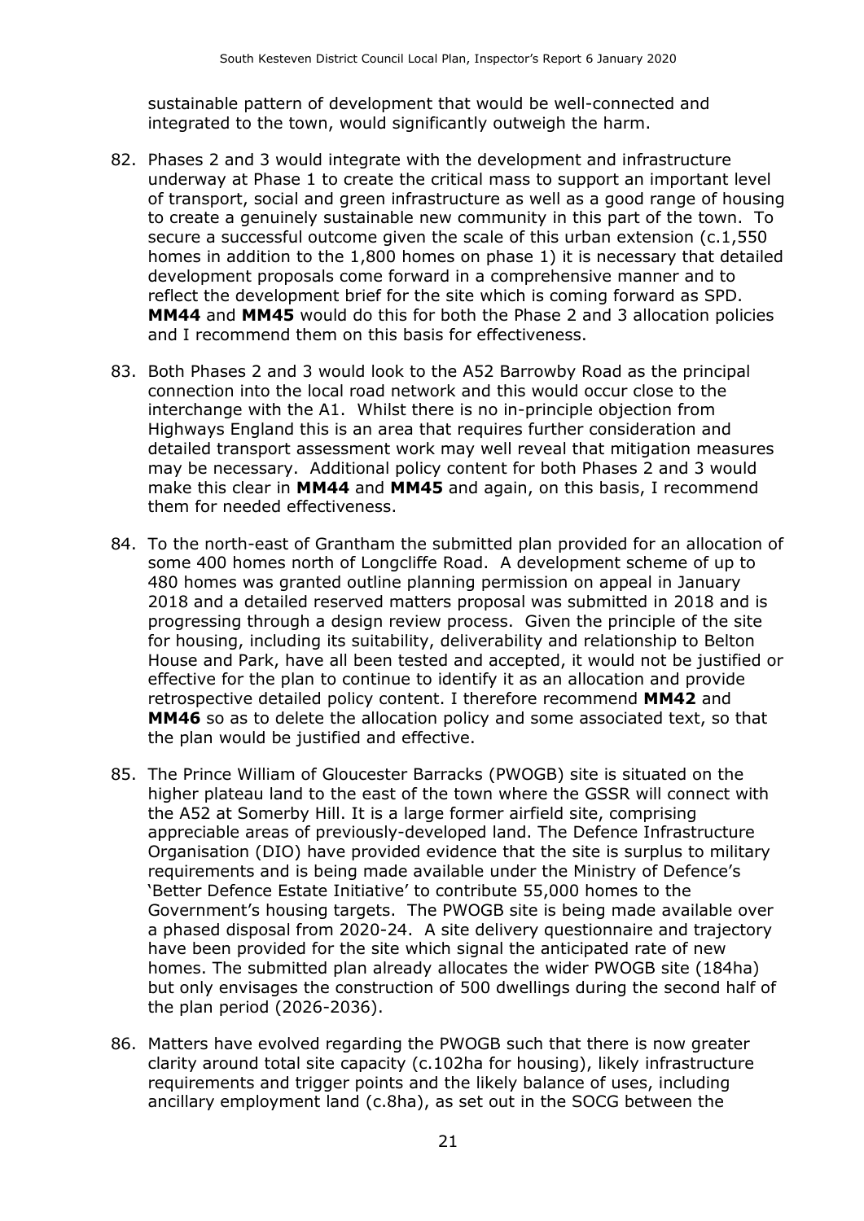sustainable pattern of development that would be well-connected and integrated to the town, would significantly outweigh the harm.

82. Phases 2 and 3 would integrate with the development and infrastructure underway at Phase 1 to create the critical mass to support an important level of transport, social and green infrastructure as well as a good range of housing to create a genuinely sustainable new community in this part of the town. To secure a successful outcome given the scale of this urban extension (c.1,550 homes in addition to the 1,800 homes on phase 1) it is necessary that detailed development proposals come forward in a comprehensive manner and to reflect the development brief for the site which is coming forward as SPD. **MM44** and **MM45** would do this for both the Phase 2 and 3 allocation policies and I recommend them on this basis for effectiveness.

83. Both Phases 2 and 3 would look to the A52 Barrowby Road as the principal connection into the local road network and this would occur close to the interchange with the A1. Whilst there is no in-principle objection from Highways England this is an area that requires further consideration and detailed transport assessment work may well reveal that mitigation measures may be necessary. Additional policy content for both Phases 2 and 3 would make this clear in **MM44** and **MM45** and again, on this basis, I recommend them for needed effectiveness.

84. To the north-east of Grantham the submitted plan provided for an allocation of some 400 homes north of Longcliffe Road. A development scheme of up to 480 homes was granted outline planning permission on appeal in January 2018 and a detailed reserved matters proposal was submitted in 2018 and is progressing through a design review process. Given the principle of the site for housing, including its suitability, deliverability and relationship to Belton House and Park, have all been tested and accepted, it would not be justified or effective for the plan to continue to identify it as an allocation and provide retrospective detailed policy content. I therefore recommend **MM42** and **MM46** so as to delete the allocation policy and some associated text, so that the plan would be justified and effective.

85. The Prince William of Gloucester Barracks (PWOGB) site is situated on the higher plateau land to the east of the town where the GSSR will connect with the A52 at Somerby Hill. It is a large former airfield site, comprising appreciable areas of previously-developed land. The Defence Infrastructure Organisation (DIO) have provided evidence that the site is surplus to military requirements and is being made available under the Ministry of Defence's 'Better Defence Estate Initiative' to contribute 55,000 homes to the Government's housing targets. The PWOGB site is being made available over a phased disposal from 2020-24. A site delivery questionnaire and trajectory have been provided for the site which signal the anticipated rate of new homes. The submitted plan already allocates the wider PWOGB site (184ha) but only envisages the construction of 500 dwellings during the second half of the plan period (2026-2036).

86. Matters have evolved regarding the PWOGB such that there is now greater clarity around total site capacity (c.102ha for housing), likely infrastructure requirements and trigger points and the likely balance of uses, including ancillary employment land (c.8ha), as set out in the SOCG between the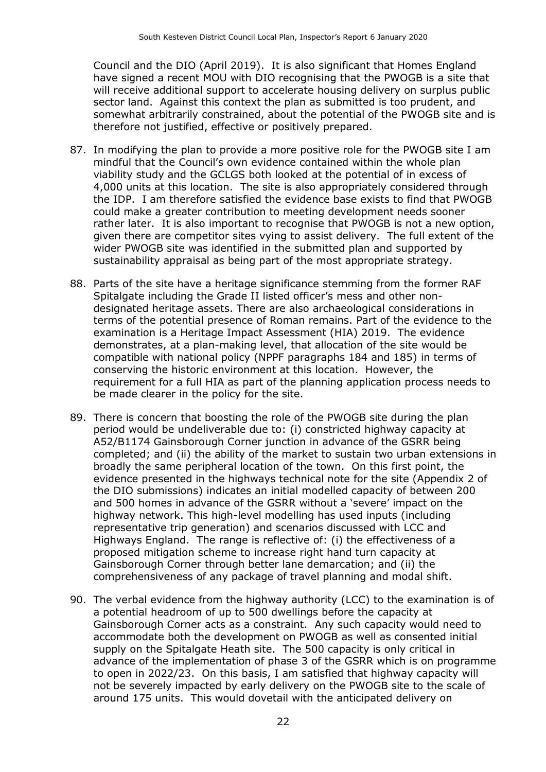Council and the DIO (April 2019). It is also significant that Homes England have signed a recent MOU with DIO recognising that the PWOGB is a site that will receive additional support to accelerate housing delivery on surplus public sector land. Against this context the plan as submitted is too prudent, and somewhat arbitrarily constrained, about the potential of the PWOGB site and is therefore not justified, effective or positively prepared.

87. In modifying the plan to provide a more positive role for the PWOGB site I am mindful that the Council's own evidence contained within the whole plan viability study and the GCLGS both looked at the potential of in excess of 4,000 units at this location. The site is also appropriately considered through the IDP. I am therefore satisfied the evidence base exists to find that PWOGB could make a greater contribution to meeting development needs sooner rather later. It is also important to recognise that PWOGB is not a new option, given there are competitor sites vying to assist delivery. The full extent of the wider PWOGB site was identified in the submitted plan and supported by sustainability appraisal as being part of the most appropriate strategy.

88. Parts of the site have a heritage significance stemming from the former RAF Spitalgate including the Grade II listed officer's mess and other non-designated heritage assets. There are also archaeological considerations in terms of the potential presence of Roman remains. Part of the evidence to the examination is a Heritage Impact Assessment (HIA) 2019. The evidence demonstrates, at a plan-making level, that allocation of the site would be compatible with national policy (NPPF paragraphs 184 and 185) in terms of conserving the historic environment at this location. However, the requirement for a full HIA as part of the planning application process needs to be made clearer in the policy for the site.

89. There is concern that boosting the role of the PWOGB site during the plan period would be undeliverable due to: (i) constricted highway capacity at A52/B1174 Gainsborough Corner junction in advance of the GSRR being completed; and (ii) the ability of the market to sustain two urban extensions in broadly the same peripheral location of the town. On this first point, the evidence presented in the highways technical note for the site (Appendix 2 of the DIO submissions) indicates an initial modelled capacity of between 200 and 500 homes in advance of the GSRR without a 'severe' impact on the highway network. This high-level modelling has used inputs (including representative trip generation) and scenarios discussed with LCC and Highways England. The range is reflective of: (i) the effectiveness of a proposed mitigation scheme to increase right hand turn capacity at Gainsborough Corner through better lane demarcation; and (ii) the comprehensiveness of any package of travel planning and modal shift.

90. The verbal evidence from the highway authority (LCC) to the examination is of a potential headroom of up to 500 dwellings before the capacity at Gainsborough Corner acts as a constraint. Any such capacity would need to accommodate both the development on PWOGB as well as consented initial supply on the Spitalgate Heath site. The 500 capacity is only critical in advance of the implementation of phase 3 of the GSRR which is on programme to open in 2022/23. On this basis, I am satisfied that highway capacity will not be severely impacted by early delivery on the PWOGB site to the scale of around 175 units. This would dovetail with the anticipated delivery on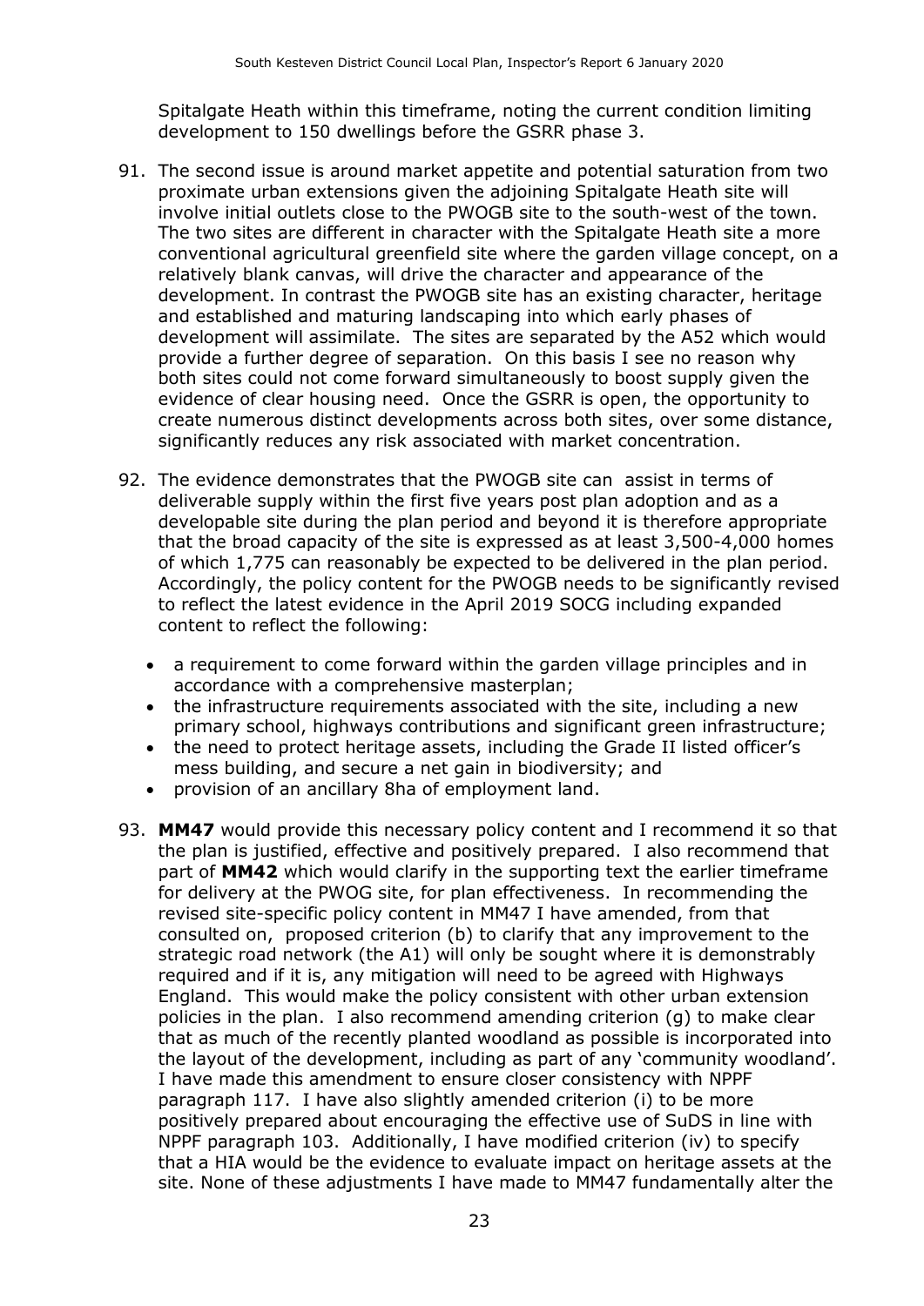Spitalgate Heath within this timeframe, noting the current condition limiting development to 150 dwellings before the GSRR phase 3.

91. The second issue is around market appetite and potential saturation from two proximate urban extensions given the adjoining Spitalgate Heath site will involve initial outlets close to the PWOGB site to the south-west of the town. The two sites are different in character with the Spitalgate Heath site a more conventional agricultural greenfield site where the garden village concept, on a relatively blank canvas, will drive the character and appearance of the development. In contrast the PWOGB site has an existing character, heritage and established and maturing landscaping into which early phases of development will assimilate. The sites are separated by the A52 which would provide a further degree of separation. On this basis I see no reason why both sites could not come forward simultaneously to boost supply given the evidence of clear housing need. Once the GSRR is open, the opportunity to create numerous distinct developments across both sites, over some distance, significantly reduces any risk associated with market concentration.

92. The evidence demonstrates that the PWOGB site can assist in terms of deliverable supply within the first five years post plan adoption and as a developable site during the plan period and beyond it is therefore appropriate that the broad capacity of the site is expressed as at least 3,500-4,000 homes of which 1,775 can reasonably be expected to be delivered in the plan period. Accordingly, the policy content for the PWOGB needs to be significantly revised to reflect the latest evidence in the April 2019 SOCG including expanded content to reflect the following:

    - a requirement to come forward within the garden village principles and in accordance with a comprehensive masterplan;
    - the infrastructure requirements associated with the site, including a new primary school, highways contributions and significant green infrastructure;
    - the need to protect heritage assets, including the Grade II listed officer's mess building, and secure a net gain in biodiversity; and
    - provision of an ancillary 8ha of employment land.

93. **MM47** would provide this necessary policy content and I recommend it so that the plan is justified, effective and positively prepared. I also recommend that part of **MM42** which would clarify in the supporting text the earlier timeframe for delivery at the PWOG site, for plan effectiveness. In recommending the revised site-specific policy content in MM47 I have amended, from that consulted on, proposed criterion (b) to clarify that any improvement to the strategic road network (the A1) will only be sought where it is demonstrably required and if it is, any mitigation will need to be agreed with Highways England. This would make the policy consistent with other urban extension policies in the plan. I also recommend amending criterion (g) to make clear that as much of the recently planted woodland as possible is incorporated into the layout of the development, including as part of any 'community woodland'. I have made this amendment to ensure closer consistency with NPPF paragraph 117. I have also slightly amended criterion (i) to be more positively prepared about encouraging the effective use of SuDS in line with NPPF paragraph 103. Additionally, I have modified criterion (iv) to specify that a HIA would be the evidence to evaluate impact on heritage assets at the site. None of these adjustments I have made to MM47 fundamentally alter the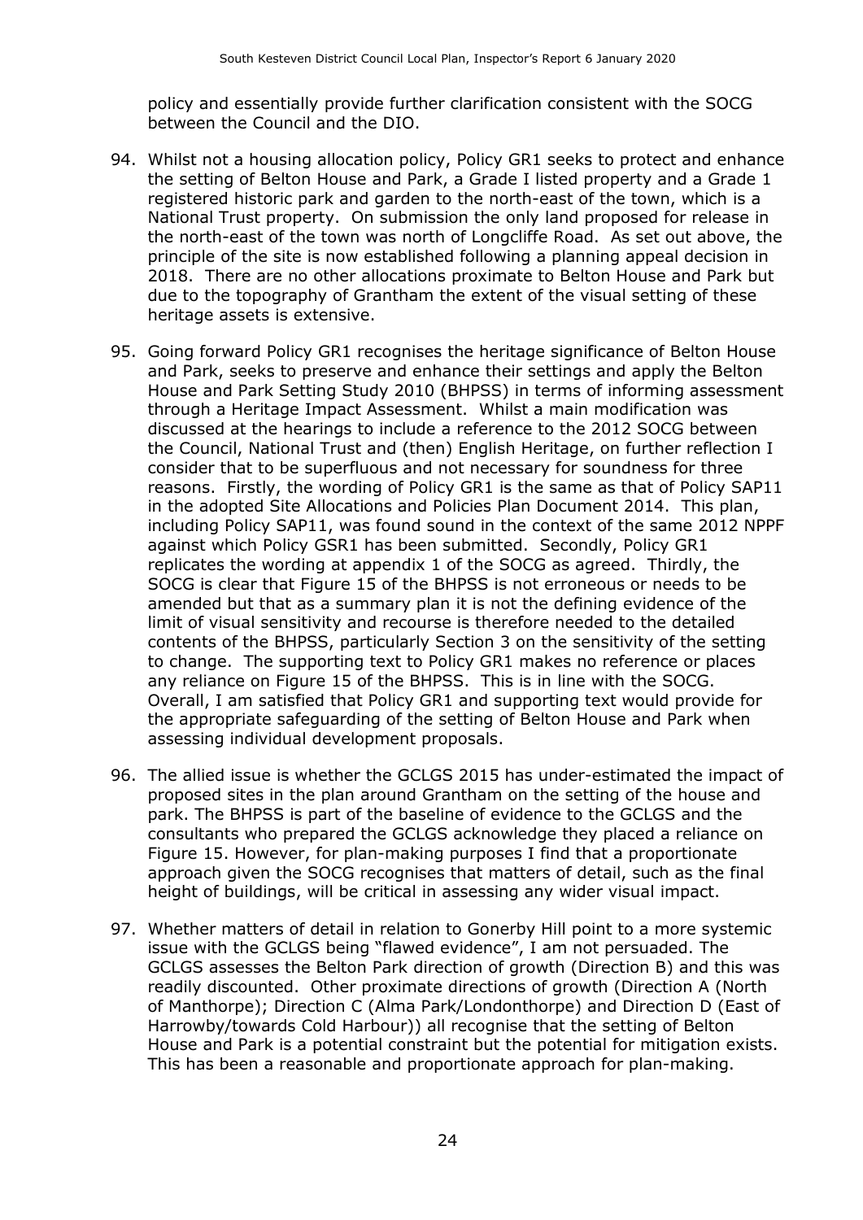policy and essentially provide further clarification consistent with the SOCG between the Council and the DIO.

94. Whilst not a housing allocation policy, Policy GR1 seeks to protect and enhance the setting of Belton House and Park, a Grade I listed property and a Grade 1 registered historic park and garden to the north-east of the town, which is a National Trust property. On submission the only land proposed for release in the north-east of the town was north of Longcliffe Road. As set out above, the principle of the site is now established following a planning appeal decision in 2018. There are no other allocations proximate to Belton House and Park but due to the topography of Grantham the extent of the visual setting of these heritage assets is extensive.

95. Going forward Policy GR1 recognises the heritage significance of Belton House and Park, seeks to preserve and enhance their settings and apply the Belton House and Park Setting Study 2010 (BHPSS) in terms of informing assessment through a Heritage Impact Assessment. Whilst a main modification was discussed at the hearings to include a reference to the 2012 SOCG between the Council, National Trust and (then) English Heritage, on further reflection I consider that to be superfluous and not necessary for soundness for three reasons. Firstly, the wording of Policy GR1 is the same as that of Policy SAP11 in the adopted Site Allocations and Policies Plan Document 2014. This plan, including Policy SAP11, was found sound in the context of the same 2012 NPPF against which Policy GSR1 has been submitted. Secondly, Policy GR1 replicates the wording at appendix 1 of the SOCG as agreed. Thirdly, the SOCG is clear that Figure 15 of the BHPSS is not erroneous or needs to be amended but that as a summary plan it is not the defining evidence of the limit of visual sensitivity and recourse is therefore needed to the detailed contents of the BHPSS, particularly Section 3 on the sensitivity of the setting to change. The supporting text to Policy GR1 makes no reference or places any reliance on Figure 15 of the BHPSS. This is in line with the SOCG. Overall, I am satisfied that Policy GR1 and supporting text would provide for the appropriate safeguarding of the setting of Belton House and Park when assessing individual development proposals.

96. The allied issue is whether the GCLGS 2015 has under-estimated the impact of proposed sites in the plan around Grantham on the setting of the house and park. The BHPSS is part of the baseline of evidence to the GCLGS and the consultants who prepared the GCLGS acknowledge they placed a reliance on Figure 15. However, for plan-making purposes I find that a proportionate approach given the SOCG recognises that matters of detail, such as the final height of buildings, will be critical in assessing any wider visual impact.

97. Whether matters of detail in relation to Gonerby Hill point to a more systemic issue with the GCLGS being "flawed evidence", I am not persuaded. The GCLGS assesses the Belton Park direction of growth (Direction B) and this was readily discounted. Other proximate directions of growth (Direction A (North of Manthorpe); Direction C (Alma Park/Londonthorpe) and Direction D (East of Harrowby/towards Cold Harbour)) all recognise that the setting of Belton House and Park is a potential constraint but the potential for mitigation exists. This has been a reasonable and proportionate approach for plan-making.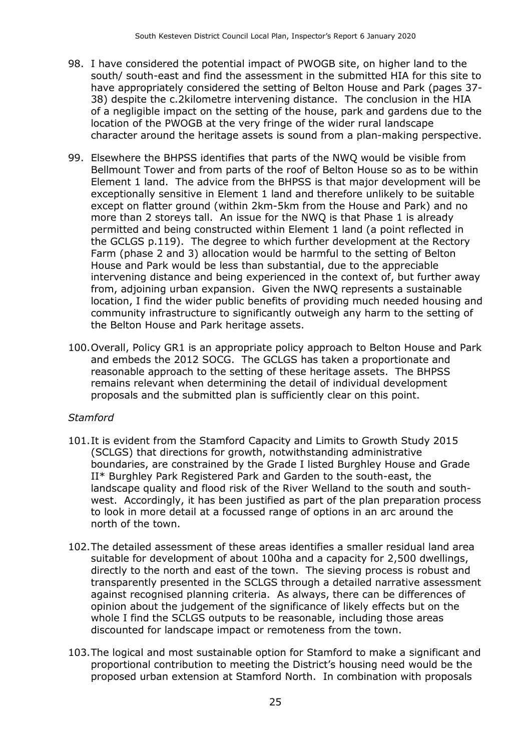98. I have considered the potential impact of PWOGB site, on higher land to the south/ south-east and find the assessment in the submitted HIA for this site to have appropriately considered the setting of Belton House and Park (pages 37-38) despite the c.2kilometre intervening distance. The conclusion in the HIA of a negligible impact on the setting of the house, park and gardens due to the location of the PWOGB at the very fringe of the wider rural landscape character around the heritage assets is sound from a plan-making perspective.

99. Elsewhere the BHPSS identifies that parts of the NWQ would be visible from Bellmount Tower and from parts of the roof of Belton House so as to be within Element 1 land. The advice from the BHPSS is that major development will be exceptionally sensitive in Element 1 land and therefore unlikely to be suitable except on flatter ground (within 2km-5km from the House and Park) and no more than 2 storeys tall. An issue for the NWQ is that Phase 1 is already permitted and being constructed within Element 1 land (a point reflected in the GCLGS p.119). The degree to which further development at the Rectory Farm (phase 2 and 3) allocation would be harmful to the setting of Belton House and Park would be less than substantial, due to the appreciable intervening distance and being experienced in the context of, but further away from, adjoining urban expansion. Given the NWQ represents a sustainable location, I find the wider public benefits of providing much needed housing and community infrastructure to significantly outweigh any harm to the setting of the Belton House and Park heritage assets.

100. Overall, Policy GR1 is an appropriate policy approach to Belton House and Park and embeds the 2012 SOCG. The GCLGS has taken a proportionate and reasonable approach to the setting of these heritage assets. The BHPSS remains relevant when determining the detail of individual development proposals and the submitted plan is sufficiently clear on this point.

*Stamford*

101. It is evident from the Stamford Capacity and Limits to Growth Study 2015 (SCLGS) that directions for growth, notwithstanding administrative boundaries, are constrained by the Grade I listed Burghley House and Grade II* Burghley Park Registered Park and Garden to the south-east, the landscape quality and flood risk of the River Welland to the south and south-west. Accordingly, it has been justified as part of the plan preparation process to look in more detail at a focussed range of options in an arc around the north of the town.

102. The detailed assessment of these areas identifies a smaller residual land area suitable for development of about 100ha and a capacity for 2,500 dwellings, directly to the north and east of the town. The sieving process is robust and transparently presented in the SCLGS through a detailed narrative assessment against recognised planning criteria. As always, there can be differences of opinion about the judgement of the significance of likely effects but on the whole I find the SCLGS outputs to be reasonable, including those areas discounted for landscape impact or remoteness from the town.

103. The logical and most sustainable option for Stamford to make a significant and proportional contribution to meeting the District's housing need would be the proposed urban extension at Stamford North. In combination with proposals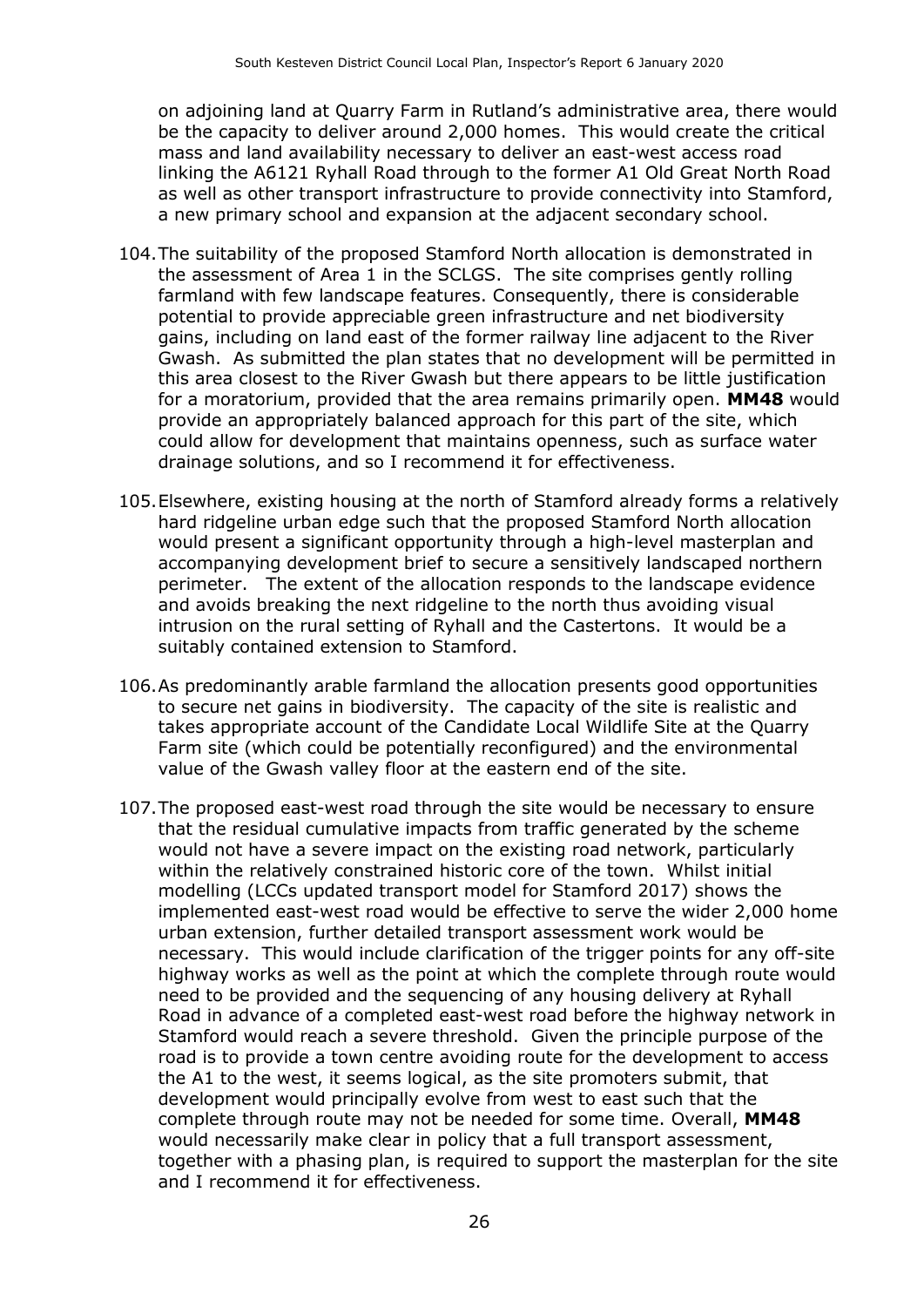on adjoining land at Quarry Farm in Rutland's administrative area, there would be the capacity to deliver around 2,000 homes. This would create the critical mass and land availability necessary to deliver an east-west access road linking the A6121 Ryhall Road through to the former A1 Old Great North Road as well as other transport infrastructure to provide connectivity into Stamford, a new primary school and expansion at the adjacent secondary school.

104. The suitability of the proposed Stamford North allocation is demonstrated in the assessment of Area 1 in the SCLGS. The site comprises gently rolling farmland with few landscape features. Consequently, there is considerable potential to provide appreciable green infrastructure and net biodiversity gains, including on land east of the former railway line adjacent to the River Gwash. As submitted the plan states that no development will be permitted in this area closest to the River Gwash but there appears to be little justification for a moratorium, provided that the area remains primarily open. **MM48** would provide an appropriately balanced approach for this part of the site, which could allow for development that maintains openness, such as surface water drainage solutions, and so I recommend it for effectiveness.

105. Elsewhere, existing housing at the north of Stamford already forms a relatively hard ridgeline urban edge such that the proposed Stamford North allocation would present a significant opportunity through a high-level masterplan and accompanying development brief to secure a sensitively landscaped northern perimeter. The extent of the allocation responds to the landscape evidence and avoids breaking the next ridgeline to the north thus avoiding visual intrusion on the rural setting of Ryhall and the Castertons. It would be a suitably contained extension to Stamford.

106. As predominantly arable farmland the allocation presents good opportunities to secure net gains in biodiversity. The capacity of the site is realistic and takes appropriate account of the Candidate Local Wildlife Site at the Quarry Farm site (which could be potentially reconfigured) and the environmental value of the Gwash valley floor at the eastern end of the site.

107. The proposed east-west road through the site would be necessary to ensure that the residual cumulative impacts from traffic generated by the scheme would not have a severe impact on the existing road network, particularly within the relatively constrained historic core of the town. Whilst initial modelling (LCCs updated transport model for Stamford 2017) shows the implemented east-west road would be effective to serve the wider 2,000 home urban extension, further detailed transport assessment work would be necessary. This would include clarification of the trigger points for any off-site highway works as well as the point at which the complete through route would need to be provided and the sequencing of any housing delivery at Ryhall Road in advance of a completed east-west road before the highway network in Stamford would reach a severe threshold. Given the principle purpose of the road is to provide a town centre avoiding route for the development to access the A1 to the west, it seems logical, as the site promoters submit, that development would principally evolve from west to east such that the complete through route may not be needed for some time. Overall, **MM48** would necessarily make clear in policy that a full transport assessment, together with a phasing plan, is required to support the masterplan for the site and I recommend it for effectiveness.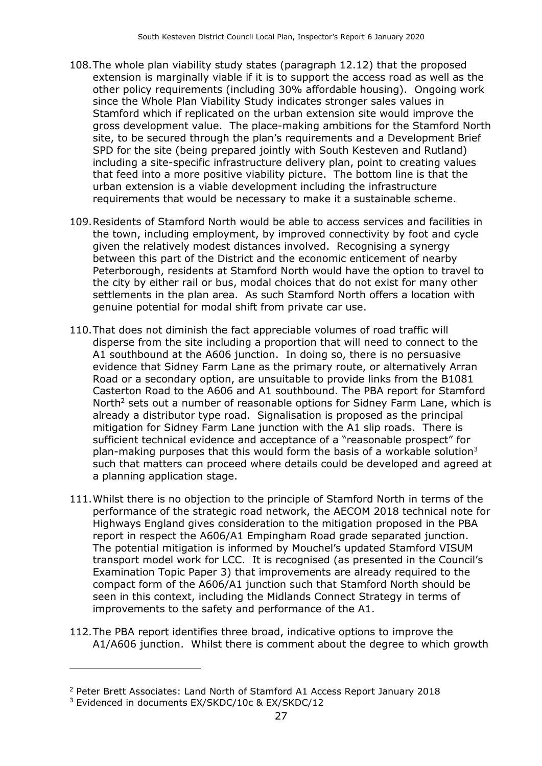108. The whole plan viability study states (paragraph 12.12) that the proposed extension is marginally viable if it is to support the access road as well as the other policy requirements (including 30% affordable housing). Ongoing work since the Whole Plan Viability Study indicates stronger sales values in Stamford which if replicated on the urban extension site would improve the gross development value. The place-making ambitions for the Stamford North site, to be secured through the plan's requirements and a Development Brief SPD for the site (being prepared jointly with South Kesteven and Rutland) including a site-specific infrastructure delivery plan, point to creating values that feed into a more positive viability picture. The bottom line is that the urban extension is a viable development including the infrastructure requirements that would be necessary to make it a sustainable scheme.

109. Residents of Stamford North would be able to access services and facilities in the town, including employment, by improved connectivity by foot and cycle given the relatively modest distances involved. Recognising a synergy between this part of the District and the economic enticement of nearby Peterborough, residents at Stamford North would have the option to travel to the city by either rail or bus, modal choices that do not exist for many other settlements in the plan area. As such Stamford North offers a location with genuine potential for modal shift from private car use.

110. That does not diminish the fact appreciable volumes of road traffic will disperse from the site including a proportion that will need to connect to the A1 southbound at the A606 junction. In doing so, there is no persuasive evidence that Sidney Farm Lane as the primary route, or alternatively Arran Road or a secondary option, are unsuitable to provide links from the B1081 Casterton Road to the A606 and A1 southbound. The PBA report for Stamford North[2] sets out a number of reasonable options for Sidney Farm Lane, which is already a distributor type road. Signalisation is proposed as the principal mitigation for Sidney Farm Lane junction with the A1 slip roads. There is sufficient technical evidence and acceptance of a "reasonable prospect" for plan-making purposes that this would form the basis of a workable solution[3] such that matters can proceed where details could be developed and agreed at a planning application stage.

111. Whilst there is no objection to the principle of Stamford North in terms of the performance of the strategic road network, the AECOM 2018 technical note for Highways England gives consideration to the mitigation proposed in the PBA report in respect the A606/A1 Empingham Road grade separated junction. The potential mitigation is informed by Mouchel's updated Stamford VISUM transport model work for LCC. It is recognised (as presented in the Council's Examination Topic Paper 3) that improvements are already required to the compact form of the A606/A1 junction such that Stamford North should be seen in this context, including the Midlands Connect Strategy in terms of improvements to the safety and performance of the A1.

112. The PBA report identifies three broad, indicative options to improve the A1/A606 junction. Whilst there is comment about the degree to which growth

---

[2] Peter Brett Associates: Land North of Stamford A1 Access Report January 2018

[3] Evidenced in documents EX/SKDC/10c & EX/SKDC/12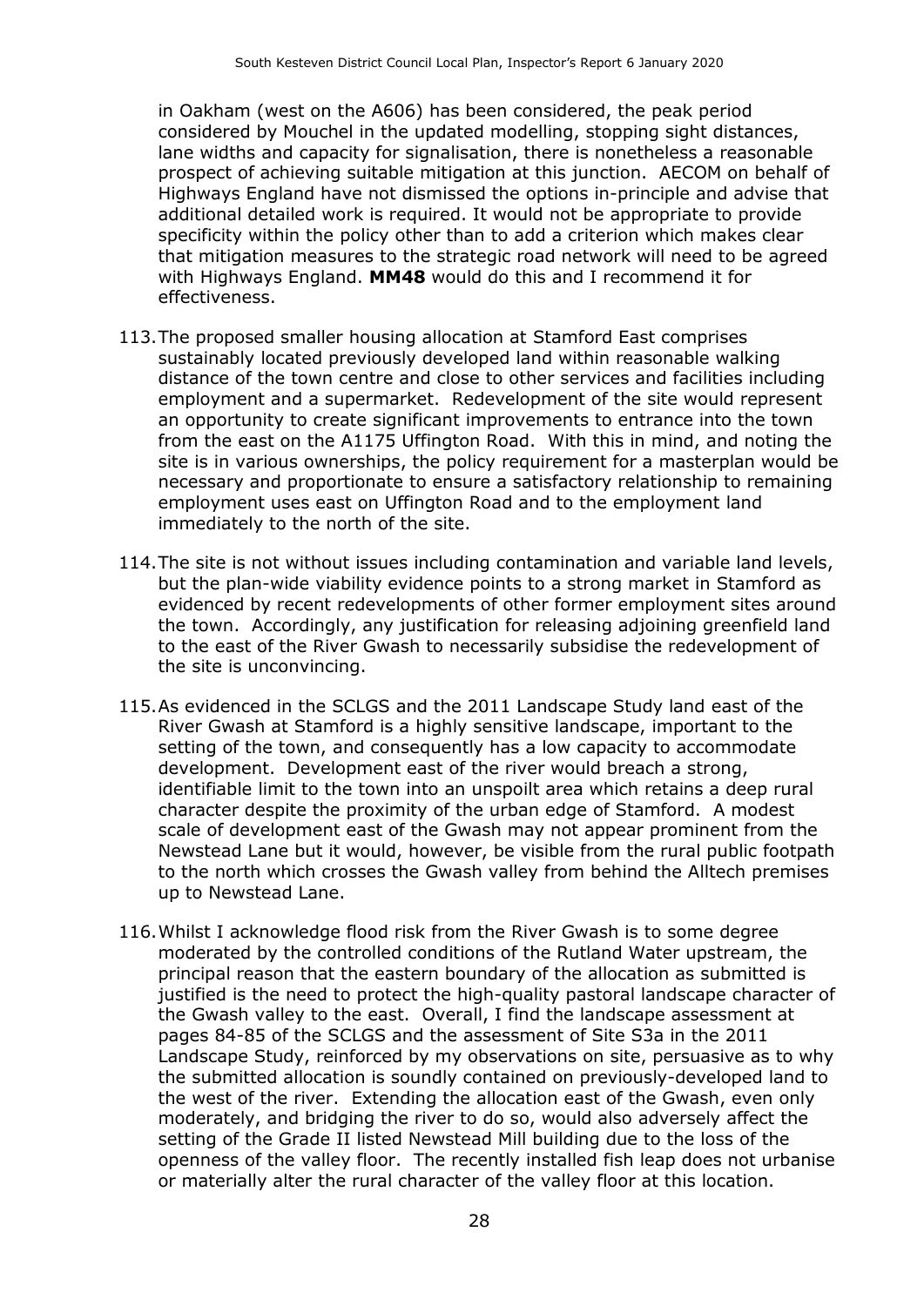in Oakham (west on the A606) has been considered, the peak period considered by Mouchel in the updated modelling, stopping sight distances, lane widths and capacity for signalisation, there is nonetheless a reasonable prospect of achieving suitable mitigation at this junction. AECOM on behalf of Highways England have not dismissed the options in-principle and advise that additional detailed work is required. It would not be appropriate to provide specificity within the policy other than to add a criterion which makes clear that mitigation measures to the strategic road network will need to be agreed with Highways England. **MM48** would do this and I recommend it for effectiveness.

113. The proposed smaller housing allocation at Stamford East comprises sustainably located previously developed land within reasonable walking distance of the town centre and close to other services and facilities including employment and a supermarket. Redevelopment of the site would represent an opportunity to create significant improvements to entrance into the town from the east on the A1175 Uffington Road. With this in mind, and noting the site is in various ownerships, the policy requirement for a masterplan would be necessary and proportionate to ensure a satisfactory relationship to remaining employment uses east on Uffington Road and to the employment land immediately to the north of the site.

114. The site is not without issues including contamination and variable land levels, but the plan-wide viability evidence points to a strong market in Stamford as evidenced by recent redevelopments of other former employment sites around the town. Accordingly, any justification for releasing adjoining greenfield land to the east of the River Gwash to necessarily subsidise the redevelopment of the site is unconvincing.

115. As evidenced in the SCLGS and the 2011 Landscape Study land east of the River Gwash at Stamford is a highly sensitive landscape, important to the setting of the town, and consequently has a low capacity to accommodate development. Development east of the river would breach a strong, identifiable limit to the town into an unspoilt area which retains a deep rural character despite the proximity of the urban edge of Stamford. A modest scale of development east of the Gwash may not appear prominent from the Newstead Lane but it would, however, be visible from the rural public footpath to the north which crosses the Gwash valley from behind the Alltech premises up to Newstead Lane.

116. Whilst I acknowledge flood risk from the River Gwash is to some degree moderated by the controlled conditions of the Rutland Water upstream, the principal reason that the eastern boundary of the allocation as submitted is justified is the need to protect the high-quality pastoral landscape character of the Gwash valley to the east. Overall, I find the landscape assessment at pages 84-85 of the SCLGS and the assessment of Site S3a in the 2011 Landscape Study, reinforced by my observations on site, persuasive as to why the submitted allocation is soundly contained on previously-developed land to the west of the river. Extending the allocation east of the Gwash, even only moderately, and bridging the river to do so, would also adversely affect the setting of the Grade II listed Newstead Mill building due to the loss of the openness of the valley floor. The recently installed fish leap does not urbanise or materially alter the rural character of the valley floor at this location.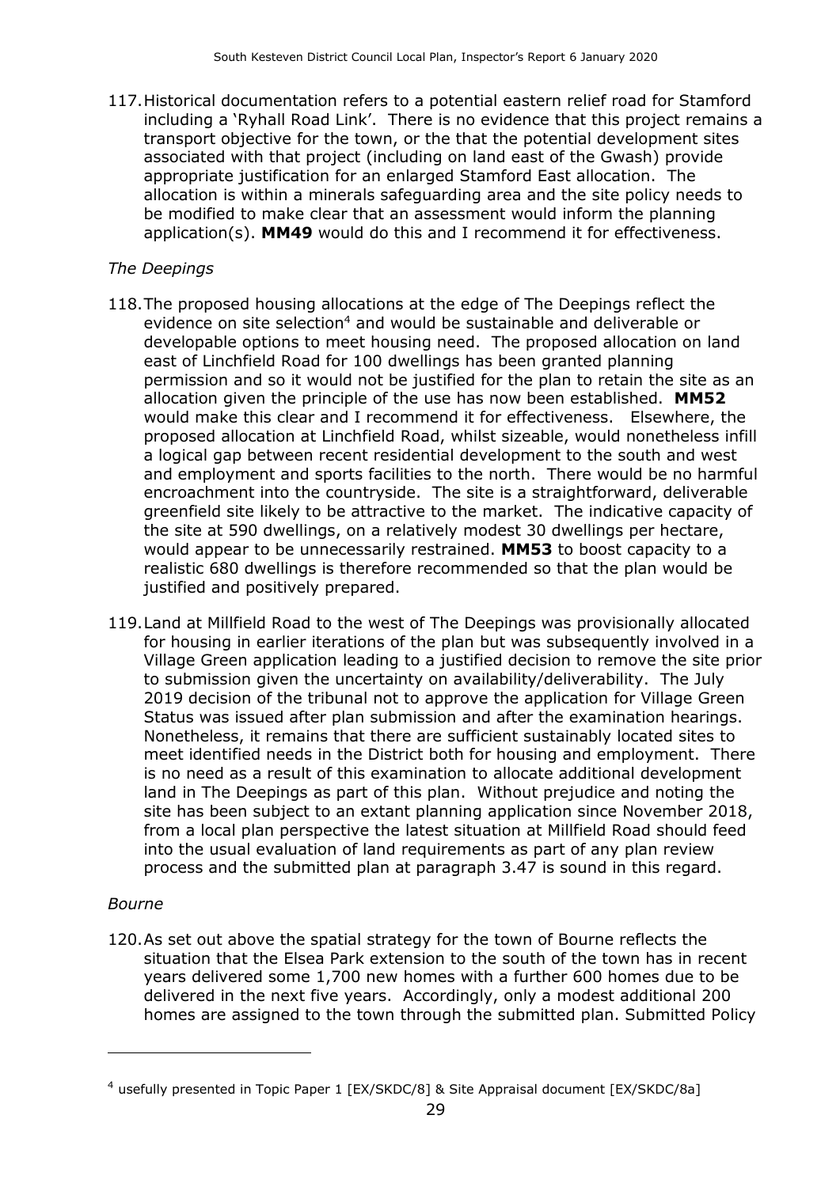117. Historical documentation refers to a potential eastern relief road for Stamford including a 'Ryhall Road Link'. There is no evidence that this project remains a transport objective for the town, or the that the potential development sites associated with that project (including on land east of the Gwash) provide appropriate justification for an enlarged Stamford East allocation. The allocation is within a minerals safeguarding area and the site policy needs to be modified to make clear that an assessment would inform the planning application(s). **MM49** would do this and I recommend it for effectiveness.

*The Deepings*

118. The proposed housing allocations at the edge of The Deepings reflect the evidence on site selection[4] and would be sustainable and deliverable or developable options to meet housing need. The proposed allocation on land east of Linchfield Road for 100 dwellings has been granted planning permission and so it would not be justified for the plan to retain the site as an allocation given the principle of the use has now been established. **MM52** would make this clear and I recommend it for effectiveness. Elsewhere, the proposed allocation at Linchfield Road, whilst sizeable, would nonetheless infill a logical gap between recent residential development to the south and west and employment and sports facilities to the north. There would be no harmful encroachment into the countryside. The site is a straightforward, deliverable greenfield site likely to be attractive to the market. The indicative capacity of the site at 590 dwellings, on a relatively modest 30 dwellings per hectare, would appear to be unnecessarily restrained. **MM53** to boost capacity to a realistic 680 dwellings is therefore recommended so that the plan would be justified and positively prepared.

119. Land at Millfield Road to the west of The Deepings was provisionally allocated for housing in earlier iterations of the plan but was subsequently involved in a Village Green application leading to a justified decision to remove the site prior to submission given the uncertainty on availability/deliverability. The July 2019 decision of the tribunal not to approve the application for Village Green Status was issued after plan submission and after the examination hearings. Nonetheless, it remains that there are sufficient sustainably located sites to meet identified needs in the District both for housing and employment. There is no need as a result of this examination to allocate additional development land in The Deepings as part of this plan. Without prejudice and noting the site has been subject to an extant planning application since November 2018, from a local plan perspective the latest situation at Millfield Road should feed into the usual evaluation of land requirements as part of any plan review process and the submitted plan at paragraph 3.47 is sound in this regard.

*Bourne*

120. As set out above the spatial strategy for the town of Bourne reflects the situation that the Elsea Park extension to the south of the town has in recent years delivered some 1,700 new homes with a further 600 homes due to be delivered in the next five years. Accordingly, only a modest additional 200 homes are assigned to the town through the submitted plan. Submitted Policy

[4] usefully presented in Topic Paper 1 [EX/SKDC/8] & Site Appraisal document [EX/SKDC/8a]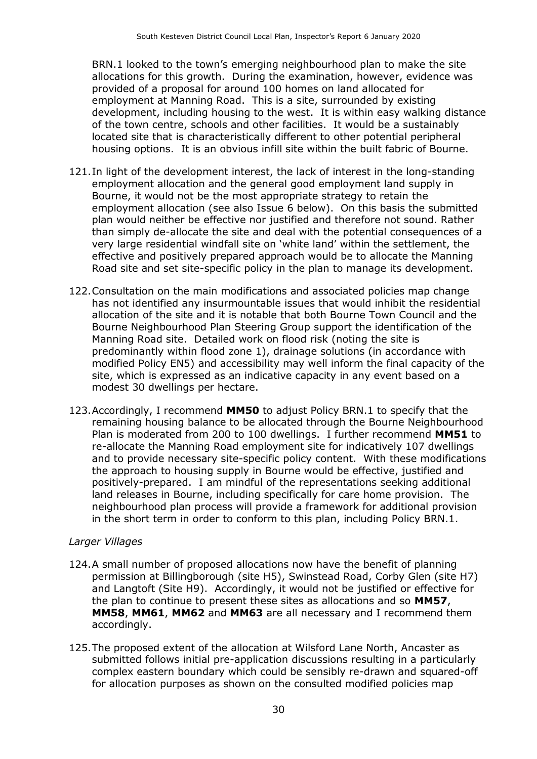BRN.1 looked to the town's emerging neighbourhood plan to make the site allocations for this growth. During the examination, however, evidence was provided of a proposal for around 100 homes on land allocated for employment at Manning Road. This is a site, surrounded by existing development, including housing to the west. It is within easy walking distance of the town centre, schools and other facilities. It would be a sustainably located site that is characteristically different to other potential peripheral housing options. It is an obvious infill site within the built fabric of Bourne.

121. In light of the development interest, the lack of interest in the long-standing employment allocation and the general good employment land supply in Bourne, it would not be the most appropriate strategy to retain the employment allocation (see also Issue 6 below). On this basis the submitted plan would neither be effective nor justified and therefore not sound. Rather than simply de-allocate the site and deal with the potential consequences of a very large residential windfall site on 'white land' within the settlement, the effective and positively prepared approach would be to allocate the Manning Road site and set site-specific policy in the plan to manage its development.

122. Consultation on the main modifications and associated policies map change has not identified any insurmountable issues that would inhibit the residential allocation of the site and it is notable that both Bourne Town Council and the Bourne Neighbourhood Plan Steering Group support the identification of the Manning Road site. Detailed work on flood risk (noting the site is predominantly within flood zone 1), drainage solutions (in accordance with modified Policy EN5) and accessibility may well inform the final capacity of the site, which is expressed as an indicative capacity in any event based on a modest 30 dwellings per hectare.

123. Accordingly, I recommend **MM50** to adjust Policy BRN.1 to specify that the remaining housing balance to be allocated through the Bourne Neighbourhood Plan is moderated from 200 to 100 dwellings. I further recommend **MM51** to re-allocate the Manning Road employment site for indicatively 107 dwellings and to provide necessary site-specific policy content. With these modifications the approach to housing supply in Bourne would be effective, justified and positively-prepared. I am mindful of the representations seeking additional land releases in Bourne, including specifically for care home provision. The neighbourhood plan process will provide a framework for additional provision in the short term in order to conform to this plan, including Policy BRN.1.

*Larger Villages*

124. A small number of proposed allocations now have the benefit of planning permission at Billingborough (site H5), Swinstead Road, Corby Glen (site H7) and Langtoft (Site H9). Accordingly, it would not be justified or effective for the plan to continue to present these sites as allocations and so **MM57**, **MM58**, **MM61**, **MM62** and **MM63** are all necessary and I recommend them accordingly.

125. The proposed extent of the allocation at Wilsford Lane North, Ancaster as submitted follows initial pre-application discussions resulting in a particularly complex eastern boundary which could be sensibly re-drawn and squared-off for allocation purposes as shown on the consulted modified policies map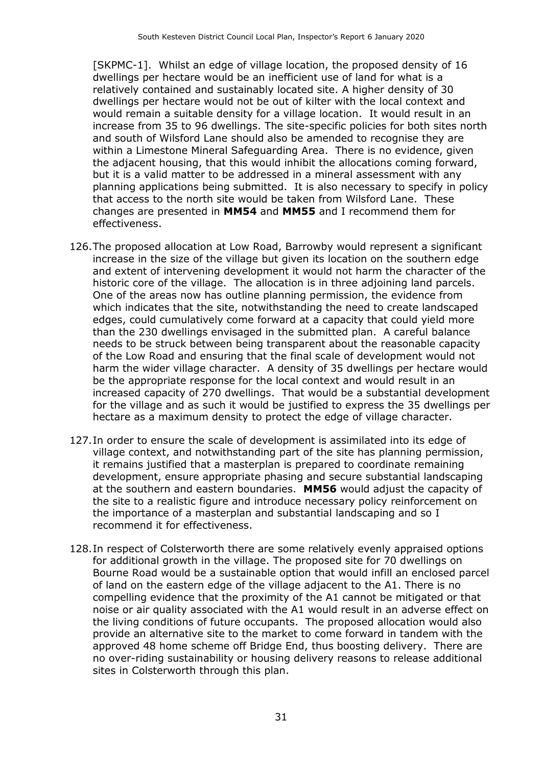[SKPMC-1]. Whilst an edge of village location, the proposed density of 16 dwellings per hectare would be an inefficient use of land for what is a relatively contained and sustainably located site. A higher density of 30 dwellings per hectare would not be out of kilter with the local context and would remain a suitable density for a village location. It would result in an increase from 35 to 96 dwellings. The site-specific policies for both sites north and south of Wilsford Lane should also be amended to recognise they are within a Limestone Mineral Safeguarding Area. There is no evidence, given the adjacent housing, that this would inhibit the allocations coming forward, but it is a valid matter to be addressed in a mineral assessment with any planning applications being submitted. It is also necessary to specify in policy that access to the north site would be taken from Wilsford Lane. These changes are presented in **MM54** and **MM55** and I recommend them for effectiveness.

126. The proposed allocation at Low Road, Barrowby would represent a significant increase in the size of the village but given its location on the southern edge and extent of intervening development it would not harm the character of the historic core of the village. The allocation is in three adjoining land parcels. One of the areas now has outline planning permission, the evidence from which indicates that the site, notwithstanding the need to create landscaped edges, could cumulatively come forward at a capacity that could yield more than the 230 dwellings envisaged in the submitted plan. A careful balance needs to be struck between being transparent about the reasonable capacity of the Low Road and ensuring that the final scale of development would not harm the wider village character. A density of 35 dwellings per hectare would be the appropriate response for the local context and would result in an increased capacity of 270 dwellings. That would be a substantial development for the village and as such it would be justified to express the 35 dwellings per hectare as a maximum density to protect the edge of village character.

127. In order to ensure the scale of development is assimilated into its edge of village context, and notwithstanding part of the site has planning permission, it remains justified that a masterplan is prepared to coordinate remaining development, ensure appropriate phasing and secure substantial landscaping at the southern and eastern boundaries. **MM56** would adjust the capacity of the site to a realistic figure and introduce necessary policy reinforcement on the importance of a masterplan and substantial landscaping and so I recommend it for effectiveness.

128. In respect of Colsterworth there are some relatively evenly appraised options for additional growth in the village. The proposed site for 70 dwellings on Bourne Road would be a sustainable option that would infill an enclosed parcel of land on the eastern edge of the village adjacent to the A1. There is no compelling evidence that the proximity of the A1 cannot be mitigated or that noise or air quality associated with the A1 would result in an adverse effect on the living conditions of future occupants. The proposed allocation would also provide an alternative site to the market to come forward in tandem with the approved 48 home scheme off Bridge End, thus boosting delivery. There are no over-riding sustainability or housing delivery reasons to release additional sites in Colsterworth through this plan.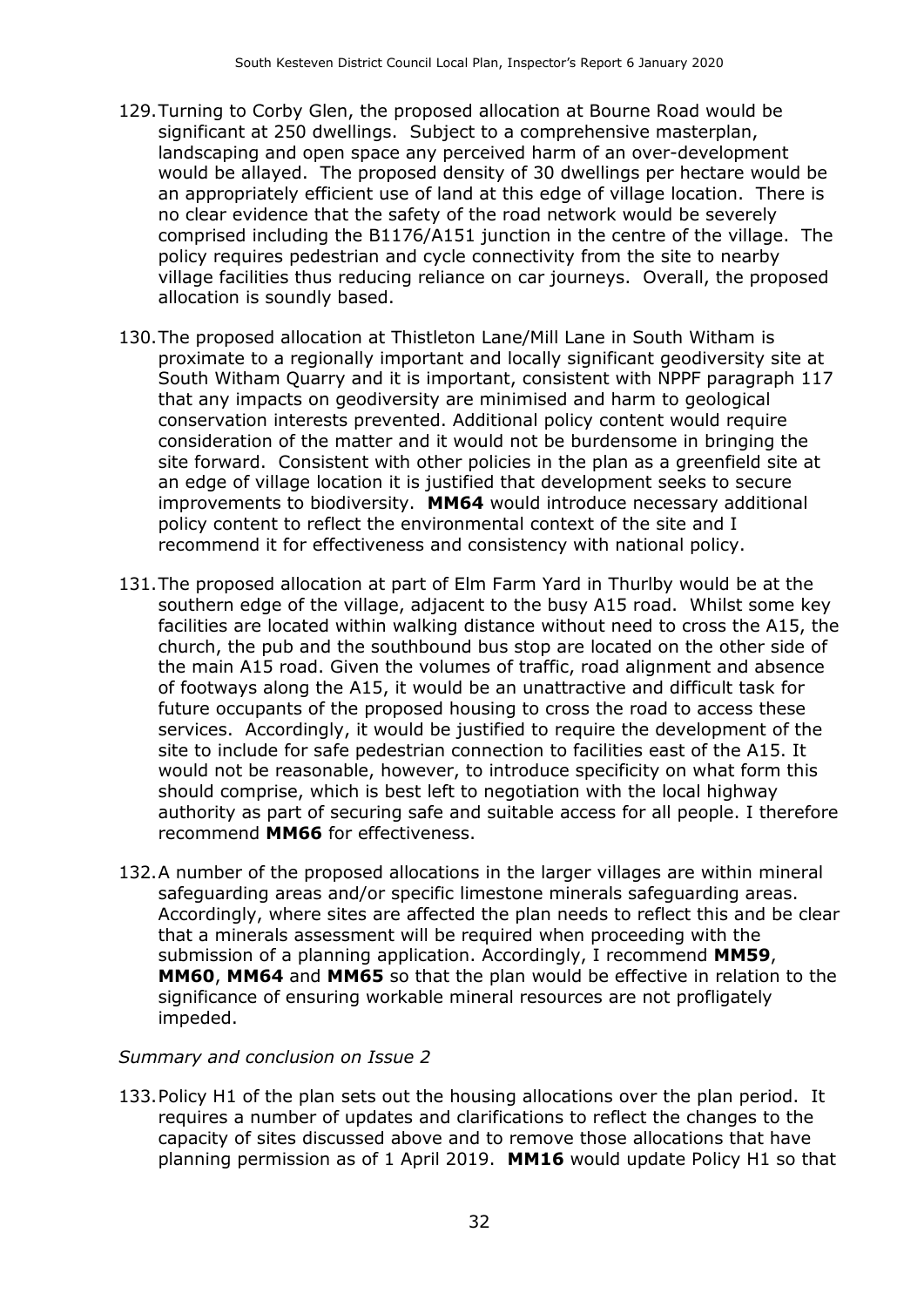129. Turning to Corby Glen, the proposed allocation at Bourne Road would be significant at 250 dwellings. Subject to a comprehensive masterplan, landscaping and open space any perceived harm of an over-development would be allayed. The proposed density of 30 dwellings per hectare would be an appropriately efficient use of land at this edge of village location. There is no clear evidence that the safety of the road network would be severely comprised including the B1176/A151 junction in the centre of the village. The policy requires pedestrian and cycle connectivity from the site to nearby village facilities thus reducing reliance on car journeys. Overall, the proposed allocation is soundly based.

130. The proposed allocation at Thistleton Lane/Mill Lane in South Witham is proximate to a regionally important and locally significant geodiversity site at South Witham Quarry and it is important, consistent with NPPF paragraph 117 that any impacts on geodiversity are minimised and harm to geological conservation interests prevented. Additional policy content would require consideration of the matter and it would not be burdensome in bringing the site forward. Consistent with other policies in the plan as a greenfield site at an edge of village location it is justified that development seeks to secure improvements to biodiversity. **MM64** would introduce necessary additional policy content to reflect the environmental context of the site and I recommend it for effectiveness and consistency with national policy.

131. The proposed allocation at part of Elm Farm Yard in Thurlby would be at the southern edge of the village, adjacent to the busy A15 road. Whilst some key facilities are located within walking distance without need to cross the A15, the church, the pub and the southbound bus stop are located on the other side of the main A15 road. Given the volumes of traffic, road alignment and absence of footways along the A15, it would be an unattractive and difficult task for future occupants of the proposed housing to cross the road to access these services. Accordingly, it would be justified to require the development of the site to include for safe pedestrian connection to facilities east of the A15. It would not be reasonable, however, to introduce specificity on what form this should comprise, which is best left to negotiation with the local highway authority as part of securing safe and suitable access for all people. I therefore recommend **MM66** for effectiveness.

132. A number of the proposed allocations in the larger villages are within mineral safeguarding areas and/or specific limestone minerals safeguarding areas. Accordingly, where sites are affected the plan needs to reflect this and be clear that a minerals assessment will be required when proceeding with the submission of a planning application. Accordingly, I recommend **MM59**, **MM60**, **MM64** and **MM65** so that the plan would be effective in relation to the significance of ensuring workable mineral resources are not profligately impeded.

*Summary and conclusion on Issue 2*

133. Policy H1 of the plan sets out the housing allocations over the plan period. It requires a number of updates and clarifications to reflect the changes to the capacity of sites discussed above and to remove those allocations that have planning permission as of 1 April 2019. **MM16** would update Policy H1 so that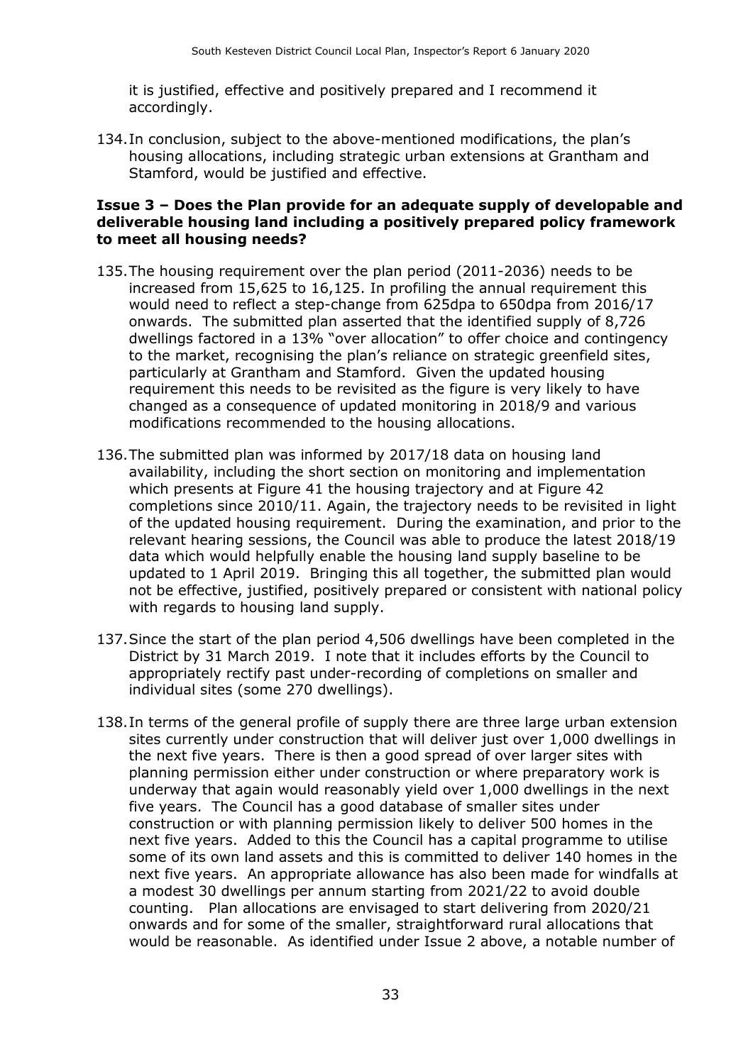it is justified, effective and positively prepared and I recommend it accordingly.

134. In conclusion, subject to the above-mentioned modifications, the plan's housing allocations, including strategic urban extensions at Grantham and Stamford, would be justified and effective.

**Issue 3 – Does the Plan provide for an adequate supply of developable and deliverable housing land including a positively prepared policy framework to meet all housing needs?**

135. The housing requirement over the plan period (2011-2036) needs to be increased from 15,625 to 16,125. In profiling the annual requirement this would need to reflect a step-change from 625dpa to 650dpa from 2016/17 onwards. The submitted plan asserted that the identified supply of 8,726 dwellings factored in a 13% "over allocation" to offer choice and contingency to the market, recognising the plan's reliance on strategic greenfield sites, particularly at Grantham and Stamford. Given the updated housing requirement this needs to be revisited as the figure is very likely to have changed as a consequence of updated monitoring in 2018/9 and various modifications recommended to the housing allocations.

136. The submitted plan was informed by 2017/18 data on housing land availability, including the short section on monitoring and implementation which presents at Figure 41 the housing trajectory and at Figure 42 completions since 2010/11. Again, the trajectory needs to be revisited in light of the updated housing requirement. During the examination, and prior to the relevant hearing sessions, the Council was able to produce the latest 2018/19 data which would helpfully enable the housing land supply baseline to be updated to 1 April 2019. Bringing this all together, the submitted plan would not be effective, justified, positively prepared or consistent with national policy with regards to housing land supply.

137. Since the start of the plan period 4,506 dwellings have been completed in the District by 31 March 2019. I note that it includes efforts by the Council to appropriately rectify past under-recording of completions on smaller and individual sites (some 270 dwellings).

138. In terms of the general profile of supply there are three large urban extension sites currently under construction that will deliver just over 1,000 dwellings in the next five years. There is then a good spread of over larger sites with planning permission either under construction or where preparatory work is underway that again would reasonably yield over 1,000 dwellings in the next five years. The Council has a good database of smaller sites under construction or with planning permission likely to deliver 500 homes in the next five years. Added to this the Council has a capital programme to utilise some of its own land assets and this is committed to deliver 140 homes in the next five years. An appropriate allowance has also been made for windfalls at a modest 30 dwellings per annum starting from 2021/22 to avoid double counting. Plan allocations are envisaged to start delivering from 2020/21 onwards and for some of the smaller, straightforward rural allocations that would be reasonable. As identified under Issue 2 above, a notable number of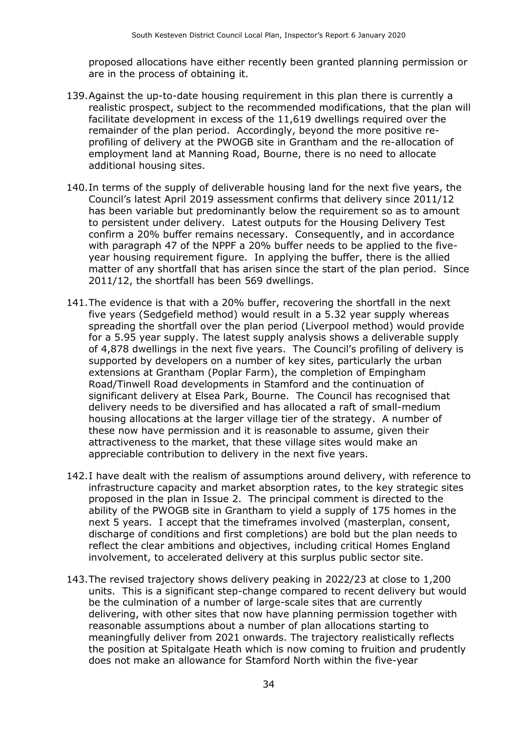proposed allocations have either recently been granted planning permission or are in the process of obtaining it.

139. Against the up-to-date housing requirement in this plan there is currently a realistic prospect, subject to the recommended modifications, that the plan will facilitate development in excess of the 11,619 dwellings required over the remainder of the plan period. Accordingly, beyond the more positive re-profiling of delivery at the PWOGB site in Grantham and the re-allocation of employment land at Manning Road, Bourne, there is no need to allocate additional housing sites.

140. In terms of the supply of deliverable housing land for the next five years, the Council's latest April 2019 assessment confirms that delivery since 2011/12 has been variable but predominantly below the requirement so as to amount to persistent under delivery. Latest outputs for the Housing Delivery Test confirm a 20% buffer remains necessary. Consequently, and in accordance with paragraph 47 of the NPPF a 20% buffer needs to be applied to the five-year housing requirement figure. In applying the buffer, there is the allied matter of any shortfall that has arisen since the start of the plan period. Since 2011/12, the shortfall has been 569 dwellings.

141. The evidence is that with a 20% buffer, recovering the shortfall in the next five years (Sedgefield method) would result in a 5.32 year supply whereas spreading the shortfall over the plan period (Liverpool method) would provide for a 5.95 year supply. The latest supply analysis shows a deliverable supply of 4,878 dwellings in the next five years. The Council's profiling of delivery is supported by developers on a number of key sites, particularly the urban extensions at Grantham (Poplar Farm), the completion of Empingham Road/Tinwell Road developments in Stamford and the continuation of significant delivery at Elsea Park, Bourne. The Council has recognised that delivery needs to be diversified and has allocated a raft of small-medium housing allocations at the larger village tier of the strategy. A number of these now have permission and it is reasonable to assume, given their attractiveness to the market, that these village sites would make an appreciable contribution to delivery in the next five years.

142. I have dealt with the realism of assumptions around delivery, with reference to infrastructure capacity and market absorption rates, to the key strategic sites proposed in the plan in Issue 2. The principal comment is directed to the ability of the PWOGB site in Grantham to yield a supply of 175 homes in the next 5 years. I accept that the timeframes involved (masterplan, consent, discharge of conditions and first completions) are bold but the plan needs to reflect the clear ambitions and objectives, including critical Homes England involvement, to accelerated delivery at this surplus public sector site.

143. The revised trajectory shows delivery peaking in 2022/23 at close to 1,200 units. This is a significant step-change compared to recent delivery but would be the culmination of a number of large-scale sites that are currently delivering, with other sites that now have planning permission together with reasonable assumptions about a number of plan allocations starting to meaningfully deliver from 2021 onwards. The trajectory realistically reflects the position at Spitalgate Heath which is now coming to fruition and prudently does not make an allowance for Stamford North within the five-year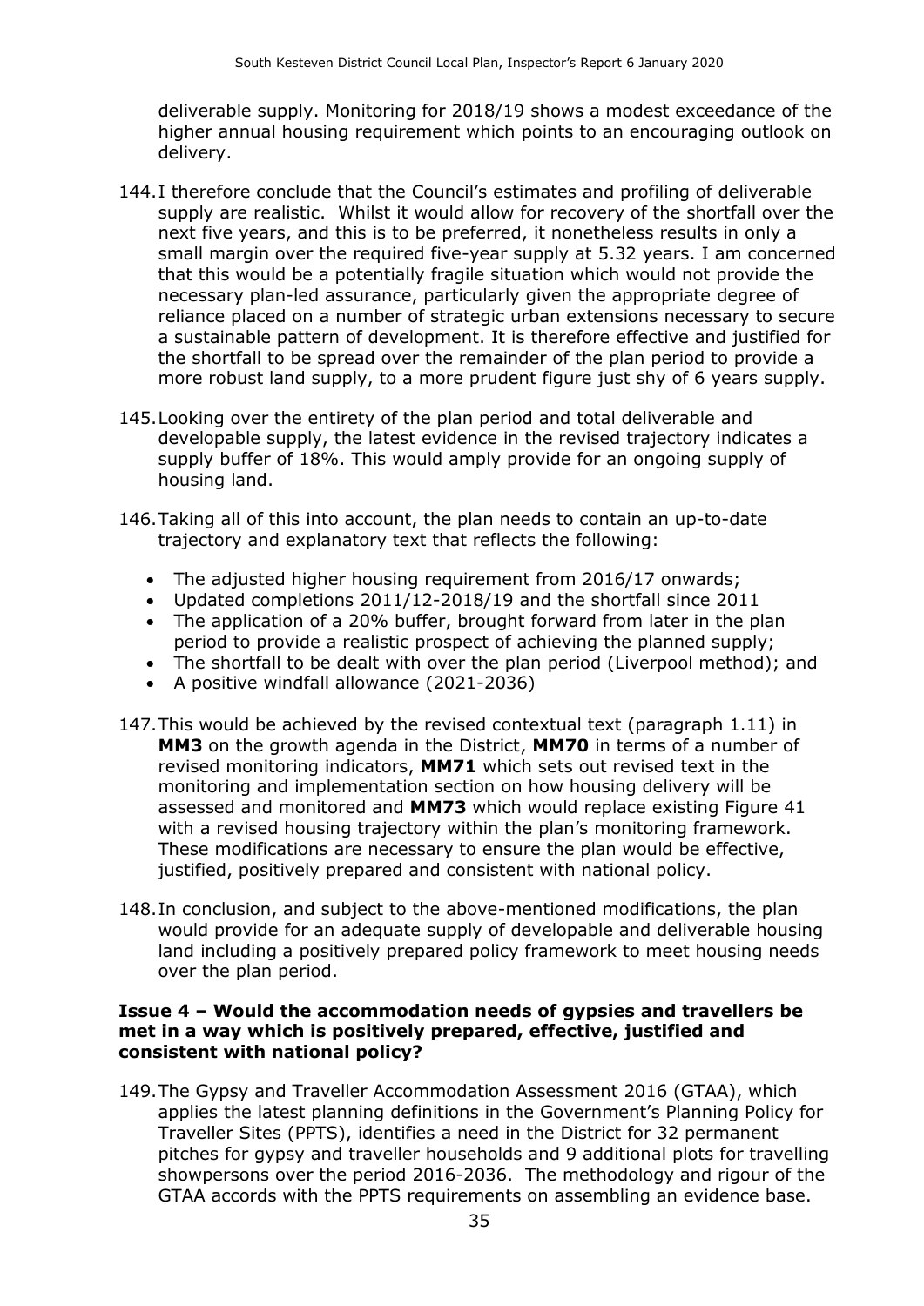deliverable supply. Monitoring for 2018/19 shows a modest exceedance of the higher annual housing requirement which points to an encouraging outlook on delivery.

144. I therefore conclude that the Council's estimates and profiling of deliverable supply are realistic. Whilst it would allow for recovery of the shortfall over the next five years, and this is to be preferred, it nonetheless results in only a small margin over the required five-year supply at 5.32 years. I am concerned that this would be a potentially fragile situation which would not provide the necessary plan-led assurance, particularly given the appropriate degree of reliance placed on a number of strategic urban extensions necessary to secure a sustainable pattern of development. It is therefore effective and justified for the shortfall to be spread over the remainder of the plan period to provide a more robust land supply, to a more prudent figure just shy of 6 years supply.

145. Looking over the entirety of the plan period and total deliverable and developable supply, the latest evidence in the revised trajectory indicates a supply buffer of 18%. This would amply provide for an ongoing supply of housing land.

146. Taking all of this into account, the plan needs to contain an up-to-date trajectory and explanatory text that reflects the following:

- The adjusted higher housing requirement from 2016/17 onwards;
- Updated completions 2011/12-2018/19 and the shortfall since 2011
- The application of a 20% buffer, brought forward from later in the plan period to provide a realistic prospect of achieving the planned supply;
- The shortfall to be dealt with over the plan period (Liverpool method); and
- A positive windfall allowance (2021-2036)

147. This would be achieved by the revised contextual text (paragraph 1.11) in **MM3** on the growth agenda in the District, **MM70** in terms of a number of revised monitoring indicators, **MM71** which sets out revised text in the monitoring and implementation section on how housing delivery will be assessed and monitored and **MM73** which would replace existing Figure 41 with a revised housing trajectory within the plan's monitoring framework. These modifications are necessary to ensure the plan would be effective, justified, positively prepared and consistent with national policy.

148. In conclusion, and subject to the above-mentioned modifications, the plan would provide for an adequate supply of developable and deliverable housing land including a positively prepared policy framework to meet housing needs over the plan period.

### Issue 4 – Would the accommodation needs of gypsies and travellers be met in a way which is positively prepared, effective, justified and consistent with national policy?

149. The Gypsy and Traveller Accommodation Assessment 2016 (GTAA), which applies the latest planning definitions in the Government's Planning Policy for Traveller Sites (PPTS), identifies a need in the District for 32 permanent pitches for gypsy and traveller households and 9 additional plots for travelling showpersons over the period 2016-2036. The methodology and rigour of the GTAA accords with the PPTS requirements on assembling an evidence base.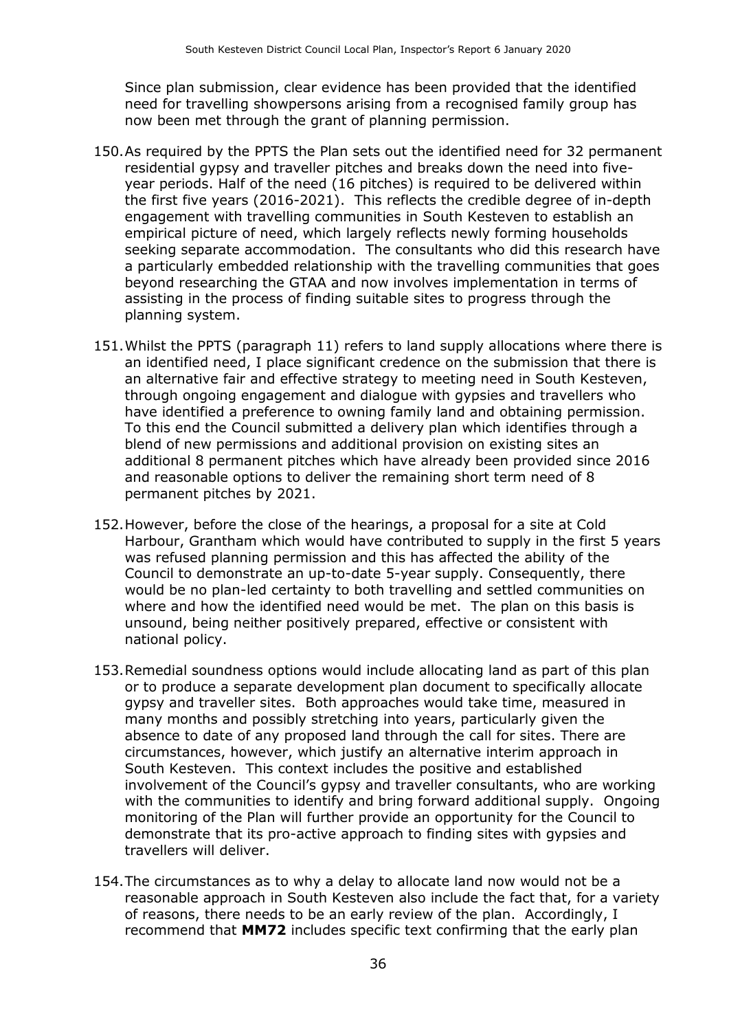Since plan submission, clear evidence has been provided that the identified need for travelling showpersons arising from a recognised family group has now been met through the grant of planning permission.

150. As required by the PPTS the Plan sets out the identified need for 32 permanent residential gypsy and traveller pitches and breaks down the need into five-year periods. Half of the need (16 pitches) is required to be delivered within the first five years (2016-2021). This reflects the credible degree of in-depth engagement with travelling communities in South Kesteven to establish an empirical picture of need, which largely reflects newly forming households seeking separate accommodation. The consultants who did this research have a particularly embedded relationship with the travelling communities that goes beyond researching the GTAA and now involves implementation in terms of assisting in the process of finding suitable sites to progress through the planning system.

151. Whilst the PPTS (paragraph 11) refers to land supply allocations where there is an identified need, I place significant credence on the submission that there is an alternative fair and effective strategy to meeting need in South Kesteven, through ongoing engagement and dialogue with gypsies and travellers who have identified a preference to owning family land and obtaining permission. To this end the Council submitted a delivery plan which identifies through a blend of new permissions and additional provision on existing sites an additional 8 permanent pitches which have already been provided since 2016 and reasonable options to deliver the remaining short term need of 8 permanent pitches by 2021.

152. However, before the close of the hearings, a proposal for a site at Cold Harbour, Grantham which would have contributed to supply in the first 5 years was refused planning permission and this has affected the ability of the Council to demonstrate an up-to-date 5-year supply. Consequently, there would be no plan-led certainty to both travelling and settled communities on where and how the identified need would be met. The plan on this basis is unsound, being neither positively prepared, effective or consistent with national policy.

153. Remedial soundness options would include allocating land as part of this plan or to produce a separate development plan document to specifically allocate gypsy and traveller sites. Both approaches would take time, measured in many months and possibly stretching into years, particularly given the absence to date of any proposed land through the call for sites. There are circumstances, however, which justify an alternative interim approach in South Kesteven. This context includes the positive and established involvement of the Council's gypsy and traveller consultants, who are working with the communities to identify and bring forward additional supply. Ongoing monitoring of the Plan will further provide an opportunity for the Council to demonstrate that its pro-active approach to finding sites with gypsies and travellers will deliver.

154. The circumstances as to why a delay to allocate land now would not be a reasonable approach in South Kesteven also include the fact that, for a variety of reasons, there needs to be an early review of the plan. Accordingly, I recommend that **MM72** includes specific text confirming that the early plan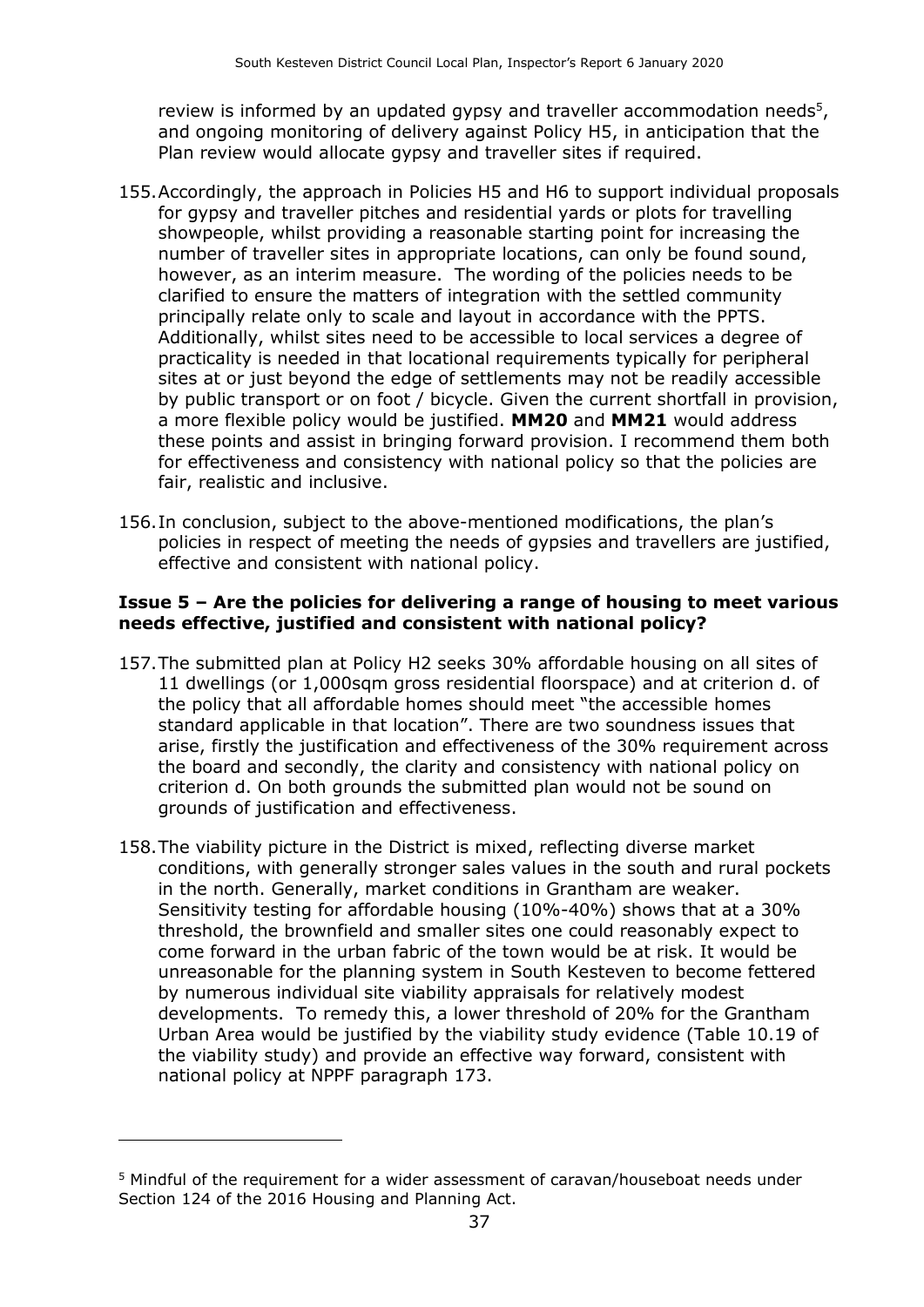review is informed by an updated gypsy and traveller accommodation needs[5], and ongoing monitoring of delivery against Policy H5, in anticipation that the Plan review would allocate gypsy and traveller sites if required.

155. Accordingly, the approach in Policies H5 and H6 to support individual proposals for gypsy and traveller pitches and residential yards or plots for travelling showpeople, whilst providing a reasonable starting point for increasing the number of traveller sites in appropriate locations, can only be found sound, however, as an interim measure. The wording of the policies needs to be clarified to ensure the matters of integration with the settled community principally relate only to scale and layout in accordance with the PPTS. Additionally, whilst sites need to be accessible to local services a degree of practicality is needed in that locational requirements typically for peripheral sites at or just beyond the edge of settlements may not be readily accessible by public transport or on foot / bicycle. Given the current shortfall in provision, a more flexible policy would be justified. **MM20** and **MM21** would address these points and assist in bringing forward provision. I recommend them both for effectiveness and consistency with national policy so that the policies are fair, realistic and inclusive.

156. In conclusion, subject to the above-mentioned modifications, the plan's policies in respect of meeting the needs of gypsies and travellers are justified, effective and consistent with national policy.

### Issue 5 – Are the policies for delivering a range of housing to meet various needs effective, justified and consistent with national policy?

157. The submitted plan at Policy H2 seeks 30% affordable housing on all sites of 11 dwellings (or 1,000sqm gross residential floorspace) and at criterion d. of the policy that all affordable homes should meet "the accessible homes standard applicable in that location". There are two soundness issues that arise, firstly the justification and effectiveness of the 30% requirement across the board and secondly, the clarity and consistency with national policy on criterion d. On both grounds the submitted plan would not be sound on grounds of justification and effectiveness.

158. The viability picture in the District is mixed, reflecting diverse market conditions, with generally stronger sales values in the south and rural pockets in the north. Generally, market conditions in Grantham are weaker. Sensitivity testing for affordable housing (10%-40%) shows that at a 30% threshold, the brownfield and smaller sites one could reasonably expect to come forward in the urban fabric of the town would be at risk. It would be unreasonable for the planning system in South Kesteven to become fettered by numerous individual site viability appraisals for relatively modest developments. To remedy this, a lower threshold of 20% for the Grantham Urban Area would be justified by the viability study evidence (Table 10.19 of the viability study) and provide an effective way forward, consistent with national policy at NPPF paragraph 173.

[5] Mindful of the requirement for a wider assessment of caravan/houseboat needs under Section 124 of the 2016 Housing and Planning Act.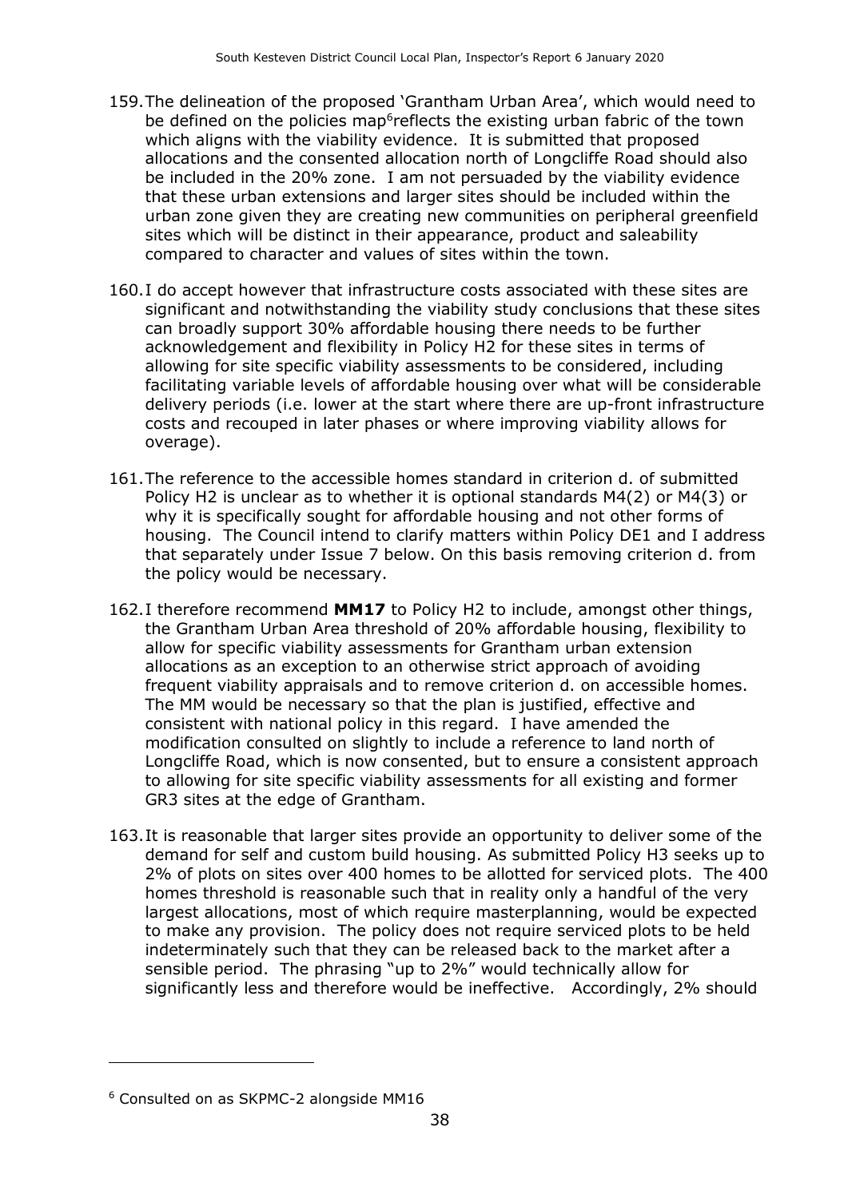159. The delineation of the proposed 'Grantham Urban Area', which would need to be defined on the policies map[6] reflects the existing urban fabric of the town which aligns with the viability evidence. It is submitted that proposed allocations and the consented allocation north of Longcliffe Road should also be included in the 20% zone. I am not persuaded by the viability evidence that these urban extensions and larger sites should be included within the urban zone given they are creating new communities on peripheral greenfield sites which will be distinct in their appearance, product and saleability compared to character and values of sites within the town.

160. I do accept however that infrastructure costs associated with these sites are significant and notwithstanding the viability study conclusions that these sites can broadly support 30% affordable housing there needs to be further acknowledgement and flexibility in Policy H2 for these sites in terms of allowing for site specific viability assessments to be considered, including facilitating variable levels of affordable housing over what will be considerable delivery periods (i.e. lower at the start where there are up-front infrastructure costs and recouped in later phases or where improving viability allows for overage).

161. The reference to the accessible homes standard in criterion d. of submitted Policy H2 is unclear as to whether it is optional standards M4(2) or M4(3) or why it is specifically sought for affordable housing and not other forms of housing. The Council intend to clarify matters within Policy DE1 and I address that separately under Issue 7 below. On this basis removing criterion d. from the policy would be necessary.

162. I therefore recommend **MM17** to Policy H2 to include, amongst other things, the Grantham Urban Area threshold of 20% affordable housing, flexibility to allow for specific viability assessments for Grantham urban extension allocations as an exception to an otherwise strict approach of avoiding frequent viability appraisals and to remove criterion d. on accessible homes. The MM would be necessary so that the plan is justified, effective and consistent with national policy in this regard. I have amended the modification consulted on slightly to include a reference to land north of Longcliffe Road, which is now consented, but to ensure a consistent approach to allowing for site specific viability assessments for all existing and former GR3 sites at the edge of Grantham.

163. It is reasonable that larger sites provide an opportunity to deliver some of the demand for self and custom build housing. As submitted Policy H3 seeks up to 2% of plots on sites over 400 homes to be allotted for serviced plots. The 400 homes threshold is reasonable such that in reality only a handful of the very largest allocations, most of which require masterplanning, would be expected to make any provision. The policy does not require serviced plots to be held indeterminately such that they can be released back to the market after a sensible period. The phrasing "up to 2%" would technically allow for significantly less and therefore would be ineffective. Accordingly, 2% should

[6] Consulted on as SKPMC-2 alongside MM16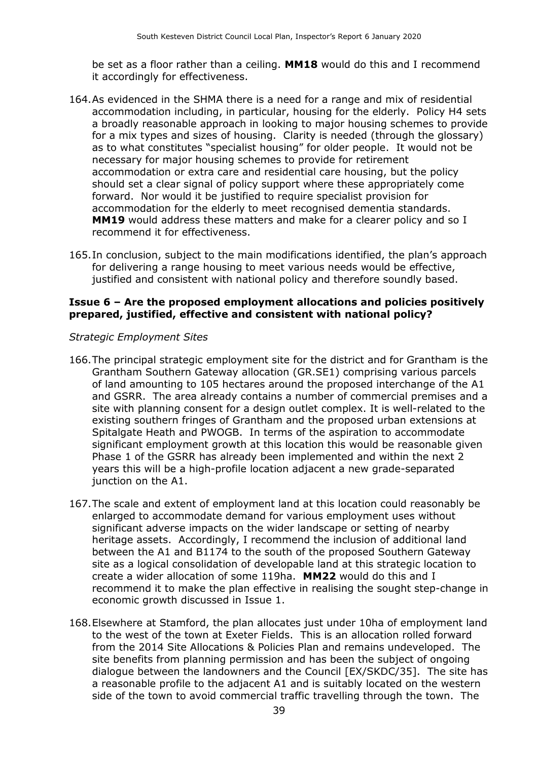be set as a floor rather than a ceiling. **MM18** would do this and I recommend it accordingly for effectiveness.

164. As evidenced in the SHMA there is a need for a range and mix of residential accommodation including, in particular, housing for the elderly. Policy H4 sets a broadly reasonable approach in looking to major housing schemes to provide for a mix types and sizes of housing. Clarity is needed (through the glossary) as to what constitutes "specialist housing" for older people. It would not be necessary for major housing schemes to provide for retirement accommodation or extra care and residential care housing, but the policy should set a clear signal of policy support where these appropriately come forward. Nor would it be justified to require specialist provision for accommodation for the elderly to meet recognised dementia standards. **MM19** would address these matters and make for a clearer policy and so I recommend it for effectiveness.

165. In conclusion, subject to the main modifications identified, the plan's approach for delivering a range housing to meet various needs would be effective, justified and consistent with national policy and therefore soundly based.

### Issue 6 – Are the proposed employment allocations and policies positively prepared, justified, effective and consistent with national policy?

*Strategic Employment Sites*

166. The principal strategic employment site for the district and for Grantham is the Grantham Southern Gateway allocation (GR.SE1) comprising various parcels of land amounting to 105 hectares around the proposed interchange of the A1 and GSRR. The area already contains a number of commercial premises and a site with planning consent for a design outlet complex. It is well-related to the existing southern fringes of Grantham and the proposed urban extensions at Spitalgate Heath and PWOGB. In terms of the aspiration to accommodate significant employment growth at this location this would be reasonable given Phase 1 of the GSRR has already been implemented and within the next 2 years this will be a high-profile location adjacent a new grade-separated junction on the A1.

167. The scale and extent of employment land at this location could reasonably be enlarged to accommodate demand for various employment uses without significant adverse impacts on the wider landscape or setting of nearby heritage assets. Accordingly, I recommend the inclusion of additional land between the A1 and B1174 to the south of the proposed Southern Gateway site as a logical consolidation of developable land at this strategic location to create a wider allocation of some 119ha. **MM22** would do this and I recommend it to make the plan effective in realising the sought step-change in economic growth discussed in Issue 1.

168. Elsewhere at Stamford, the plan allocates just under 10ha of employment land to the west of the town at Exeter Fields. This is an allocation rolled forward from the 2014 Site Allocations & Policies Plan and remains undeveloped. The site benefits from planning permission and has been the subject of ongoing dialogue between the landowners and the Council [EX/SKDC/35]. The site has a reasonable profile to the adjacent A1 and is suitably located on the western side of the town to avoid commercial traffic travelling through the town. The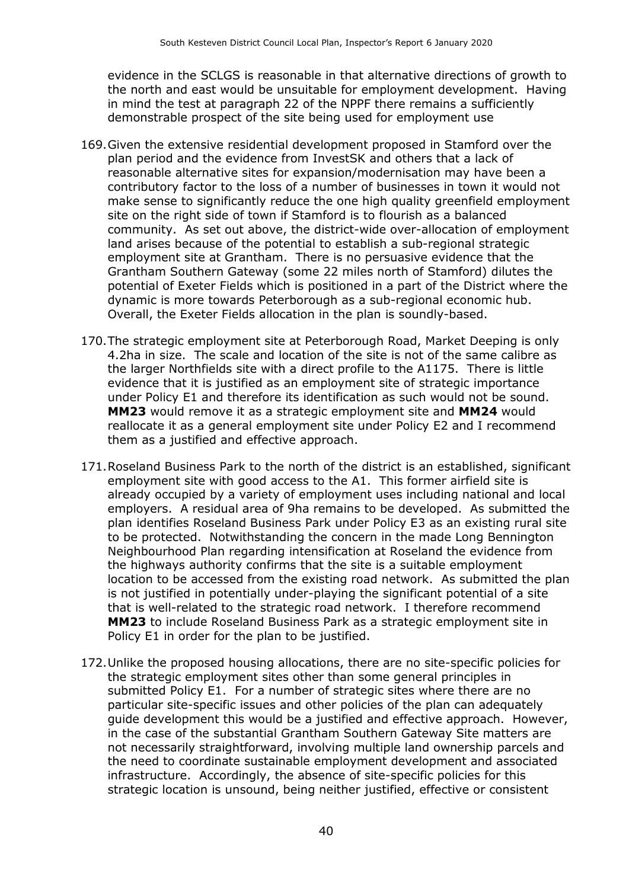evidence in the SCLGS is reasonable in that alternative directions of growth to the north and east would be unsuitable for employment development. Having in mind the test at paragraph 22 of the NPPF there remains a sufficiently demonstrable prospect of the site being used for employment use

169. Given the extensive residential development proposed in Stamford over the plan period and the evidence from InvestSK and others that a lack of reasonable alternative sites for expansion/modernisation may have been a contributory factor to the loss of a number of businesses in town it would not make sense to significantly reduce the one high quality greenfield employment site on the right side of town if Stamford is to flourish as a balanced community. As set out above, the district-wide over-allocation of employment land arises because of the potential to establish a sub-regional strategic employment site at Grantham. There is no persuasive evidence that the Grantham Southern Gateway (some 22 miles north of Stamford) dilutes the potential of Exeter Fields which is positioned in a part of the District where the dynamic is more towards Peterborough as a sub-regional economic hub. Overall, the Exeter Fields allocation in the plan is soundly-based.

170. The strategic employment site at Peterborough Road, Market Deeping is only 4.2ha in size. The scale and location of the site is not of the same calibre as the larger Northfields site with a direct profile to the A1175. There is little evidence that it is justified as an employment site of strategic importance under Policy E1 and therefore its identification as such would not be sound. **MM23** would remove it as a strategic employment site and **MM24** would reallocate it as a general employment site under Policy E2 and I recommend them as a justified and effective approach.

171. Roseland Business Park to the north of the district is an established, significant employment site with good access to the A1. This former airfield site is already occupied by a variety of employment uses including national and local employers. A residual area of 9ha remains to be developed. As submitted the plan identifies Roseland Business Park under Policy E3 as an existing rural site to be protected. Notwithstanding the concern in the made Long Bennington Neighbourhood Plan regarding intensification at Roseland the evidence from the highways authority confirms that the site is a suitable employment location to be accessed from the existing road network. As submitted the plan is not justified in potentially under-playing the significant potential of a site that is well-related to the strategic road network. I therefore recommend **MM23** to include Roseland Business Park as a strategic employment site in Policy E1 in order for the plan to be justified.

172. Unlike the proposed housing allocations, there are no site-specific policies for the strategic employment sites other than some general principles in submitted Policy E1. For a number of strategic sites where there are no particular site-specific issues and other policies of the plan can adequately guide development this would be a justified and effective approach. However, in the case of the substantial Grantham Southern Gateway Site matters are not necessarily straightforward, involving multiple land ownership parcels and the need to coordinate sustainable employment development and associated infrastructure. Accordingly, the absence of site-specific policies for this strategic location is unsound, being neither justified, effective or consistent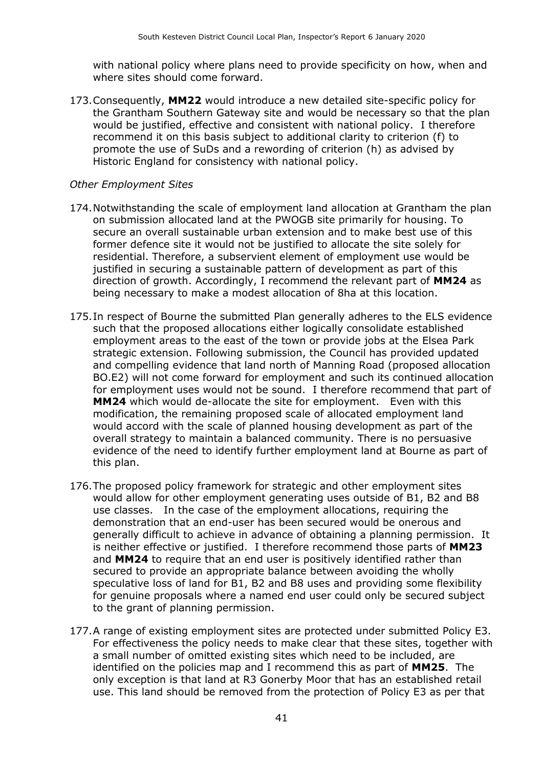with national policy where plans need to provide specificity on how, when and where sites should come forward.

173. Consequently, **MM22** would introduce a new detailed site-specific policy for the Grantham Southern Gateway site and would be necessary so that the plan would be justified, effective and consistent with national policy. I therefore recommend it on this basis subject to additional clarity to criterion (f) to promote the use of SuDs and a rewording of criterion (h) as advised by Historic England for consistency with national policy.

*Other Employment Sites*

174. Notwithstanding the scale of employment land allocation at Grantham the plan on submission allocated land at the PWOGB site primarily for housing. To secure an overall sustainable urban extension and to make best use of this former defence site it would not be justified to allocate the site solely for residential. Therefore, a subservient element of employment use would be justified in securing a sustainable pattern of development as part of this direction of growth. Accordingly, I recommend the relevant part of **MM24** as being necessary to make a modest allocation of 8ha at this location.

175. In respect of Bourne the submitted Plan generally adheres to the ELS evidence such that the proposed allocations either logically consolidate established employment areas to the east of the town or provide jobs at the Elsea Park strategic extension. Following submission, the Council has provided updated and compelling evidence that land north of Manning Road (proposed allocation BO.E2) will not come forward for employment and such its continued allocation for employment uses would not be sound. I therefore recommend that part of **MM24** which would de-allocate the site for employment. Even with this modification, the remaining proposed scale of allocated employment land would accord with the scale of planned housing development as part of the overall strategy to maintain a balanced community. There is no persuasive evidence of the need to identify further employment land at Bourne as part of this plan.

176. The proposed policy framework for strategic and other employment sites would allow for other employment generating uses outside of B1, B2 and B8 use classes. In the case of the employment allocations, requiring the demonstration that an end-user has been secured would be onerous and generally difficult to achieve in advance of obtaining a planning permission. It is neither effective or justified. I therefore recommend those parts of **MM23** and **MM24** to require that an end user is positively identified rather than secured to provide an appropriate balance between avoiding the wholly speculative loss of land for B1, B2 and B8 uses and providing some flexibility for genuine proposals where a named end user could only be secured subject to the grant of planning permission.

177. A range of existing employment sites are protected under submitted Policy E3. For effectiveness the policy needs to make clear that these sites, together with a small number of omitted existing sites which need to be included, are identified on the policies map and I recommend this as part of **MM25**. The only exception is that land at R3 Gonerby Moor that has an established retail use. This land should be removed from the protection of Policy E3 as per that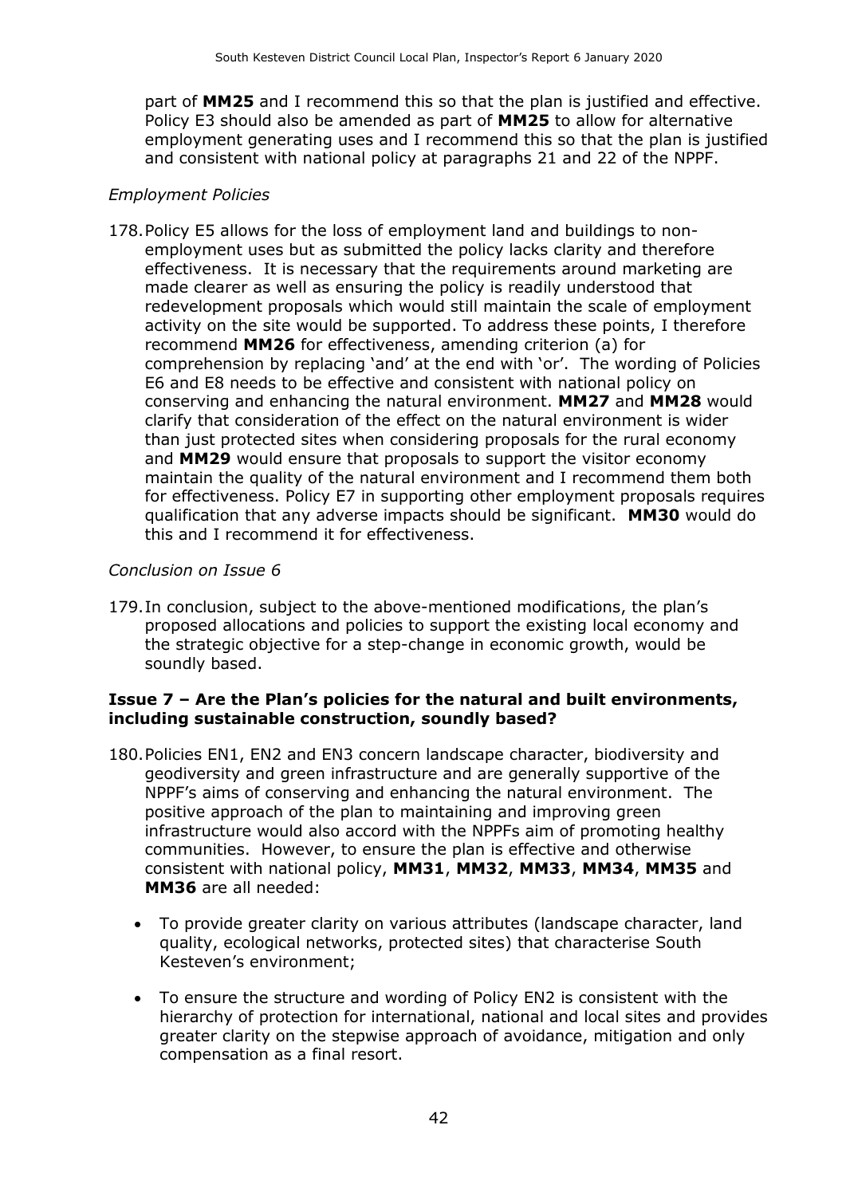part of **MM25** and I recommend this so that the plan is justified and effective. Policy E3 should also be amended as part of **MM25** to allow for alternative employment generating uses and I recommend this so that the plan is justified and consistent with national policy at paragraphs 21 and 22 of the NPPF.

*Employment Policies*

178. Policy E5 allows for the loss of employment land and buildings to non-employment uses but as submitted the policy lacks clarity and therefore effectiveness. It is necessary that the requirements around marketing are made clearer as well as ensuring the policy is readily understood that redevelopment proposals which would still maintain the scale of employment activity on the site would be supported. To address these points, I therefore recommend **MM26** for effectiveness, amending criterion (a) for comprehension by replacing 'and' at the end with 'or'. The wording of Policies E6 and E8 needs to be effective and consistent with national policy on conserving and enhancing the natural environment. **MM27** and **MM28** would clarify that consideration of the effect on the natural environment is wider than just protected sites when considering proposals for the rural economy and **MM29** would ensure that proposals to support the visitor economy maintain the quality of the natural environment and I recommend them both for effectiveness. Policy E7 in supporting other employment proposals requires qualification that any adverse impacts should be significant. **MM30** would do this and I recommend it for effectiveness.

*Conclusion on Issue 6*

179. In conclusion, subject to the above-mentioned modifications, the plan's proposed allocations and policies to support the existing local economy and the strategic objective for a step-change in economic growth, would be soundly based.

**Issue 7 – Are the Plan's policies for the natural and built environments, including sustainable construction, soundly based?**

180. Policies EN1, EN2 and EN3 concern landscape character, biodiversity and geodiversity and green infrastructure and are generally supportive of the NPPF's aims of conserving and enhancing the natural environment. The positive approach of the plan to maintaining and improving green infrastructure would also accord with the NPPFs aim of promoting healthy communities. However, to ensure the plan is effective and otherwise consistent with national policy, **MM31**, **MM32**, **MM33**, **MM34**, **MM35** and **MM36** are all needed:

- To provide greater clarity on various attributes (landscape character, land quality, ecological networks, protected sites) that characterise South Kesteven's environment;
- To ensure the structure and wording of Policy EN2 is consistent with the hierarchy of protection for international, national and local sites and provides greater clarity on the stepwise approach of avoidance, mitigation and only compensation as a final resort.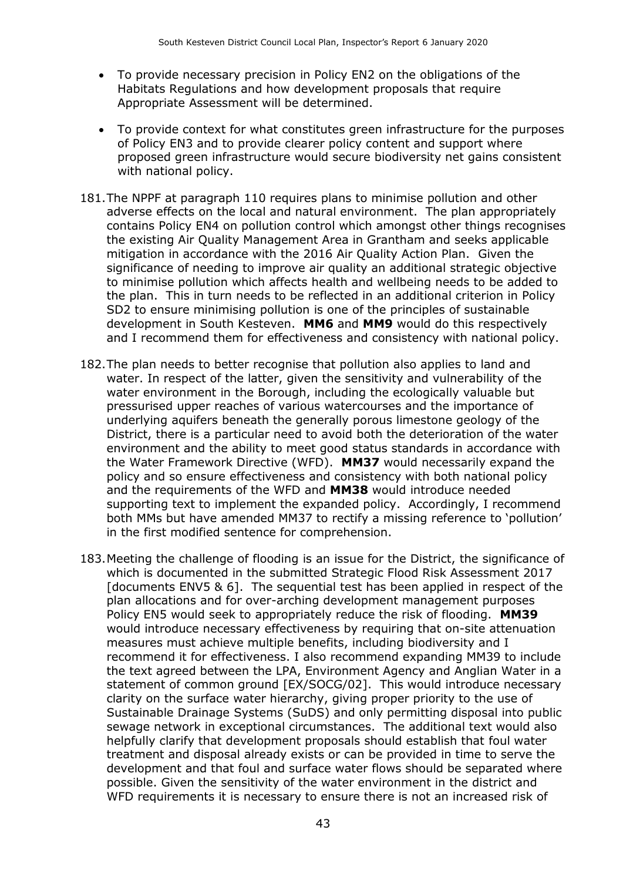- To provide necessary precision in Policy EN2 on the obligations of the Habitats Regulations and how development proposals that require Appropriate Assessment will be determined.

- To provide context for what constitutes green infrastructure for the purposes of Policy EN3 and to provide clearer policy content and support where proposed green infrastructure would secure biodiversity net gains consistent with national policy.

181. The NPPF at paragraph 110 requires plans to minimise pollution and other adverse effects on the local and natural environment. The plan appropriately contains Policy EN4 on pollution control which amongst other things recognises the existing Air Quality Management Area in Grantham and seeks applicable mitigation in accordance with the 2016 Air Quality Action Plan. Given the significance of needing to improve air quality an additional strategic objective to minimise pollution which affects health and wellbeing needs to be added to the plan. This in turn needs to be reflected in an additional criterion in Policy SD2 to ensure minimising pollution is one of the principles of sustainable development in South Kesteven. **MM6** and **MM9** would do this respectively and I recommend them for effectiveness and consistency with national policy.

182. The plan needs to better recognise that pollution also applies to land and water. In respect of the latter, given the sensitivity and vulnerability of the water environment in the Borough, including the ecologically valuable but pressurised upper reaches of various watercourses and the importance of underlying aquifers beneath the generally porous limestone geology of the District, there is a particular need to avoid both the deterioration of the water environment and the ability to meet good status standards in accordance with the Water Framework Directive (WFD). **MM37** would necessarily expand the policy and so ensure effectiveness and consistency with both national policy and the requirements of the WFD and **MM38** would introduce needed supporting text to implement the expanded policy. Accordingly, I recommend both MMs but have amended MM37 to rectify a missing reference to 'pollution' in the first modified sentence for comprehension.

183. Meeting the challenge of flooding is an issue for the District, the significance of which is documented in the submitted Strategic Flood Risk Assessment 2017 [documents ENV5 & 6]. The sequential test has been applied in respect of the plan allocations and for over-arching development management purposes Policy EN5 would seek to appropriately reduce the risk of flooding. **MM39** would introduce necessary effectiveness by requiring that on-site attenuation measures must achieve multiple benefits, including biodiversity and I recommend it for effectiveness. I also recommend expanding MM39 to include the text agreed between the LPA, Environment Agency and Anglian Water in a statement of common ground [EX/SOCG/02]. This would introduce necessary clarity on the surface water hierarchy, giving proper priority to the use of Sustainable Drainage Systems (SuDS) and only permitting disposal into public sewage network in exceptional circumstances. The additional text would also helpfully clarify that development proposals should establish that foul water treatment and disposal already exists or can be provided in time to serve the development and that foul and surface water flows should be separated where possible. Given the sensitivity of the water environment in the district and WFD requirements it is necessary to ensure there is not an increased risk of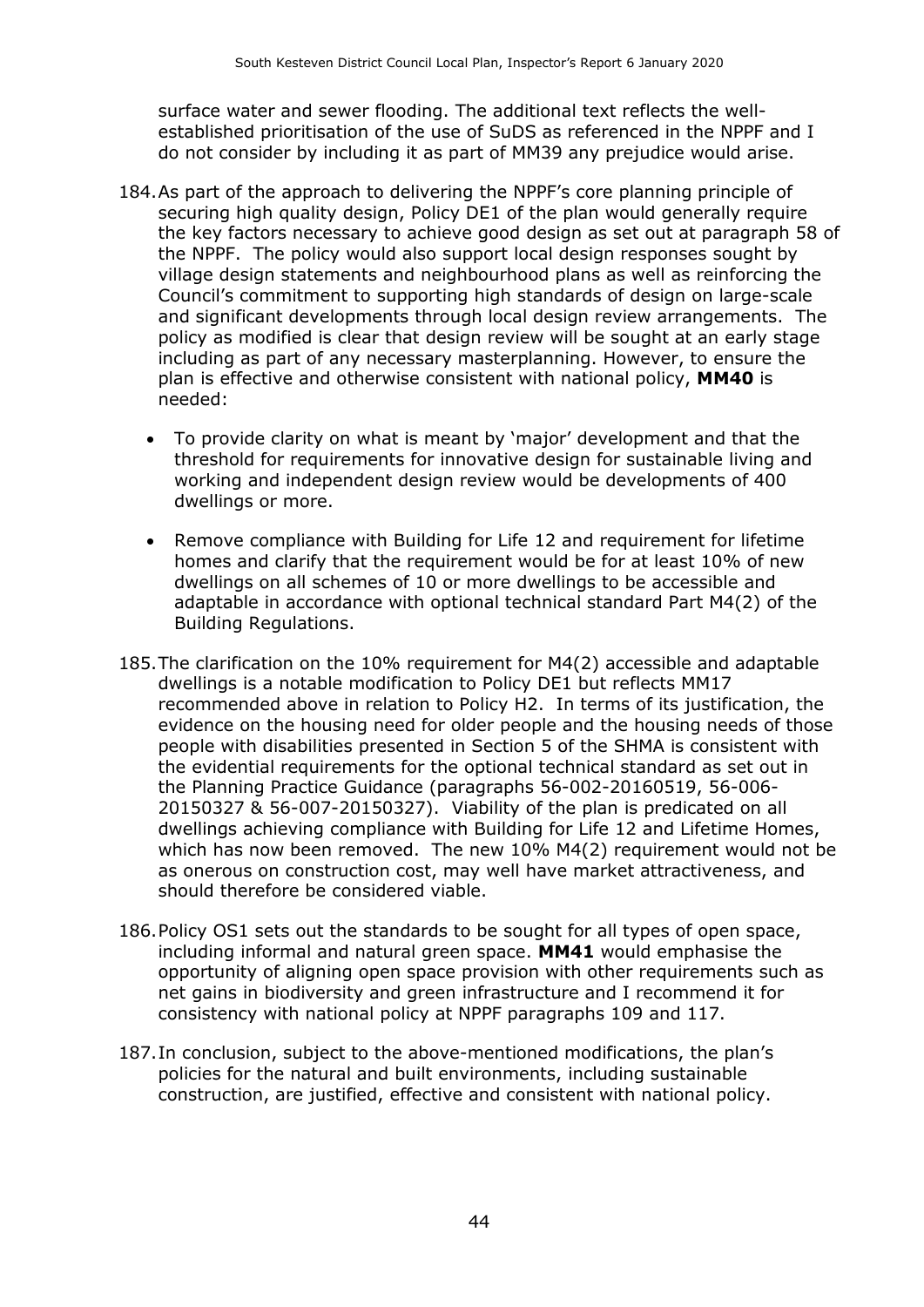surface water and sewer flooding. The additional text reflects the well-established prioritisation of the use of SuDS as referenced in the NPPF and I do not consider by including it as part of MM39 any prejudice would arise.

184. As part of the approach to delivering the NPPF's core planning principle of securing high quality design, Policy DE1 of the plan would generally require the key factors necessary to achieve good design as set out at paragraph 58 of the NPPF. The policy would also support local design responses sought by village design statements and neighbourhood plans as well as reinforcing the Council's commitment to supporting high standards of design on large-scale and significant developments through local design review arrangements. The policy as modified is clear that design review will be sought at an early stage including as part of any necessary masterplanning. However, to ensure the plan is effective and otherwise consistent with national policy, **MM40** is needed:

   - To provide clarity on what is meant by 'major' development and that the threshold for requirements for innovative design for sustainable living and working and independent design review would be developments of 400 dwellings or more.
   - Remove compliance with Building for Life 12 and requirement for lifetime homes and clarify that the requirement would be for at least 10% of new dwellings on all schemes of 10 or more dwellings to be accessible and adaptable in accordance with optional technical standard Part M4(2) of the Building Regulations.

185. The clarification on the 10% requirement for M4(2) accessible and adaptable dwellings is a notable modification to Policy DE1 but reflects MM17 recommended above in relation to Policy H2. In terms of its justification, the evidence on the housing need for older people and the housing needs of those people with disabilities presented in Section 5 of the SHMA is consistent with the evidential requirements for the optional technical standard as set out in the Planning Practice Guidance (paragraphs 56-002-20160519, 56-006-20150327 & 56-007-20150327). Viability of the plan is predicated on all dwellings achieving compliance with Building for Life 12 and Lifetime Homes, which has now been removed. The new 10% M4(2) requirement would not be as onerous on construction cost, may well have market attractiveness, and should therefore be considered viable.

186. Policy OS1 sets out the standards to be sought for all types of open space, including informal and natural green space. **MM41** would emphasise the opportunity of aligning open space provision with other requirements such as net gains in biodiversity and green infrastructure and I recommend it for consistency with national policy at NPPF paragraphs 109 and 117.

187. In conclusion, subject to the above-mentioned modifications, the plan's policies for the natural and built environments, including sustainable construction, are justified, effective and consistent with national policy.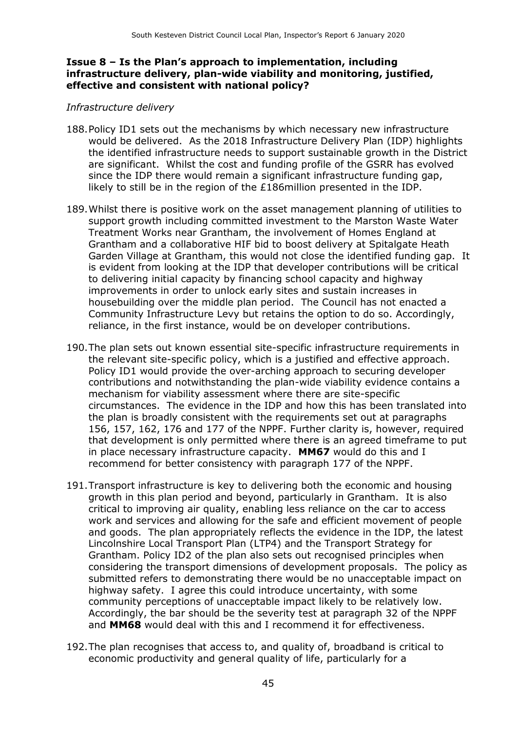**Issue 8 – Is the Plan's approach to implementation, including infrastructure delivery, plan-wide viability and monitoring, justified, effective and consistent with national policy?**

*Infrastructure delivery*

188. Policy ID1 sets out the mechanisms by which necessary new infrastructure would be delivered. As the 2018 Infrastructure Delivery Plan (IDP) highlights the identified infrastructure needs to support sustainable growth in the District are significant. Whilst the cost and funding profile of the GSRR has evolved since the IDP there would remain a significant infrastructure funding gap, likely to still be in the region of the £186million presented in the IDP.

189. Whilst there is positive work on the asset management planning of utilities to support growth including committed investment to the Marston Waste Water Treatment Works near Grantham, the involvement of Homes England at Grantham and a collaborative HIF bid to boost delivery at Spitalgate Heath Garden Village at Grantham, this would not close the identified funding gap. It is evident from looking at the IDP that developer contributions will be critical to delivering initial capacity by financing school capacity and highway improvements in order to unlock early sites and sustain increases in housebuilding over the middle plan period. The Council has not enacted a Community Infrastructure Levy but retains the option to do so. Accordingly, reliance, in the first instance, would be on developer contributions.

190. The plan sets out known essential site-specific infrastructure requirements in the relevant site-specific policy, which is a justified and effective approach. Policy ID1 would provide the over-arching approach to securing developer contributions and notwithstanding the plan-wide viability evidence contains a mechanism for viability assessment where there are site-specific circumstances. The evidence in the IDP and how this has been translated into the plan is broadly consistent with the requirements set out at paragraphs 156, 157, 162, 176 and 177 of the NPPF. Further clarity is, however, required that development is only permitted where there is an agreed timeframe to put in place necessary infrastructure capacity. **MM67** would do this and I recommend for better consistency with paragraph 177 of the NPPF.

191. Transport infrastructure is key to delivering both the economic and housing growth in this plan period and beyond, particularly in Grantham. It is also critical to improving air quality, enabling less reliance on the car to access work and services and allowing for the safe and efficient movement of people and goods. The plan appropriately reflects the evidence in the IDP, the latest Lincolnshire Local Transport Plan (LTP4) and the Transport Strategy for Grantham. Policy ID2 of the plan also sets out recognised principles when considering the transport dimensions of development proposals. The policy as submitted refers to demonstrating there would be no unacceptable impact on highway safety. I agree this could introduce uncertainty, with some community perceptions of unacceptable impact likely to be relatively low. Accordingly, the bar should be the severity test at paragraph 32 of the NPPF and **MM68** would deal with this and I recommend it for effectiveness.

192. The plan recognises that access to, and quality of, broadband is critical to economic productivity and general quality of life, particularly for a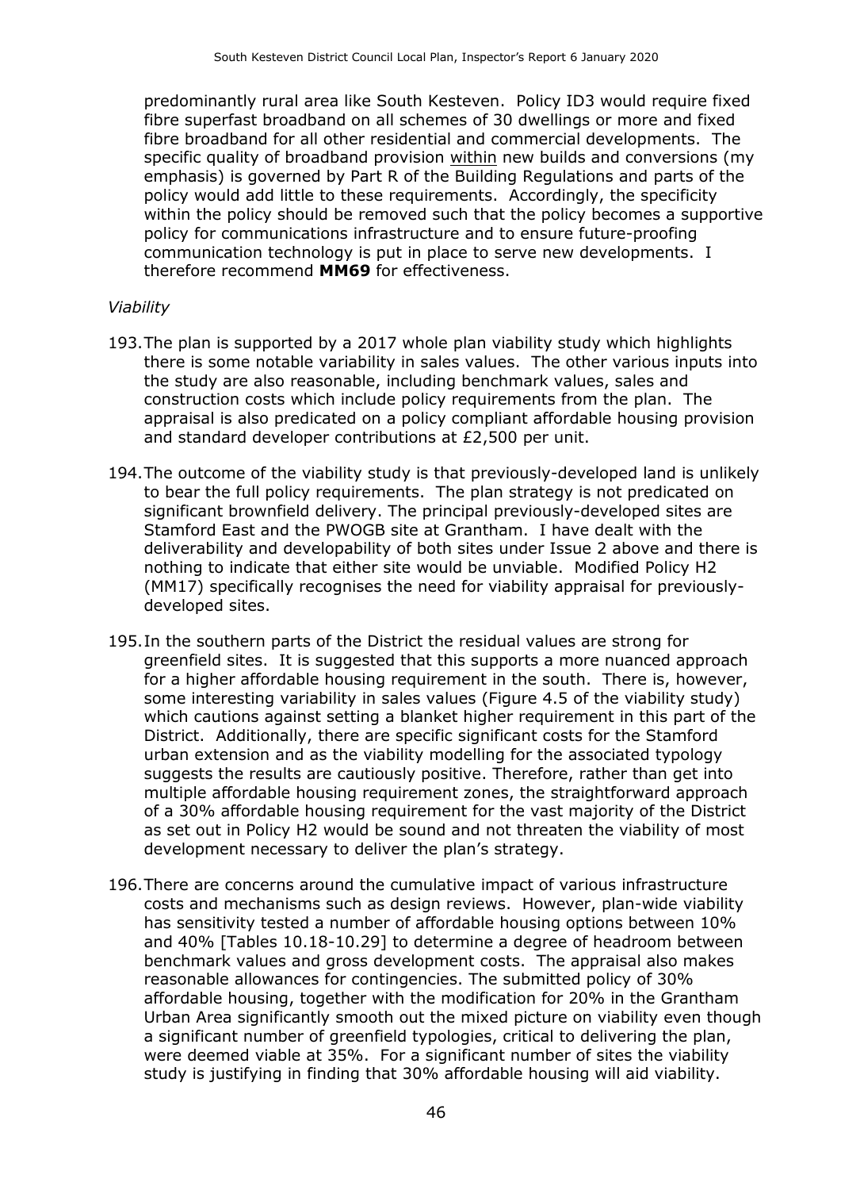predominantly rural area like South Kesteven. Policy ID3 would require fixed fibre superfast broadband on all schemes of 30 dwellings or more and fixed fibre broadband for all other residential and commercial developments. The specific quality of broadband provision <u>within</u> new builds and conversions (my emphasis) is governed by Part R of the Building Regulations and parts of the policy would add little to these requirements. Accordingly, the specificity within the policy should be removed such that the policy becomes a supportive policy for communications infrastructure and to ensure future-proofing communication technology is put in place to serve new developments. I therefore recommend **MM69** for effectiveness.

*Viability*

193. The plan is supported by a 2017 whole plan viability study which highlights there is some notable variability in sales values. The other various inputs into the study are also reasonable, including benchmark values, sales and construction costs which include policy requirements from the plan. The appraisal is also predicated on a policy compliant affordable housing provision and standard developer contributions at £2,500 per unit.

194. The outcome of the viability study is that previously-developed land is unlikely to bear the full policy requirements. The plan strategy is not predicated on significant brownfield delivery. The principal previously-developed sites are Stamford East and the PWOGB site at Grantham. I have dealt with the deliverability and developability of both sites under Issue 2 above and there is nothing to indicate that either site would be unviable. Modified Policy H2 (MM17) specifically recognises the need for viability appraisal for previously-developed sites.

195. In the southern parts of the District the residual values are strong for greenfield sites. It is suggested that this supports a more nuanced approach for a higher affordable housing requirement in the south. There is, however, some interesting variability in sales values (Figure 4.5 of the viability study) which cautions against setting a blanket higher requirement in this part of the District. Additionally, there are specific significant costs for the Stamford urban extension and as the viability modelling for the associated typology suggests the results are cautiously positive. Therefore, rather than get into multiple affordable housing requirement zones, the straightforward approach of a 30% affordable housing requirement for the vast majority of the District as set out in Policy H2 would be sound and not threaten the viability of most development necessary to deliver the plan's strategy.

196. There are concerns around the cumulative impact of various infrastructure costs and mechanisms such as design reviews. However, plan-wide viability has sensitivity tested a number of affordable housing options between 10% and 40% [Tables 10.18-10.29] to determine a degree of headroom between benchmark values and gross development costs. The appraisal also makes reasonable allowances for contingencies. The submitted policy of 30% affordable housing, together with the modification for 20% in the Grantham Urban Area significantly smooth out the mixed picture on viability even though a significant number of greenfield typologies, critical to delivering the plan, were deemed viable at 35%. For a significant number of sites the viability study is justifying in finding that 30% affordable housing will aid viability.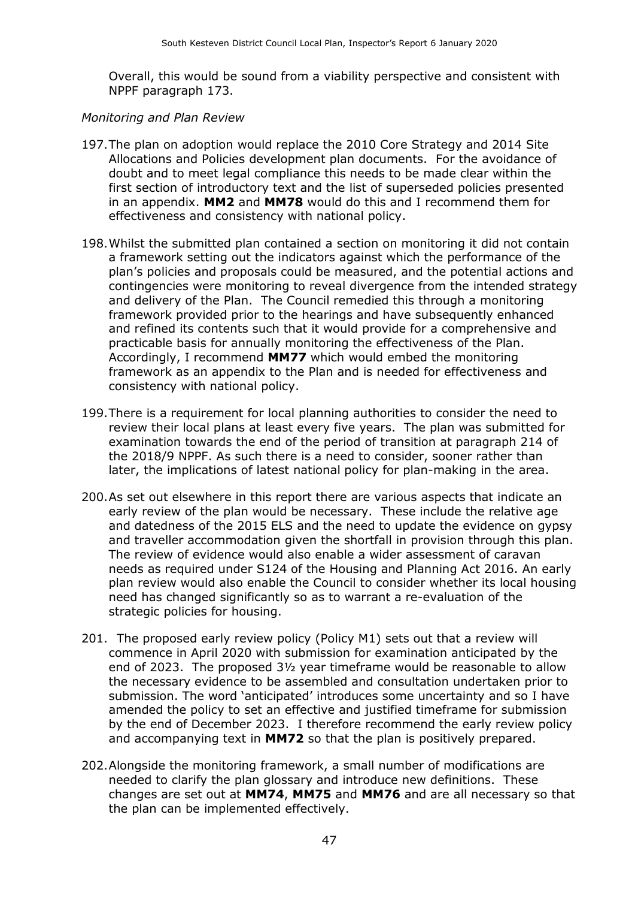Overall, this would be sound from a viability perspective and consistent with NPPF paragraph 173.

*Monitoring and Plan Review*

197. The plan on adoption would replace the 2010 Core Strategy and 2014 Site Allocations and Policies development plan documents. For the avoidance of doubt and to meet legal compliance this needs to be made clear within the first section of introductory text and the list of superseded policies presented in an appendix. **MM2** and **MM78** would do this and I recommend them for effectiveness and consistency with national policy.

198. Whilst the submitted plan contained a section on monitoring it did not contain a framework setting out the indicators against which the performance of the plan's policies and proposals could be measured, and the potential actions and contingencies were monitoring to reveal divergence from the intended strategy and delivery of the Plan. The Council remedied this through a monitoring framework provided prior to the hearings and have subsequently enhanced and refined its contents such that it would provide for a comprehensive and practicable basis for annually monitoring the effectiveness of the Plan. Accordingly, I recommend **MM77** which would embed the monitoring framework as an appendix to the Plan and is needed for effectiveness and consistency with national policy.

199. There is a requirement for local planning authorities to consider the need to review their local plans at least every five years. The plan was submitted for examination towards the end of the period of transition at paragraph 214 of the 2018/9 NPPF. As such there is a need to consider, sooner rather than later, the implications of latest national policy for plan-making in the area.

200. As set out elsewhere in this report there are various aspects that indicate an early review of the plan would be necessary. These include the relative age and datedness of the 2015 ELS and the need to update the evidence on gypsy and traveller accommodation given the shortfall in provision through this plan. The review of evidence would also enable a wider assessment of caravan needs as required under S124 of the Housing and Planning Act 2016. An early plan review would also enable the Council to consider whether its local housing need has changed significantly so as to warrant a re-evaluation of the strategic policies for housing.

201. The proposed early review policy (Policy M1) sets out that a review will commence in April 2020 with submission for examination anticipated by the end of 2023. The proposed 3½ year timeframe would be reasonable to allow the necessary evidence to be assembled and consultation undertaken prior to submission. The word 'anticipated' introduces some uncertainty and so I have amended the policy to set an effective and justified timeframe for submission by the end of December 2023. I therefore recommend the early review policy and accompanying text in **MM72** so that the plan is positively prepared.

202. Alongside the monitoring framework, a small number of modifications are needed to clarify the plan glossary and introduce new definitions. These changes are set out at **MM74**, **MM75** and **MM76** and are all necessary so that the plan can be implemented effectively.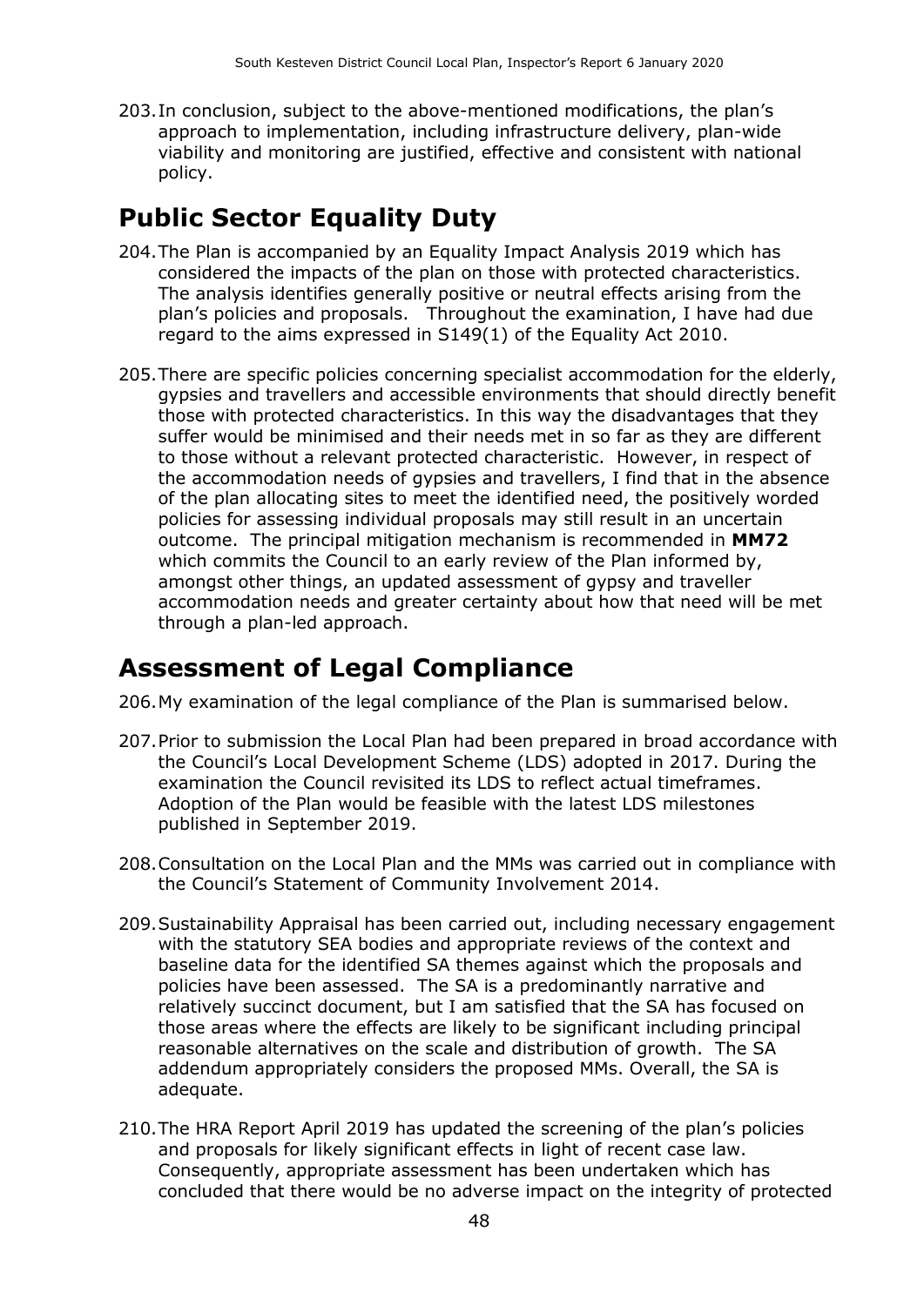203. In conclusion, subject to the above-mentioned modifications, the plan's approach to implementation, including infrastructure delivery, plan-wide viability and monitoring are justified, effective and consistent with national policy.

# Public Sector Equality Duty

204. The Plan is accompanied by an Equality Impact Analysis 2019 which has considered the impacts of the plan on those with protected characteristics. The analysis identifies generally positive or neutral effects arising from the plan's policies and proposals. Throughout the examination, I have had due regard to the aims expressed in S149(1) of the Equality Act 2010.

205. There are specific policies concerning specialist accommodation for the elderly, gypsies and travellers and accessible environments that should directly benefit those with protected characteristics. In this way the disadvantages that they suffer would be minimised and their needs met in so far as they are different to those without a relevant protected characteristic. However, in respect of the accommodation needs of gypsies and travellers, I find that in the absence of the plan allocating sites to meet the identified need, the positively worded policies for assessing individual proposals may still result in an uncertain outcome. The principal mitigation mechanism is recommended in **MM72** which commits the Council to an early review of the Plan informed by, amongst other things, an updated assessment of gypsy and traveller accommodation needs and greater certainty about how that need will be met through a plan-led approach.

# Assessment of Legal Compliance

206. My examination of the legal compliance of the Plan is summarised below.

207. Prior to submission the Local Plan had been prepared in broad accordance with the Council's Local Development Scheme (LDS) adopted in 2017. During the examination the Council revisited its LDS to reflect actual timeframes. Adoption of the Plan would be feasible with the latest LDS milestones published in September 2019.

208. Consultation on the Local Plan and the MMs was carried out in compliance with the Council's Statement of Community Involvement 2014.

209. Sustainability Appraisal has been carried out, including necessary engagement with the statutory SEA bodies and appropriate reviews of the context and baseline data for the identified SA themes against which the proposals and policies have been assessed. The SA is a predominantly narrative and relatively succinct document, but I am satisfied that the SA has focused on those areas where the effects are likely to be significant including principal reasonable alternatives on the scale and distribution of growth. The SA addendum appropriately considers the proposed MMs. Overall, the SA is adequate.

210. The HRA Report April 2019 has updated the screening of the plan's policies and proposals for likely significant effects in light of recent case law. Consequently, appropriate assessment has been undertaken which has concluded that there would be no adverse impact on the integrity of protected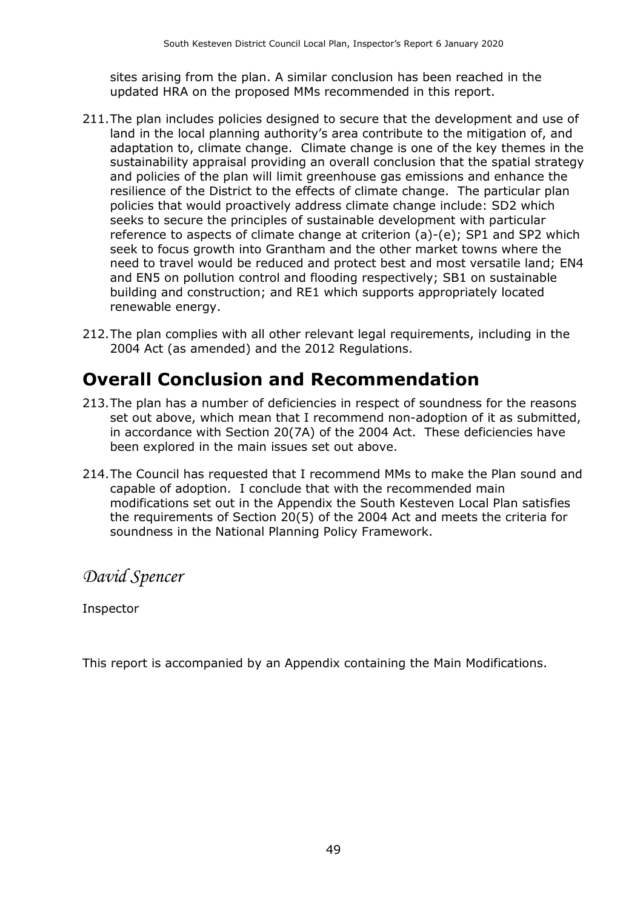sites arising from the plan. A similar conclusion has been reached in the updated HRA on the proposed MMs recommended in this report.

211. The plan includes policies designed to secure that the development and use of land in the local planning authority's area contribute to the mitigation of, and adaptation to, climate change. Climate change is one of the key themes in the sustainability appraisal providing an overall conclusion that the spatial strategy and policies of the plan will limit greenhouse gas emissions and enhance the resilience of the District to the effects of climate change. The particular plan policies that would proactively address climate change include: SD2 which seeks to secure the principles of sustainable development with particular reference to aspects of climate change at criterion (a)-(e); SP1 and SP2 which seek to focus growth into Grantham and the other market towns where the need to travel would be reduced and protect best and most versatile land; EN4 and EN5 on pollution control and flooding respectively; SB1 on sustainable building and construction; and RE1 which supports appropriately located renewable energy.

212. The plan complies with all other relevant legal requirements, including in the 2004 Act (as amended) and the 2012 Regulations.

# Overall Conclusion and Recommendation

213. The plan has a number of deficiencies in respect of soundness for the reasons set out above, which mean that I recommend non-adoption of it as submitted, in accordance with Section 20(7A) of the 2004 Act. These deficiencies have been explored in the main issues set out above.

214. The Council has requested that I recommend MMs to make the Plan sound and capable of adoption. I conclude that with the recommended main modifications set out in the Appendix the South Kesteven Local Plan satisfies the requirements of Section 20(5) of the 2004 Act and meets the criteria for soundness in the National Planning Policy Framework.

*David Spencer*

Inspector

This report is accompanied by an Appendix containing the Main Modifications.